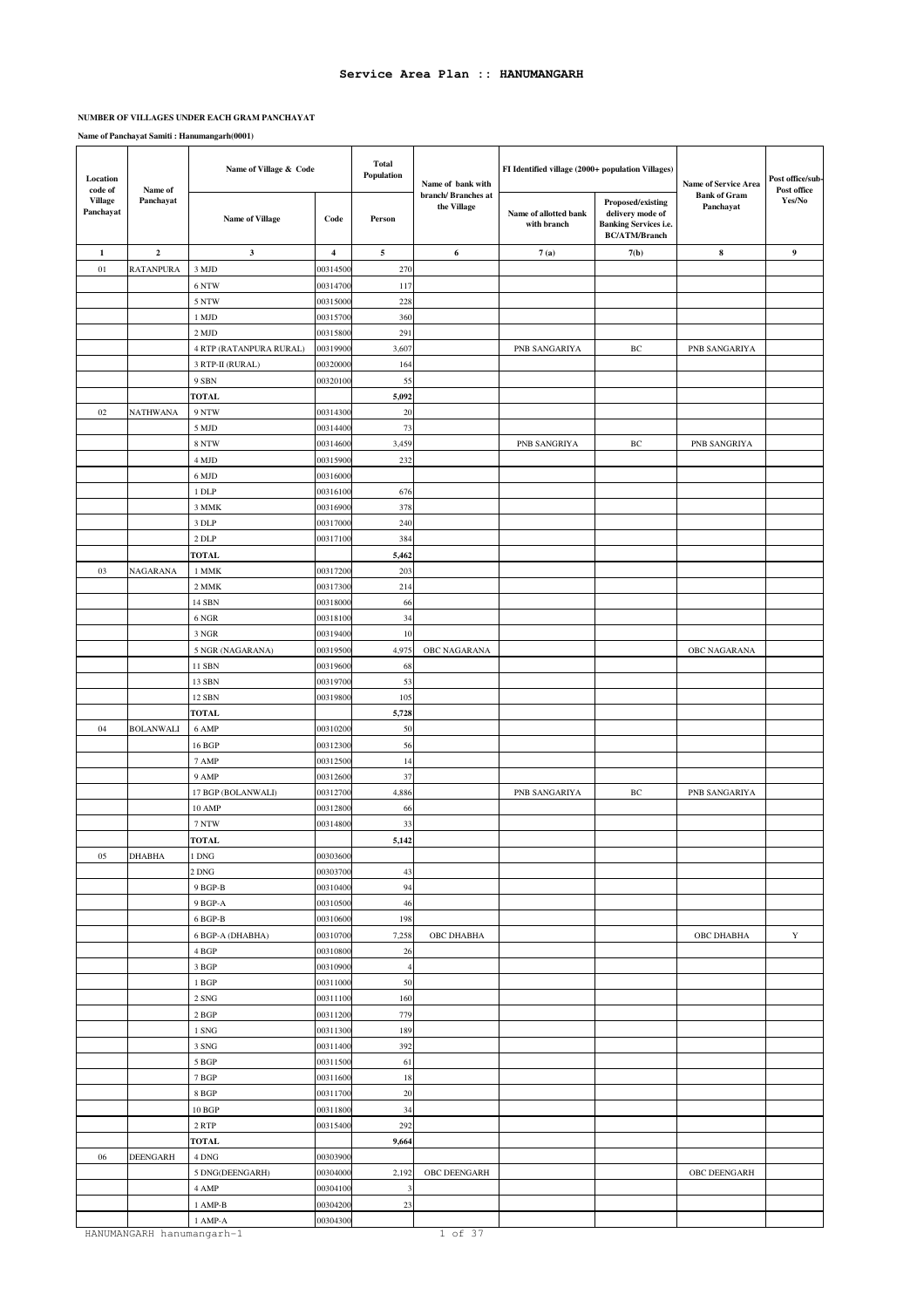# Service Area Plan :: HANUMANGARH

**NUMBER OF VILLAGES UNDER EACH GRAM PANCHAYAT**

**Name of Panchayat Samiti : Hanumangarh(0001)**

| Location code of Village Panchayat | Name of Panchayat | Name of Village & Code | | Total Population | Name of bank with branch/ Branches at the Village | FI Identified village (2000+ population Villages) | | Name of Service Area Bank of Gram Panchayat | Post office/sub-Post office Yes/No |
|---|---|---|---|---|---|---|---|---|---|
| | | Name of Village | Code | Person | | Name of allotted bank with branch | Proposed/existing delivery mode of Banking Services i.e. BC/ATM/Branch | | |
| 1 | 2 | 3 | 4 | 5 | 6 | 7 (a) | 7(b) | 8 | 9 |
| 01 | RATANPURA | 3 MJD | 00314500 | 270 | | | | | |
| | | 6 NTW | 00314700 | 117 | | | | | |
| | | 5 NTW | 00315000 | 228 | | | | | |
| | | 1 MJD | 00315700 | 360 | | | | | |
| | | 2 MJD | 00315800 | 291 | | | | | |
| | | 4 RTP (RATANPURA RURAL) | 00319900 | 3,607 | | PNB SANGARIYA | BC | PNB SANGARIYA | |
| | | 3 RTP-II (RURAL) | 00320000 | 164 | | | | | |
| | | 9 SBN | 00320100 | 55 | | | | | |
| | | **TOTAL** | | **5,092** | | | | | |
| 02 | NATHWANA | 9 NTW | 00314300 | 20 | | | | | |
| | | 5 MJD | 00314400 | 73 | | | | | |
| | | 8 NTW | 00314600 | 3,459 | | PNB SANGRIYA | BC | PNB SANGRIYA | |
| | | 4 MJD | 00315900 | 232 | | | | | |
| | | 6 MJD | 00316000 | | | | | | |
| | | 1 DLP | 00316100 | 676 | | | | | |
| | | 3 MMK | 00316900 | 378 | | | | | |
| | | 3 DLP | 00317000 | 240 | | | | | |
| | | 2 DLP | 00317100 | 384 | | | | | |
| | | **TOTAL** | | **5,462** | | | | | |
| 03 | NAGARANA | 1 MMK | 00317200 | 203 | | | | | |
| | | 2 MMK | 00317300 | 214 | | | | | |
| | | 14 SBN | 00318000 | 66 | | | | | |
| | | 6 NGR | 00318100 | 34 | | | | | |
| | | 3 NGR | 00319400 | 10 | | | | | |
| | | 5 NGR (NAGARANA) | 00319500 | 4,975 | OBC NAGARANA | | | OBC NAGARANA | |
| | | 11 SBN | 00319600 | 68 | | | | | |
| | | 13 SBN | 00319700 | 53 | | | | | |
| | | 12 SBN | 00319800 | 105 | | | | | |
| | | **TOTAL** | | **5,728** | | | | | |
| 04 | BOLANWALI | 6 AMP | 00310200 | 50 | | | | | |
| | | 16 BGP | 00312300 | 56 | | | | | |
| | | 7 AMP | 00312500 | 14 | | | | | |
| | | 9 AMP | 00312600 | 37 | | | | | |
| | | 17 BGP (BOLANWALI) | 00312700 | 4,886 | | PNB SANGARIYA | BC | PNB SANGARIYA | |
| | | 10 AMP | 00312800 | 66 | | | | | |
| | | 7 NTW | 00314800 | 33 | | | | | |
| | | **TOTAL** | | **5,142** | | | | | |
| 05 | DHABHA | 1 DNG | 00303600 | | | | | | |
| | | 2 DNG | 00303700 | 43 | | | | | |
| | | 9 BGP-B | 00310400 | 94 | | | | | |
| | | 9 BGP-A | 00310500 | 46 | | | | | |
| | | 6 BGP-B | 00310600 | 198 | | | | | |
| | | 6 BGP-A (DHABHA) | 00310700 | 7,258 | OBC DHABHA | | | OBC DHABHA | Y |
| | | 4 BGP | 00310800 | 26 | | | | | |
| | | 3 BGP | 00310900 | 4 | | | | | |
| | | 1 BGP | 00311000 | 50 | | | | | |
| | | 2 SNG | 00311100 | 160 | | | | | |
| | | 2 BGP | 00311200 | 779 | | | | | |
| | | 1 SNG | 00311300 | 189 | | | | | |
| | | 3 SNG | 00311400 | 392 | | | | | |
| | | 5 BGP | 00311500 | 61 | | | | | |
| | | 7 BGP | 00311600 | 18 | | | | | |
| | | 8 BGP | 00311700 | 20 | | | | | |
| | | 10 BGP | 00311800 | 34 | | | | | |
| | | 2 RTP | 00315400 | 292 | | | | | |
| | | **TOTAL** | | **9,664** | | | | | |
| 06 | DEENGARH | 4 DNG | 00303900 | | | | | | |
| | | 5 DNG(DEENGARH) | 00304000 | 2,192 | OBC DEENGARH | | | OBC DEENGARH | |
| | | 4 AMP | 00304100 | 3 | | | | | |
| | | 1 AMP-B | 00304200 | 23 | | | | | |
| | | 1 AMP-A | 00304300 | | | | | | |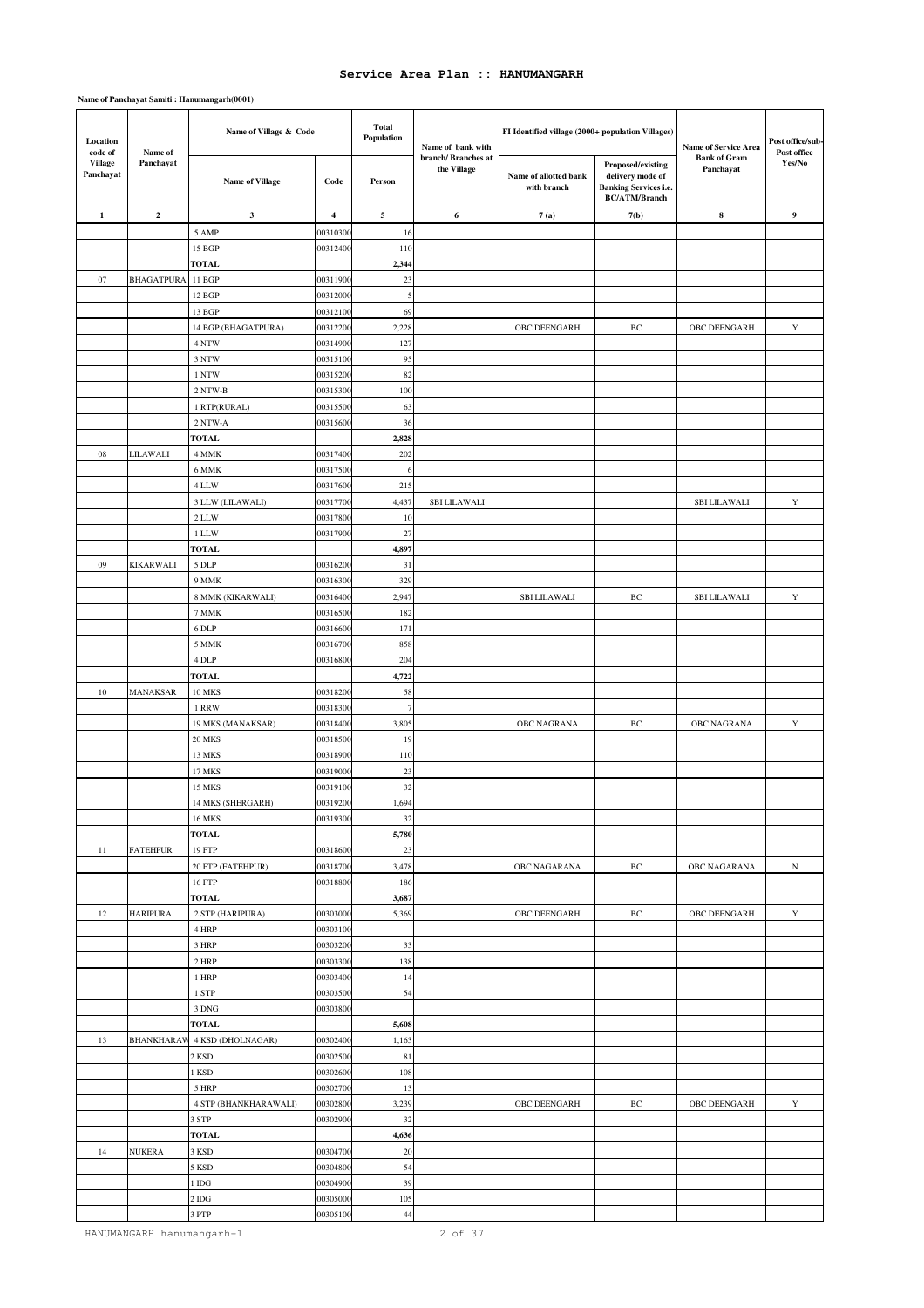## Service Area Plan :: HANUMANGARH

**Name of Panchayat Samiti : Hanumangarh(0001)**

| Location code of Village Panchayat | Name of Panchayat | Name of Village & Code | | Total Population | Name of bank with branch/ Branches at the Village | FI Identified village (2000+ population Villages) | | Name of Service Area Bank of Gram Panchayat | Post office/sub-Post office Yes/No |
|---|---|---|---|---|---|---|---|---|---|
| | | Name of Village | Code | Person | | Name of allotted bank with branch | Proposed/existing delivery mode of Banking Services i.e. BC/ATM/Branch | | |
| 1 | 2 | 3 | 4 | 5 | 6 | 7(a) | 7(b) | 8 | 9 |
| | | 5 AMP | 00310300 | 16 | | | | | |
| | | 15 BGP | 00312400 | 110 | | | | | |
| | | **TOTAL** | | **2,344** | | | | | |
| 07 | BHAGATPURA | 11 BGP | 00311900 | 23 | | | | | |
| | | 12 BGP | 00312000 | 5 | | | | | |
| | | 13 BGP | 00312100 | 69 | | | | | |
| | | 14 BGP (BHAGATPURA) | 00312200 | 2,228 | | OBC DEENGARH | BC | OBC DEENGARH | Y |
| | | 4 NTW | 00314900 | 127 | | | | | |
| | | 3 NTW | 00315100 | 95 | | | | | |
| | | 1 NTW | 00315200 | 82 | | | | | |
| | | 2 NTW-B | 00315300 | 100 | | | | | |
| | | 1 RTP(RURAL) | 00315500 | 63 | | | | | |
| | | 2 NTW-A | 00315600 | 36 | | | | | |
| | | **TOTAL** | | **2,828** | | | | | |
| 08 | LILAWALI | 4 MMK | 00317400 | 202 | | | | | |
| | | 6 MMK | 00317500 | 6 | | | | | |
| | | 4 LLW | 00317600 | 215 | | | | | |
| | | 3 LLW (LILAWALI) | 00317700 | 4,437 | SBI LILAWALI | | | SBI LILAWALI | Y |
| | | 2 LLW | 00317800 | 10 | | | | | |
| | | 1 LLW | 00317900 | 27 | | | | | |
| | | **TOTAL** | | **4,897** | | | | | |
| 09 | KIKARWALI | 5 DLP | 00316200 | 31 | | | | | |
| | | 9 MMK | 00316300 | 329 | | | | | |
| | | 8 MMK (KIKARWALI) | 00316400 | 2,947 | | SBI LILAWALI | BC | SBI LILAWALI | Y |
| | | 7 MMK | 00316500 | 182 | | | | | |
| | | 6 DLP | 00316600 | 171 | | | | | |
| | | 5 MMK | 00316700 | 858 | | | | | |
| | | 4 DLP | 00316800 | 204 | | | | | |
| | | **TOTAL** | | **4,722** | | | | | |
| 10 | MANAKSAR | 10 MKS | 00318200 | 58 | | | | | |
| | | 1 RRW | 00318300 | 7 | | | | | |
| | | 19 MKS (MANAKSAR) | 00318400 | 3,805 | | OBC NAGRANA | BC | OBC NAGRANA | Y |
| | | 20 MKS | 00318500 | 19 | | | | | |
| | | 13 MKS | 00318900 | 110 | | | | | |
| | | 17 MKS | 00319000 | 23 | | | | | |
| | | 15 MKS | 00319100 | 32 | | | | | |
| | | 14 MKS (SHERGARH) | 00319200 | 1,694 | | | | | |
| | | 16 MKS | 00319300 | 32 | | | | | |
| | | **TOTAL** | | **5,780** | | | | | |
| 11 | FATEHPUR | 19 FTP | 00318600 | 23 | | | | | |
| | | 20 FTP (FATEHPUR) | 00318700 | 3,478 | | OBC NAGARANA | BC | OBC NAGARANA | N |
| | | 16 FTP | 00318800 | 186 | | | | | |
| | | **TOTAL** | | **3,687** | | | | | |
| 12 | HARIPURA | 2 STP (HARIPURA) | 00303000 | 5,369 | | OBC DEENGARH | BC | OBC DEENGARH | Y |
| | | 4 HRP | 00303100 | | | | | | |
| | | 3 HRP | 00303200 | 33 | | | | | |
| | | 2 HRP | 00303300 | 138 | | | | | |
| | | 1 HRP | 00303400 | 14 | | | | | |
| | | 1 STP | 00303500 | 54 | | | | | |
| | | 3 DNG | 00303800 | | | | | | |
| | | **TOTAL** | | **5,608** | | | | | |
| 13 | BHANKHARAW | 4 KSD (DHOLNAGAR) | 00302400 | 1,163 | | | | | |
| | | 2 KSD | 00302500 | 81 | | | | | |
| | | 1 KSD | 00302600 | 108 | | | | | |
| | | 5 HRP | 00302700 | 13 | | | | | |
| | | 4 STP (BHANKHARAWALI) | 00302800 | 3,239 | | OBC DEENGARH | BC | OBC DEENGARH | Y |
| | | 3 STP | 00302900 | 32 | | | | | |
| | | **TOTAL** | | **4,636** | | | | | |
| 14 | NUKERA | 3 KSD | 00304700 | 20 | | | | | |
| | | 5 KSD | 00304800 | 54 | | | | | |
| | | 1 IDG | 00304900 | 39 | | | | | |
| | | 2 IDG | 00305000 | 105 | | | | | |
| | | 3 PTP | 00305100 | 44 | | | | | |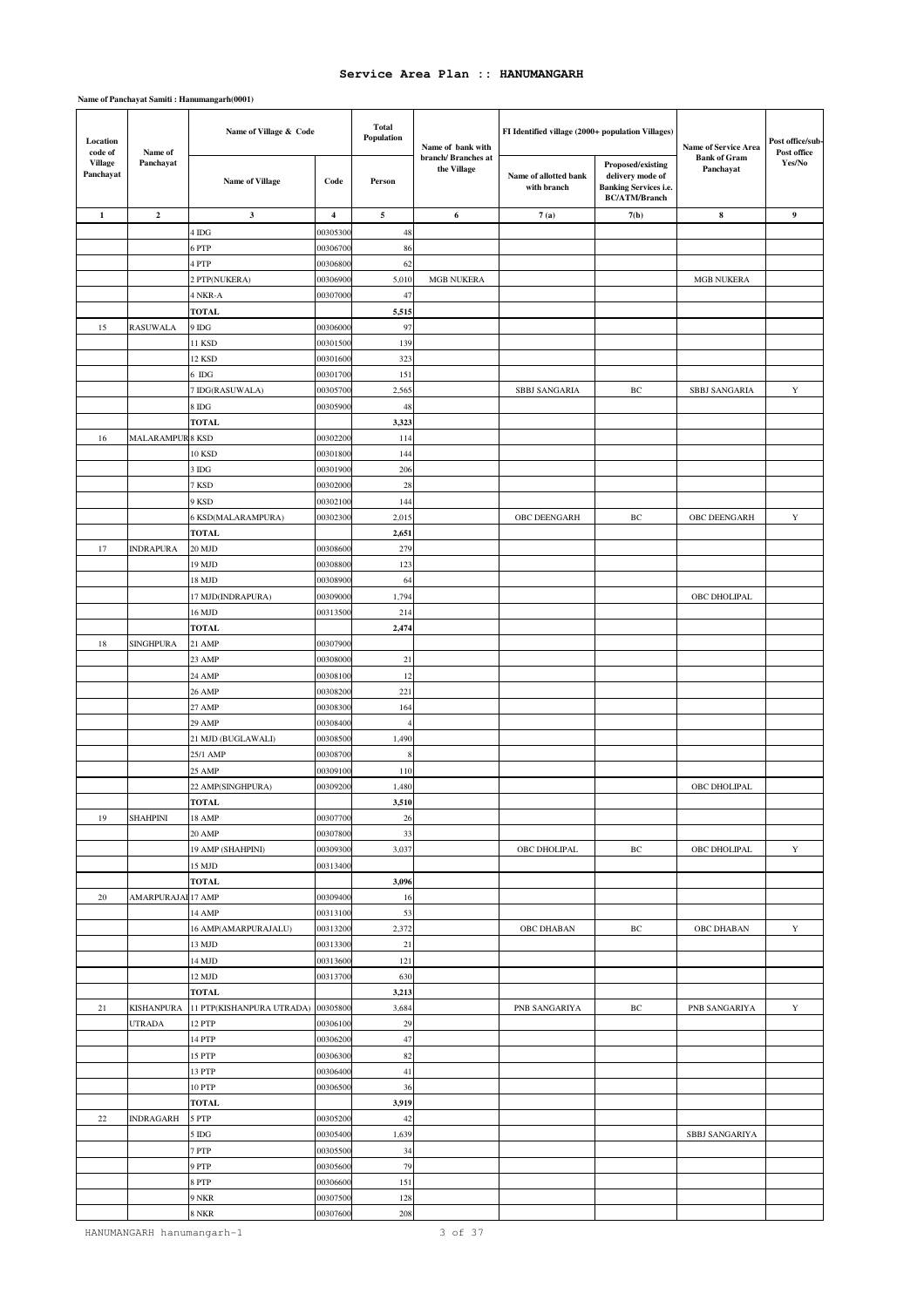# Service Area Plan :: HANUMANGARH

**Name of Panchayat Samiti : Hanumangarh(0001)**

| Location code of Village Panchayat | Name of Panchayat | Name of Village & Code | | Total Population | Name of bank with branch/ Branches at the Village | FI Identified village (2000+ population Villages) | | Name of Service Area Bank of Gram Panchayat | Post office/sub-Post office Yes/No |
|---|---|---|---|---|---|---|---|---|---|
| | | Name of Village | Code | Person | | Name of allotted bank with branch | Proposed/existing delivery mode of Banking Services i.e. BC/ATM/Branch | | |
| 1 | 2 | 3 | 4 | 5 | 6 | 7(a) | 7(b) | 8 | 9 |
| | | 4 IDG | 00305300 | 48 | | | | | |
| | | 6 PTP | 00306700 | 86 | | | | | |
| | | 4 PTP | 00306800 | 62 | | | | | |
| | | 2 PTP(NUKERA) | 00306900 | 5,010 | MGB NUKERA | | | MGB NUKERA | |
| | | 4 NKR-A | 00307000 | 47 | | | | | |
| | | **TOTAL** | | **5,515** | | | | | |
| 15 | RASUWALA | 9 IDG | 00306000 | 97 | | | | | |
| | | 11 KSD | 00301500 | 139 | | | | | |
| | | 12 KSD | 00301600 | 323 | | | | | |
| | | 6 IDG | 00301700 | 151 | | | | | |
| | | 7 IDG(RASUWALA) | 00305700 | 2,565 | | SBBJ SANGARIA | BC | SBBJ SANGARIA | Y |
| | | 8 IDG | 00305900 | 48 | | | | | |
| | | **TOTAL** | | **3,323** | | | | | |
| 16 | MALARAMPURA | 8 KSD | 00302200 | 114 | | | | | |
| | | 10 KSD | 00301800 | 144 | | | | | |
| | | 3 IDG | 00301900 | 206 | | | | | |
| | | 7 KSD | 00302000 | 28 | | | | | |
| | | 9 KSD | 00302100 | 144 | | | | | |
| | | 6 KSD(MALARAMPURA) | 00302300 | 2,015 | | OBC DEENGARH | BC | OBC DEENGARH | Y |
| | | **TOTAL** | | **2,651** | | | | | |
| 17 | INDRAPURA | 20 MJD | 00308600 | 279 | | | | | |
| | | 19 MJD | 00308800 | 123 | | | | | |
| | | 18 MJD | 00308900 | 64 | | | | | |
| | | 17 MJD(INDRAPURA) | 00309000 | 1,794 | | | | OBC DHOLIPAL | |
| | | 16 MJD | 00313500 | 214 | | | | | |
| | | **TOTAL** | | **2,474** | | | | | |
| 18 | SINGHPURA | 21 AMP | 00307900 | | | | | | |
| | | 23 AMP | 00308000 | 21 | | | | | |
| | | 24 AMP | 00308100 | 12 | | | | | |
| | | 26 AMP | 00308200 | 221 | | | | | |
| | | 27 AMP | 00308300 | 164 | | | | | |
| | | 29 AMP | 00308400 | 4 | | | | | |
| | | 21 MJD (BUGLAWALI) | 00308500 | 1,490 | | | | | |
| | | 25/1 AMP | 00308700 | 8 | | | | | |
| | | 25 AMP | 00309100 | 110 | | | | | |
| | | 22 AMP(SINGHPURA) | 00309200 | 1,480 | | | | OBC DHOLIPAL | |
| | | **TOTAL** | | **3,510** | | | | | |
| 19 | SHAHPINI | 18 AMP | 00307700 | 26 | | | | | |
| | | 20 AMP | 00307800 | 33 | | | | | |
| | | 19 AMP (SHAHPINI) | 00309300 | 3,037 | | OBC DHOLIPAL | BC | OBC DHOLIPAL | Y |
| | | 15 MJD | 00313400 | | | | | | |
| | | **TOTAL** | | **3,096** | | | | | |
| 20 | AMARPURAJALU | 17 AMP | 00309400 | 16 | | | | | |
| | | 14 AMP | 00313100 | 53 | | | | | |
| | | 16 AMP(AMARPURAJALU) | 00313200 | 2,372 | | OBC DHABAN | BC | OBC DHABAN | Y |
| | | 13 MJD | 00313300 | 21 | | | | | |
| | | 14 MJD | 00313600 | 121 | | | | | |
| | | 12 MJD | 00313700 | 630 | | | | | |
| | | **TOTAL** | | **3,213** | | | | | |
| 21 | KISHANPURA UTRADA | 11 PTP(KISHANPURA UTRADA) | 00305800 | 3,684 | | PNB SANGARIYA | BC | PNB SANGARIYA | Y |
| | | 12 PTP | 00306100 | 29 | | | | | |
| | | 14 PTP | 00306200 | 47 | | | | | |
| | | 15 PTP | 00306300 | 82 | | | | | |
| | | 13 PTP | 00306400 | 41 | | | | | |
| | | 10 PTP | 00306500 | 36 | | | | | |
| | | **TOTAL** | | **3,919** | | | | | |
| 22 | INDRAGARH | 5 PTP | 00305200 | 42 | | | | | |
| | | 5 IDG | 00305400 | 1,639 | | | | SBBJ SANGARIYA | |
| | | 7 PTP | 00305500 | 34 | | | | | |
| | | 9 PTP | 00305600 | 79 | | | | | |
| | | 8 PTP | 00306600 | 151 | | | | | |
| | | 9 NKR | 00307500 | 128 | | | | | |
| | | 8 NKR | 00307600 | 208 | | | | | |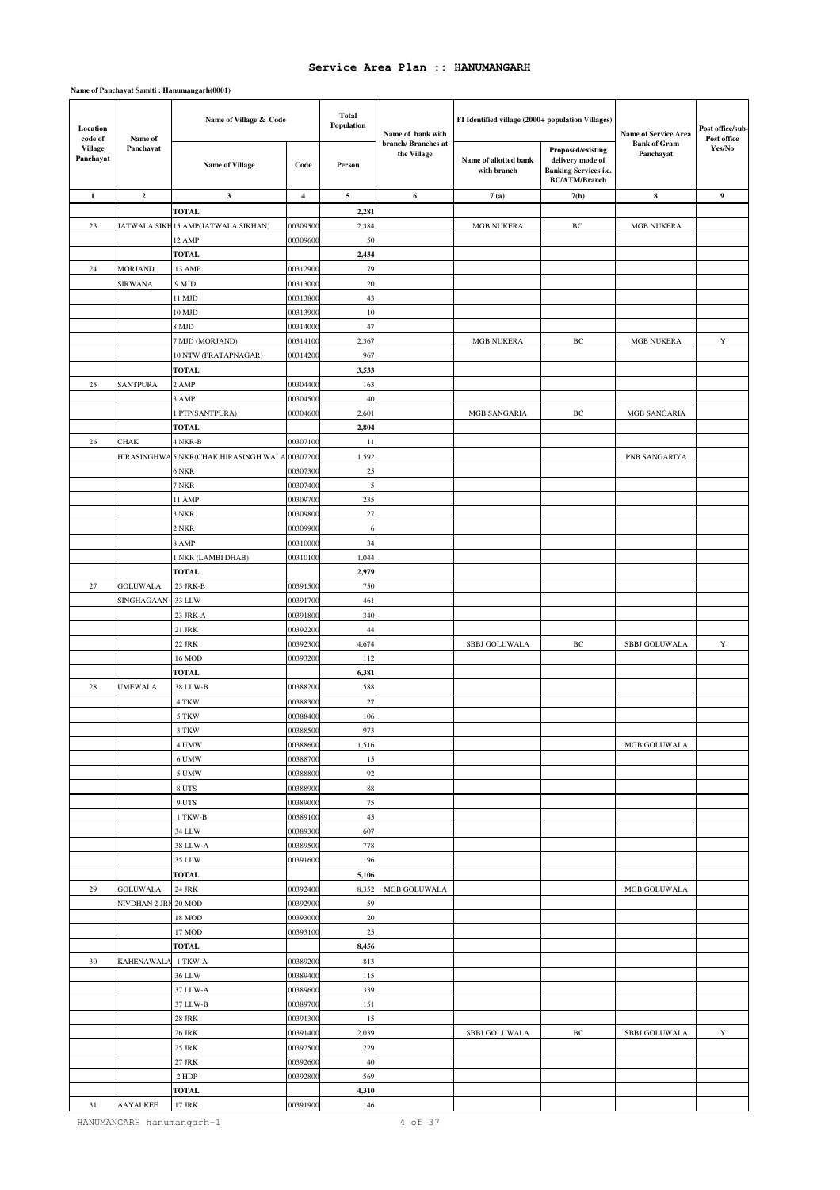## Service Area Plan :: HANUMANGARH

**Name of Panchayat Samiti : Hanumangarh(0001)**

| Location code of Village Panchayat | Name of Panchayat | Name of Village & Code | | Total Population | Name of bank with branch/ Branches at the Village | FI Identified village (2000+ population Villages) | | Name of Service Area Bank of Gram Panchayat | Post office/sub-Post office Yes/No |
|---|---|---|---|---|---|---|---|---|---|
| | | Name of Village | Code | Person | | Name of allotted bank with branch | Proposed/existing delivery mode of Banking Services i.e. BC/ATM/Branch | | |
| 1 | 2 | 3 | 4 | 5 | 6 | 7 (a) | 7(b) | 8 | 9 |
| | | TOTAL | | 2,281 | | | | | |
| 23 | JATWALA SIKH | 15 AMP(JATWALA SIKHAN) | 00309500 | 2,384 | | MGB NUKERA | BC | MGB NUKERA | |
| | | 12 AMP | 00309600 | 50 | | | | | |
| | | TOTAL | | 2,434 | | | | | |
| 24 | MORJAND | 13 AMP | 00312900 | 79 | | | | | |
| | SIRWANA | 9 MJD | 00313000 | 20 | | | | | |
| | | 11 MJD | 00313800 | 43 | | | | | |
| | | 10 MJD | 00313900 | 10 | | | | | |
| | | 8 MJD | 00314000 | 47 | | | | | |
| | | 7 MJD (MORJAND) | 00314100 | 2,367 | | MGB NUKERA | BC | MGB NUKERA | Y |
| | | 10 NTW (PRATAPNAGAR) | 00314200 | 967 | | | | | |
| | | TOTAL | | 3,533 | | | | | |
| 25 | SANTPURA | 2 AMP | 00304400 | 163 | | | | | |
| | | 3 AMP | 00304500 | 40 | | | | | |
| | | 1 PTP(SANTPURA) | 00304600 | 2,601 | | MGB SANGARIA | BC | MGB SANGARIA | |
| | | TOTAL | | 2,804 | | | | | |
| 26 | CHAK | 4 NKR-B | 00307100 | 11 | | | | | |
| | HIRASINGHWA | 5 NKR(CHAK HIRASINGH WALA | 00307200 | 1,592 | | | | PNB SANGARIYA | |
| | | 6 NKR | 00307300 | 25 | | | | | |
| | | 7 NKR | 00307400 | 5 | | | | | |
| | | 11 AMP | 00309700 | 235 | | | | | |
| | | 3 NKR | 00309800 | 27 | | | | | |
| | | 2 NKR | 00309900 | 6 | | | | | |
| | | 8 AMP | 00310000 | 34 | | | | | |
| | | 1 NKR (LAMBI DHAB) | 00310100 | 1,044 | | | | | |
| | | TOTAL | | 2,979 | | | | | |
| 27 | GOLUWALA | 23 JRK-B | 00391500 | 750 | | | | | |
| | SINGHAGAAN | 33 LLW | 00391700 | 461 | | | | | |
| | | 23 JRK-A | 00391800 | 340 | | | | | |
| | | 21 JRK | 00392200 | 44 | | | | | |
| | | 22 JRK | 00392300 | 4,674 | | SBBJ GOLUWALA | BC | SBBJ GOLUWALA | Y |
| | | 16 MOD | 00393200 | 112 | | | | | |
| | | TOTAL | | 6,381 | | | | | |
| 28 | UMEWALA | 38 LLW-B | 00388200 | 588 | | | | | |
| | | 4 TKW | 00388300 | 27 | | | | | |
| | | 5 TKW | 00388400 | 106 | | | | | |
| | | 3 TKW | 00388500 | 973 | | | | | |
| | | 4 UMW | 00388600 | 1,516 | | | | MGB GOLUWALA | |
| | | 6 UMW | 00388700 | 15 | | | | | |
| | | 5 UMW | 00388800 | 92 | | | | | |
| | | 8 UTS | 00388900 | 88 | | | | | |
| | | 9 UTS | 00389000 | 75 | | | | | |
| | | 1 TKW-B | 00389100 | 45 | | | | | |
| | | 34 LLW | 00389300 | 607 | | | | | |
| | | 38 LLW-A | 00389500 | 778 | | | | | |
| | | 35 LLW | 00391600 | 196 | | | | | |
| | | TOTAL | | 5,106 | | | | | |
| 29 | GOLUWALA | 24 JRK | 00392400 | 8,352 | MGB GOLUWALA | | | MGB GOLUWALA | |
| | NIVDHAN 2 JRK | 20 MOD | 00392900 | 59 | | | | | |
| | | 18 MOD | 00393000 | 20 | | | | | |
| | | 17 MOD | 00393100 | 25 | | | | | |
| | | TOTAL | | 8,456 | | | | | |
| 30 | KAHENAWALA | 1 TKW-A | 00389200 | 813 | | | | | |
| | | 36 LLW | 00389400 | 115 | | | | | |
| | | 37 LLW-A | 00389600 | 339 | | | | | |
| | | 37 LLW-B | 00389700 | 151 | | | | | |
| | | 28 JRK | 00391300 | 15 | | | | | |
| | | 26 JRK | 00391400 | 2,039 | | SBBJ GOLUWALA | BC | SBBJ GOLUWALA | Y |
| | | 25 JRK | 00392500 | 229 | | | | | |
| | | 27 JRK | 00392600 | 40 | | | | | |
| | | 2 HDP | 00392800 | 569 | | | | | |
| | | TOTAL | | 4,310 | | | | | |
| 31 | AAYALKEE | 17 JRK | 00391900 | 146 | | | | | |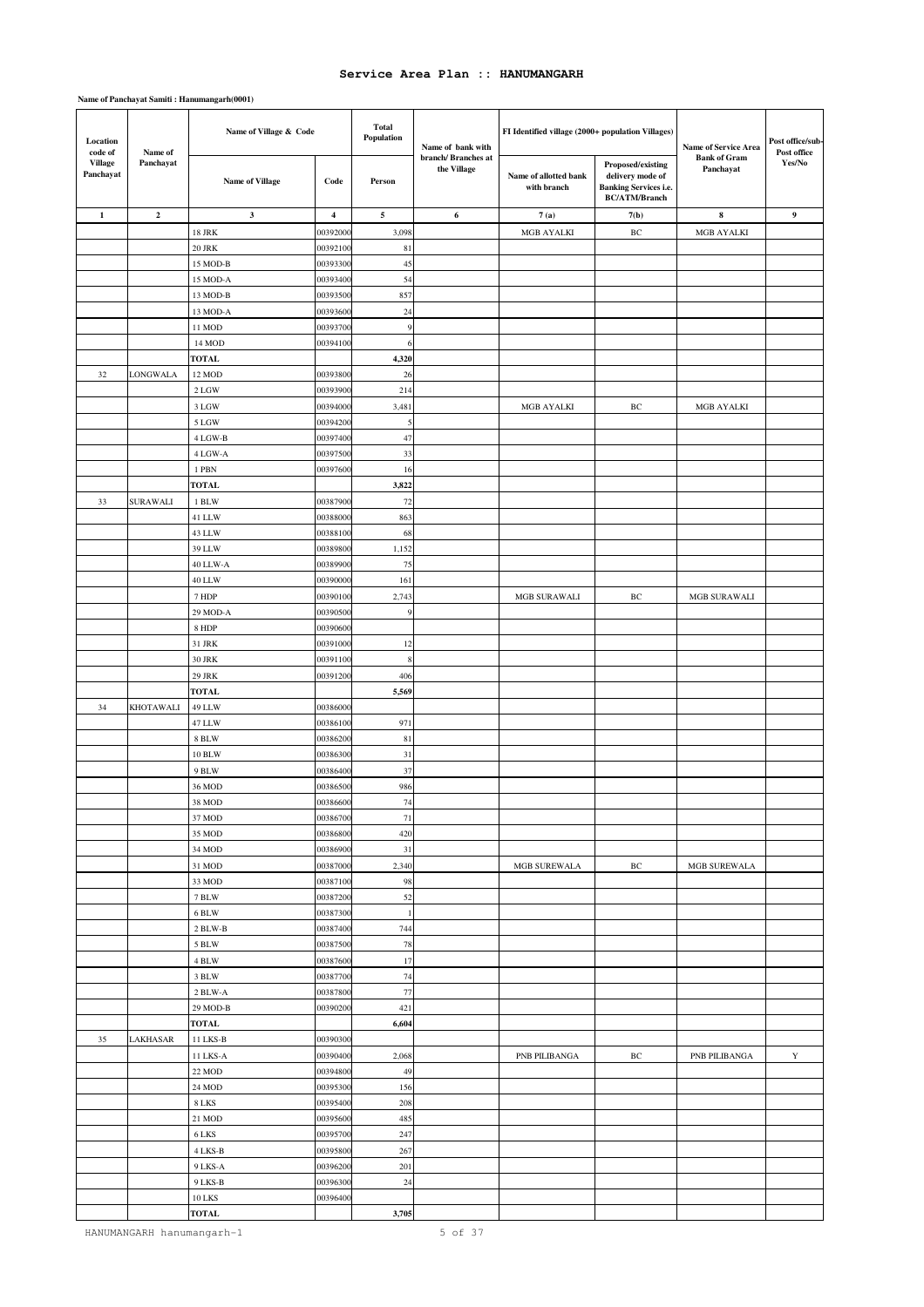# Service Area Plan :: HANUMANGARH

**Name of Panchayat Samiti : Hanumangarh(0001)**

| Location code of Village Panchayat | Name of Panchayat | Name of Village & Code | | Total Population | Name of bank with branch/ Branches at the Village | FI Identified village (2000+ population Villages) | | Name of Service Area Bank of Gram Panchayat | Post office/sub-Post office Yes/No |
|---|---|---|---|---|---|---|---|---|---|
| | | Name of Village | Code | Person | | Name of allotted bank with branch | Proposed/existing delivery mode of Banking Services i.e. BC/ATM/Branch | | |
| 1 | 2 | 3 | 4 | 5 | 6 | 7 (a) | 7(b) | 8 | 9 |
| | | 18 JRK | 00392000 | 3,098 | | MGB AYALKI | BC | MGB AYALKI | |
| | | 20 JRK | 00392100 | 81 | | | | | |
| | | 15 MOD-B | 00393300 | 45 | | | | | |
| | | 15 MOD-A | 00393400 | 54 | | | | | |
| | | 13 MOD-B | 00393500 | 857 | | | | | |
| | | 13 MOD-A | 00393600 | 24 | | | | | |
| | | 11 MOD | 00393700 | 9 | | | | | |
| | | 14 MOD | 00394100 | 6 | | | | | |
| | | **TOTAL** | | **4,320** | | | | | |
| 32 | LONGWALA | 12 MOD | 00393800 | 26 | | | | | |
| | | 2 LGW | 00393900 | 214 | | | | | |
| | | 3 LGW | 00394000 | 3,481 | | MGB AYALKI | BC | MGB AYALKI | |
| | | 5 LGW | 00394200 | 5 | | | | | |
| | | 4 LGW-B | 00397400 | 47 | | | | | |
| | | 4 LGW-A | 00397500 | 33 | | | | | |
| | | 1 PBN | 00397600 | 16 | | | | | |
| | | **TOTAL** | | **3,822** | | | | | |
| 33 | SURAWALI | 1 BLW | 00387900 | 72 | | | | | |
| | | 41 LLW | 00388000 | 863 | | | | | |
| | | 43 LLW | 00388100 | 68 | | | | | |
| | | 39 LLW | 00389800 | 1,152 | | | | | |
| | | 40 LLW-A | 00389900 | 75 | | | | | |
| | | 40 LLW | 00390000 | 161 | | | | | |
| | | 7 HDP | 00390100 | 2,743 | | MGB SURAWALI | BC | MGB SURAWALI | |
| | | 29 MOD-A | 00390500 | 9 | | | | | |
| | | 8 HDP | 00390600 | | | | | | |
| | | 31 JRK | 00391000 | 12 | | | | | |
| | | 30 JRK | 00391100 | 8 | | | | | |
| | | 29 JRK | 00391200 | 406 | | | | | |
| | | **TOTAL** | | **5,569** | | | | | |
| 34 | KHOTAWALI | 49 LLW | 00386000 | | | | | | |
| | | 47 LLW | 00386100 | 971 | | | | | |
| | | 8 BLW | 00386200 | 81 | | | | | |
| | | 10 BLW | 00386300 | 31 | | | | | |
| | | 9 BLW | 00386400 | 37 | | | | | |
| | | 36 MOD | 00386500 | 986 | | | | | |
| | | 38 MOD | 00386600 | 74 | | | | | |
| | | 37 MOD | 00386700 | 71 | | | | | |
| | | 35 MOD | 00386800 | 420 | | | | | |
| | | 34 MOD | 00386900 | 31 | | | | | |
| | | 31 MOD | 00387000 | 2,340 | | MGB SUREWALA | BC | MGB SUREWALA | |
| | | 33 MOD | 00387100 | 98 | | | | | |
| | | 7 BLW | 00387200 | 52 | | | | | |
| | | 6 BLW | 00387300 | 1 | | | | | |
| | | 2 BLW-B | 00387400 | 744 | | | | | |
| | | 5 BLW | 00387500 | 78 | | | | | |
| | | 4 BLW | 00387600 | 17 | | | | | |
| | | 3 BLW | 00387700 | 74 | | | | | |
| | | 2 BLW-A | 00387800 | 77 | | | | | |
| | | 29 MOD-B | 00390200 | 421 | | | | | |
| | | **TOTAL** | | **6,604** | | | | | |
| 35 | LAKHASAR | 11 LKS-B | 00390300 | | | | | | |
| | | 11 LKS-A | 00390400 | 2,068 | | PNB PILIBANGA | BC | PNB PILIBANGA | Y |
| | | 22 MOD | 00394800 | 49 | | | | | |
| | | 24 MOD | 00395300 | 156 | | | | | |
| | | 8 LKS | 00395400 | 208 | | | | | |
| | | 21 MOD | 00395600 | 485 | | | | | |
| | | 6 LKS | 00395700 | 247 | | | | | |
| | | 4 LKS-B | 00395800 | 267 | | | | | |
| | | 9 LKS-A | 00396200 | 201 | | | | | |
| | | 9 LKS-B | 00396300 | 24 | | | | | |
| | | 10 LKS | 00396400 | | | | | | |
| | | **TOTAL** | | **3,705** | | | | | |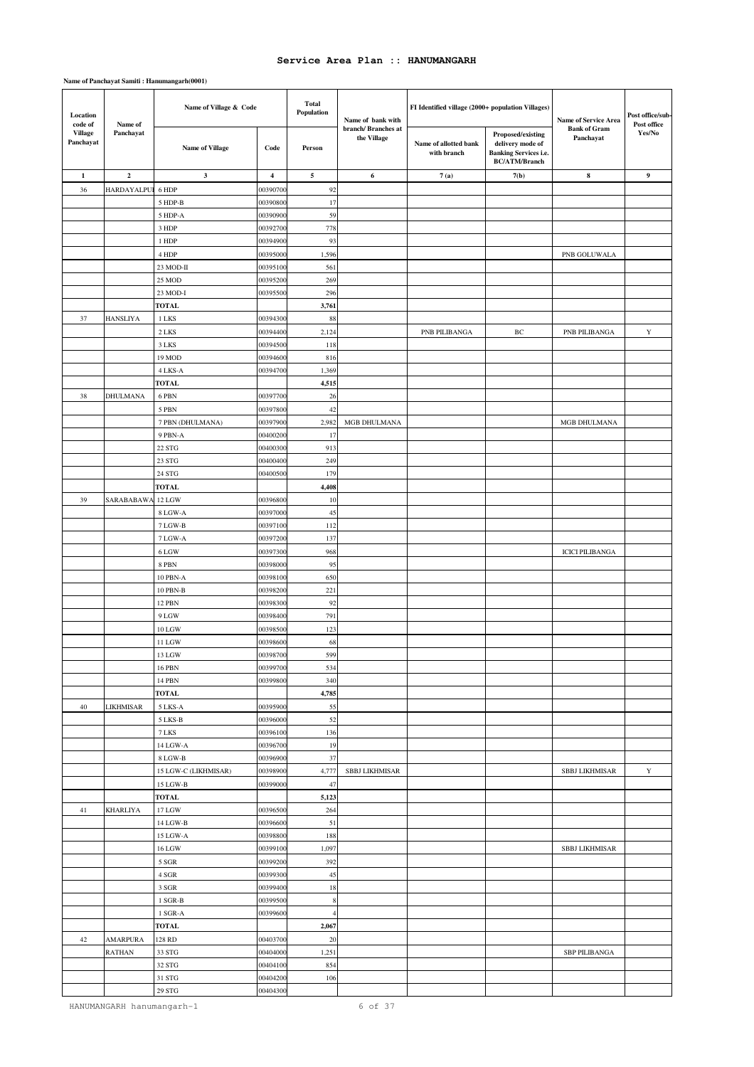## Service Area Plan :: HANUMANGARH

**Name of Panchayat Samiti : Hanumangarh(0001)**

| Location code of Village Panchayat | Name of Panchayat | Name of Village & Code | | Total Population | Name of bank with branch/ Branches at the Village | FI Identified village (2000+ population Villages) | | Name of Service Area Bank of Gram Panchayat | Post office/sub-Post office Yes/No |
|---|---|---|---|---|---|---|---|---|---|
| | | Name of Village | Code | Person | | Name of allotted bank with branch | Proposed/existing delivery mode of Banking Services i.e. BC/ATM/Branch | | |
| 1 | 2 | 3 | 4 | 5 | 6 | 7 (a) | 7(b) | 8 | 9 |
| 36 | HARDAYALPUR | 6 HDP | 00390700 | 92 | | | | | |
| | | 5 HDP-B | 00390800 | 17 | | | | | |
| | | 5 HDP-A | 00390900 | 59 | | | | | |
| | | 3 HDP | 00392700 | 778 | | | | | |
| | | 1 HDP | 00394900 | 93 | | | | | |
| | | 4 HDP | 00395000 | 1,596 | | | | PNB GOLUWALA | |
| | | 23 MOD-II | 00395100 | 561 | | | | | |
| | | 25 MOD | 00395200 | 269 | | | | | |
| | | 23 MOD-I | 00395500 | 296 | | | | | |
| | | **TOTAL** | | **3,761** | | | | | |
| 37 | HANSLIYA | 1 LKS | 00394300 | 88 | | | | | |
| | | 2 LKS | 00394400 | 2,124 | | PNB PILIBANGA | BC | PNB PILIBANGA | Y |
| | | 3 LKS | 00394500 | 118 | | | | | |
| | | 19 MOD | 00394600 | 816 | | | | | |
| | | 4 LKS-A | 00394700 | 1,369 | | | | | |
| | | **TOTAL** | | **4,515** | | | | | |
| 38 | DHULMANA | 6 PBN | 00397700 | 26 | | | | | |
| | | 5 PBN | 00397800 | 42 | | | | | |
| | | 7 PBN (DHULMANA) | 00397900 | 2,982 | MGB DHULMANA | | | MGB DHULMANA | |
| | | 9 PBN-A | 00400200 | 17 | | | | | |
| | | 22 STG | 00400300 | 913 | | | | | |
| | | 23 STG | 00400400 | 249 | | | | | |
| | | 24 STG | 00400500 | 179 | | | | | |
| | | **TOTAL** | | **4,408** | | | | | |
| 39 | SARABABAWA | 12 LGW | 00396800 | 10 | | | | | |
| | | 8 LGW-A | 00397000 | 45 | | | | | |
| | | 7 LGW-B | 00397100 | 112 | | | | | |
| | | 7 LGW-A | 00397200 | 137 | | | | | |
| | | 6 LGW | 00397300 | 968 | | | | ICICI PILIBANGA | |
| | | 8 PBN | 00398000 | 95 | | | | | |
| | | 10 PBN-A | 00398100 | 650 | | | | | |
| | | 10 PBN-B | 00398200 | 221 | | | | | |
| | | 12 PBN | 00398300 | 92 | | | | | |
| | | 9 LGW | 00398400 | 791 | | | | | |
| | | 10 LGW | 00398500 | 123 | | | | | |
| | | 11 LGW | 00398600 | 68 | | | | | |
| | | 13 LGW | 00398700 | 599 | | | | | |
| | | 16 PBN | 00399700 | 534 | | | | | |
| | | 14 PBN | 00399800 | 340 | | | | | |
| | | **TOTAL** | | **4,785** | | | | | |
| 40 | LIKHMISAR | 5 LKS-A | 00395900 | 55 | | | | | |
| | | 5 LKS-B | 00396000 | 52 | | | | | |
| | | 7 LKS | 00396100 | 136 | | | | | |
| | | 14 LGW-A | 00396700 | 19 | | | | | |
| | | 8 LGW-B | 00396900 | 37 | | | | | |
| | | 15 LGW-C (LIKHMISAR) | 00398900 | 4,777 | SBBJ LIKHMISAR | | | SBBJ LIKHMISAR | Y |
| | | 15 LGW-B | 00399000 | 47 | | | | | |
| | | **TOTAL** | | **5,123** | | | | | |
| 41 | KHARLIYA | 17 LGW | 00396500 | 264 | | | | | |
| | | 14 LGW-B | 00396600 | 51 | | | | | |
| | | 15 LGW-A | 00398800 | 188 | | | | | |
| | | 16 LGW | 00399100 | 1,097 | | | | SBBJ LIKHMISAR | |
| | | 5 SGR | 00399200 | 392 | | | | | |
| | | 4 SGR | 00399300 | 45 | | | | | |
| | | 3 SGR | 00399400 | 18 | | | | | |
| | | 1 SGR-B | 00399500 | 8 | | | | | |
| | | 1 SGR-A | 00399600 | 4 | | | | | |
| | | **TOTAL** | | **2,067** | | | | | |
| 42 | AMARPURA RATHAN | 128 RD | 00403700 | 20 | | | | | |
| | | 33 STG | 00404000 | 1,251 | | | | SBP PILIBANGA | |
| | | 32 STG | 00404100 | 854 | | | | | |
| | | 31 STG | 00404200 | 106 | | | | | |
| | | 29 STG | 00404300 | | | | | | |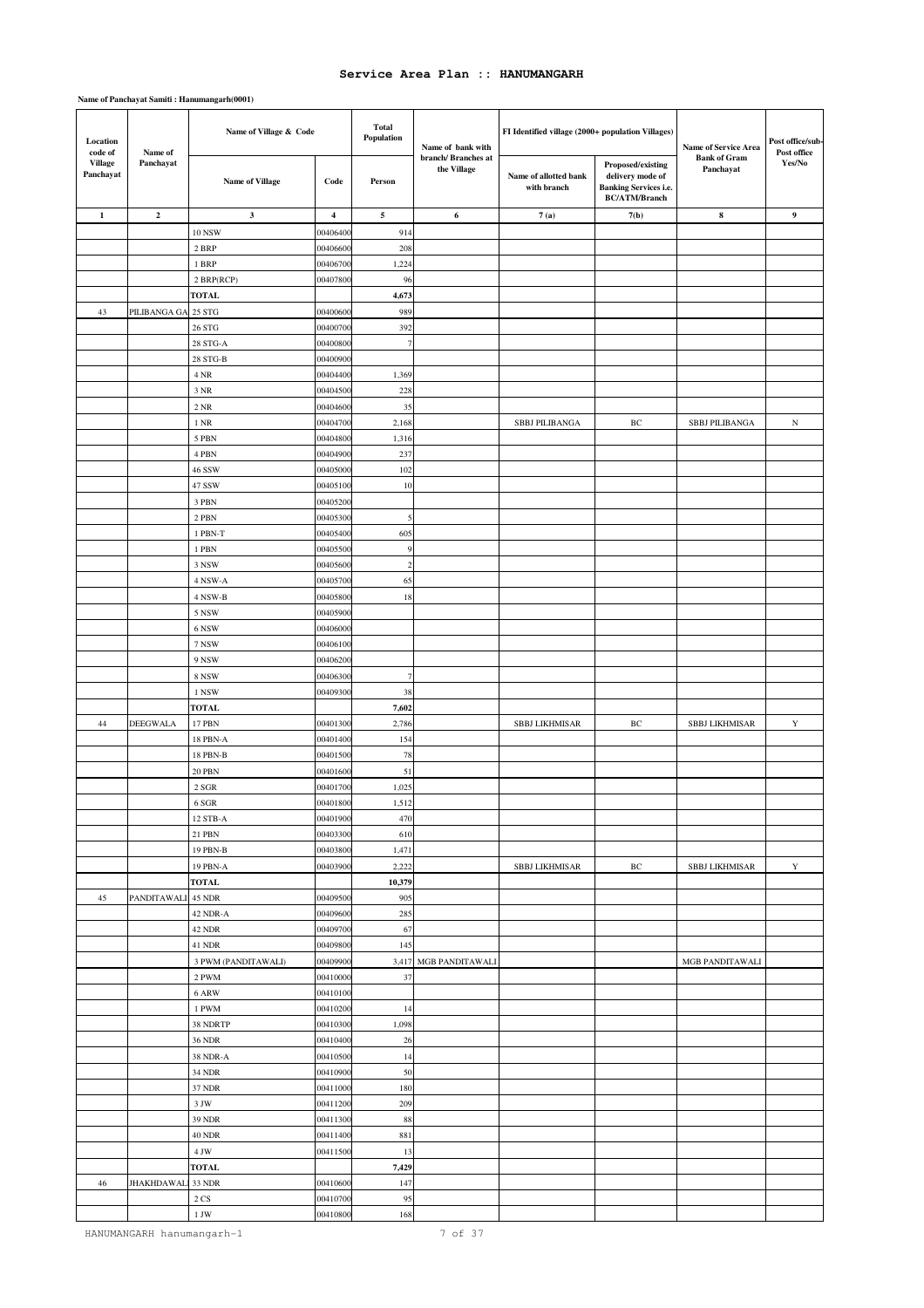# Service Area Plan :: HANUMANGARH

**Name of Panchayat Samiti : Hanumangarh(0001)**

| Location code of Village Panchayat | Name of Panchayat | Name of Village & Code | | Total Population | Name of bank with branch/ Branches at the Village | FI Identified village (2000+ population Villages) | | Name of Service Area Bank of Gram Panchayat | Post office/sub-Post office Yes/No |
|---|---|---|---|---|---|---|---|---|---|
| | | Name of Village | Code | Person | | Name of allotted bank with branch | Proposed/existing delivery mode of Banking Services i.e. BC/ATM/Branch | | |
| 1 | 2 | 3 | 4 | 5 | 6 | 7 (a) | 7(b) | 8 | 9 |
| | | 10 NSW | 00406400 | 914 | | | | | |
| | | 2 BRP | 00406600 | 208 | | | | | |
| | | 1 BRP | 00406700 | 1,224 | | | | | |
| | | 2 BRP(RCP) | 00407800 | 96 | | | | | |
| | | **TOTAL** | | **4,673** | | | | | |
| 43 | PILIBANGA GA | 25 STG | 00400600 | 989 | | | | | |
| | | 26 STG | 00400700 | 392 | | | | | |
| | | 28 STG-A | 00400800 | 7 | | | | | |
| | | 28 STG-B | 00400900 | | | | | | |
| | | 4 NR | 00404400 | 1,369 | | | | | |
| | | 3 NR | 00404500 | 228 | | | | | |
| | | 2 NR | 00404600 | 35 | | | | | |
| | | 1 NR | 00404700 | 2,168 | | SBBJ PILIBANGA | BC | SBBJ PILIBANGA | N |
| | | 5 PBN | 00404800 | 1,316 | | | | | |
| | | 4 PBN | 00404900 | 237 | | | | | |
| | | 46 SSW | 00405000 | 102 | | | | | |
| | | 47 SSW | 00405100 | 10 | | | | | |
| | | 3 PBN | 00405200 | | | | | | |
| | | 2 PBN | 00405300 | 5 | | | | | |
| | | 1 PBN-T | 00405400 | 605 | | | | | |
| | | 1 PBN | 00405500 | 9 | | | | | |
| | | 3 NSW | 00405600 | 2 | | | | | |
| | | 4 NSW-A | 00405700 | 65 | | | | | |
| | | 4 NSW-B | 00405800 | 18 | | | | | |
| | | 5 NSW | 00405900 | | | | | | |
| | | 6 NSW | 00406000 | | | | | | |
| | | 7 NSW | 00406100 | | | | | | |
| | | 9 NSW | 00406200 | | | | | | |
| | | 8 NSW | 00406300 | 7 | | | | | |
| | | 1 NSW | 00409300 | 38 | | | | | |
| | | **TOTAL** | | **7,602** | | | | | |
| 44 | DEEGWALA | 17 PBN | 00401300 | 2,786 | | SBBJ LIKHMISAR | BC | SBBJ LIKHMISAR | Y |
| | | 18 PBN-A | 00401400 | 154 | | | | | |
| | | 18 PBN-B | 00401500 | 78 | | | | | |
| | | 20 PBN | 00401600 | 51 | | | | | |
| | | 2 SGR | 00401700 | 1,025 | | | | | |
| | | 6 SGR | 00401800 | 1,512 | | | | | |
| | | 12 STB-A | 00401900 | 470 | | | | | |
| | | 21 PBN | 00403300 | 610 | | | | | |
| | | 19 PBN-B | 00403800 | 1,471 | | | | | |
| | | 19 PBN-A | 00403900 | 2,222 | | SBBJ LIKHMISAR | BC | SBBJ LIKHMISAR | Y |
| | | **TOTAL** | | **10,379** | | | | | |
| 45 | PANDITAWALI | 45 NDR | 00409500 | 905 | | | | | |
| | | 42 NDR-A | 00409600 | 285 | | | | | |
| | | 42 NDR | 00409700 | 67 | | | | | |
| | | 41 NDR | 00409800 | 145 | | | | | |
| | | 3 PWM (PANDITAWALI) | 00409900 | 3,417 | MGB PANDITAWALI | | | MGB PANDITAWALI | |
| | | 2 PWM | 00410000 | 37 | | | | | |
| | | 6 ARW | 00410100 | | | | | | |
| | | 1 PWM | 00410200 | 14 | | | | | |
| | | 38 NDRTP | 00410300 | 1,098 | | | | | |
| | | 36 NDR | 00410400 | 26 | | | | | |
| | | 38 NDR-A | 00410500 | 14 | | | | | |
| | | 34 NDR | 00410900 | 50 | | | | | |
| | | 37 NDR | 00411000 | 180 | | | | | |
| | | 3 JW | 00411200 | 209 | | | | | |
| | | 39 NDR | 00411300 | 88 | | | | | |
| | | 40 NDR | 00411400 | 881 | | | | | |
| | | 4 JW | 00411500 | 13 | | | | | |
| | | **TOTAL** | | **7,429** | | | | | |
| 46 | JHAKHDAWALI | 33 NDR | 00410600 | 147 | | | | | |
| | | 2 CS | 00410700 | 95 | | | | | |
| | | 1 JW | 00410800 | 168 | | | | | |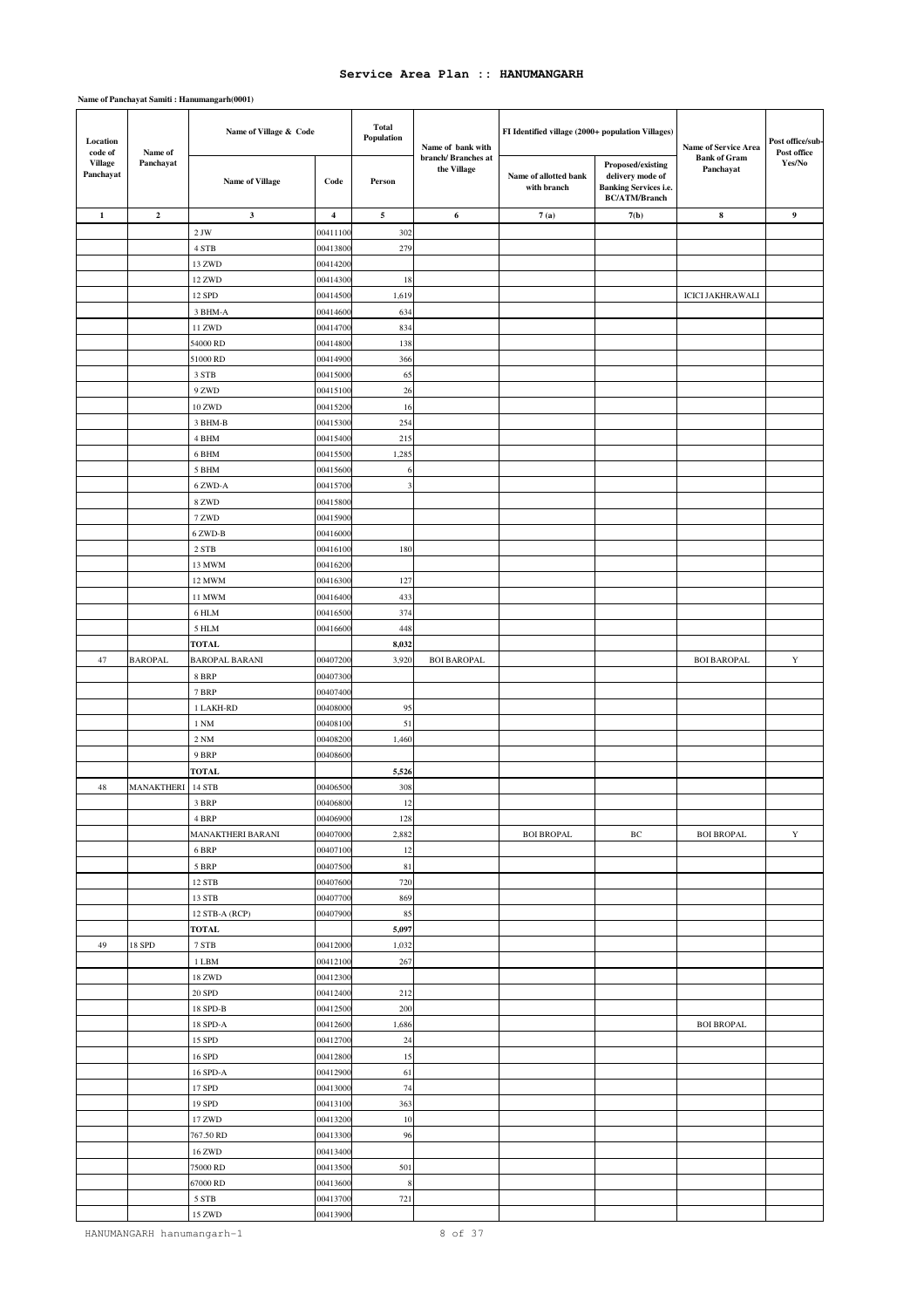# Service Area Plan :: HANUMANGARH

**Name of Panchayat Samiti : Hanumangarh(0001)**

| Location code of Village Panchayat | Name of Panchayat | Name of Village & Code | | Total Population | Name of bank with branch/ Branches at the Village | FI Identified village (2000+ population Villages) | | Name of Service Area Bank of Gram Panchayat | Post office/sub-Post office Yes/No |
|---|---|---|---|---|---|---|---|---|---|
| | | Name of Village | Code | Person | | Name of allotted bank with branch | Proposed/existing delivery mode of Banking Services i.e. BC/ATM/Branch | | |
| 1 | 2 | 3 | 4 | 5 | 6 | 7(a) | 7(b) | 8 | 9 |
| | | 2 JW | 00411100 | 302 | | | | | |
| | | 4 STB | 00413800 | 279 | | | | | |
| | | 13 ZWD | 00414200 | | | | | | |
| | | 12 ZWD | 00414300 | 18 | | | | | |
| | | 12 SPD | 00414500 | 1,619 | | | | ICICI JAKHRAWALI | |
| | | 3 BHM-A | 00414600 | 634 | | | | | |
| | | 11 ZWD | 00414700 | 834 | | | | | |
| | | 54000 RD | 00414800 | 138 | | | | | |
| | | 51000 RD | 00414900 | 366 | | | | | |
| | | 3 STB | 00415000 | 65 | | | | | |
| | | 9 ZWD | 00415100 | 26 | | | | | |
| | | 10 ZWD | 00415200 | 16 | | | | | |
| | | 3 BHM-B | 00415300 | 254 | | | | | |
| | | 4 BHM | 00415400 | 215 | | | | | |
| | | 6 BHM | 00415500 | 1,285 | | | | | |
| | | 5 BHM | 00415600 | 6 | | | | | |
| | | 6 ZWD-A | 00415700 | 3 | | | | | |
| | | 8 ZWD | 00415800 | | | | | | |
| | | 7 ZWD | 00415900 | | | | | | |
| | | 6 ZWD-B | 00416000 | | | | | | |
| | | 2 STB | 00416100 | 180 | | | | | |
| | | 13 MWM | 00416200 | | | | | | |
| | | 12 MWM | 00416300 | 127 | | | | | |
| | | 11 MWM | 00416400 | 433 | | | | | |
| | | 6 HLM | 00416500 | 374 | | | | | |
| | | 5 HLM | 00416600 | 448 | | | | | |
| | | **TOTAL** | | **8,032** | | | | | |
| 47 | BAROPAL | BAROPAL BARANI | 00407200 | 3,920 | BOI BAROPAL | | | BOI BAROPAL | Y |
| | | 8 BRP | 00407300 | | | | | | |
| | | 7 BRP | 00407400 | | | | | | |
| | | 1 LAKH-RD | 00408000 | 95 | | | | | |
| | | 1 NM | 00408100 | 51 | | | | | |
| | | 2 NM | 00408200 | 1,460 | | | | | |
| | | 9 BRP | 00408600 | | | | | | |
| | | **TOTAL** | | **5,526** | | | | | |
| 48 | MANAKTHERI | 14 STB | 00406500 | 308 | | | | | |
| | | 3 BRP | 00406800 | 12 | | | | | |
| | | 4 BRP | 00406900 | 128 | | | | | |
| | | MANAKTHERI BARANI | 00407000 | 2,882 | | BOI BROPAL | BC | BOI BROPAL | Y |
| | | 6 BRP | 00407100 | 12 | | | | | |
| | | 5 BRP | 00407500 | 81 | | | | | |
| | | 12 STB | 00407600 | 720 | | | | | |
| | | 13 STB | 00407700 | 869 | | | | | |
| | | 12 STB-A (RCP) | 00407900 | 85 | | | | | |
| | | **TOTAL** | | **5,097** | | | | | |
| 49 | 18 SPD | 7 STB | 00412000 | 1,032 | | | | | |
| | | 1 LBM | 00412100 | 267 | | | | | |
| | | 18 ZWD | 00412300 | | | | | | |
| | | 20 SPD | 00412400 | 212 | | | | | |
| | | 18 SPD-B | 00412500 | 200 | | | | | |
| | | 18 SPD-A | 00412600 | 1,686 | | | | BOI BROPAL | |
| | | 15 SPD | 00412700 | 24 | | | | | |
| | | 16 SPD | 00412800 | 15 | | | | | |
| | | 16 SPD-A | 00412900 | 61 | | | | | |
| | | 17 SPD | 00413000 | 74 | | | | | |
| | | 19 SPD | 00413100 | 363 | | | | | |
| | | 17 ZWD | 00413200 | 10 | | | | | |
| | | 767.50 RD | 00413300 | 96 | | | | | |
| | | 16 ZWD | 00413400 | | | | | | |
| | | 75000 RD | 00413500 | 501 | | | | | |
| | | 67000 RD | 00413600 | 8 | | | | | |
| | | 5 STB | 00413700 | 721 | | | | | |
| | | 15 ZWD | 00413900 | | | | | | |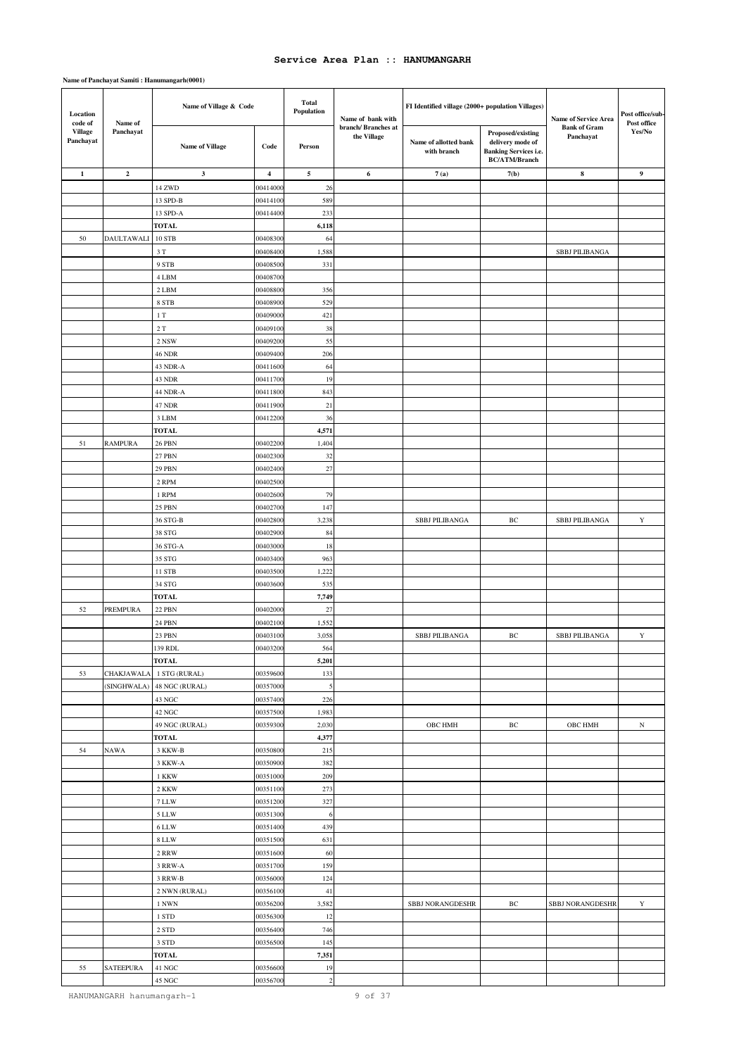# Service Area Plan :: HANUMANGARH

**Name of Panchayat Samiti : Hanumangarh(0001)**

| Location code of Village Panchayat | Name of Panchayat | Name of Village & Code | | Total Population | Name of bank with branch/ Branches at the Village | FI Identified village (2000+ population Villages) | | Name of Service Area Bank of Gram Panchayat | Post office/sub-Post office Yes/No |
|---|---|---|---|---|---|---|---|---|---|
| | | Name of Village | Code | Person | | Name of allotted bank with branch | Proposed/existing delivery mode of Banking Services i.e. BC/ATM/Branch | | |
| 1 | 2 | 3 | 4 | 5 | 6 | 7 (a) | 7(b) | 8 | 9 |
| | | 14 ZWD | 00414000 | 26 | | | | | |
| | | 13 SPD-B | 00414100 | 589 | | | | | |
| | | 13 SPD-A | 00414400 | 233 | | | | | |
| | | **TOTAL** | | **6,118** | | | | | |
| 50 | DAULTAWALI | 10 STB | 00408300 | 64 | | | | | |
| | | 3 T | 00408400 | 1,588 | | | | SBBJ PILIBANGA | |
| | | 9 STB | 00408500 | 331 | | | | | |
| | | 4 LBM | 00408700 | | | | | | |
| | | 2 LBM | 00408800 | 356 | | | | | |
| | | 8 STB | 00408900 | 529 | | | | | |
| | | 1 T | 00409000 | 421 | | | | | |
| | | 2 T | 00409100 | 38 | | | | | |
| | | 2 NSW | 00409200 | 55 | | | | | |
| | | 46 NDR | 00409400 | 206 | | | | | |
| | | 43 NDR-A | 00411600 | 64 | | | | | |
| | | 43 NDR | 00411700 | 19 | | | | | |
| | | 44 NDR-A | 00411800 | 843 | | | | | |
| | | 47 NDR | 00411900 | 21 | | | | | |
| | | 3 LBM | 00412200 | 36 | | | | | |
| | | **TOTAL** | | **4,571** | | | | | |
| 51 | RAMPURA | 26 PBN | 00402200 | 1,404 | | | | | |
| | | 27 PBN | 00402300 | 32 | | | | | |
| | | 29 PBN | 00402400 | 27 | | | | | |
| | | 2 RPM | 00402500 | | | | | | |
| | | 1 RPM | 00402600 | 79 | | | | | |
| | | 25 PBN | 00402700 | 147 | | | | | |
| | | 36 STG-B | 00402800 | 3,238 | | SBBJ PILIBANGA | BC | SBBJ PILIBANGA | Y |
| | | 38 STG | 00402900 | 84 | | | | | |
| | | 36 STG-A | 00403000 | 18 | | | | | |
| | | 35 STG | 00403400 | 963 | | | | | |
| | | 11 STB | 00403500 | 1,222 | | | | | |
| | | 34 STG | 00403600 | 535 | | | | | |
| | | **TOTAL** | | **7,749** | | | | | |
| 52 | PREMPURA | 22 PBN | 00402000 | 27 | | | | | |
| | | 24 PBN | 00402100 | 1,552 | | | | | |
| | | 23 PBN | 00403100 | 3,058 | | SBBJ PILIBANGA | BC | SBBJ PILIBANGA | Y |
| | | 139 RDL | 00403200 | 564 | | | | | |
| | | **TOTAL** | | **5,201** | | | | | |
| 53 | CHAKJAWALA | 1 STG (RURAL) | 00359600 | 133 | | | | | |
| | (SINGHWALA) | 48 NGC (RURAL) | 00357000 | 5 | | | | | |
| | | 43 NGC | 00357400 | 226 | | | | | |
| | | 42 NGC | 00357500 | 1,983 | | | | | |
| | | 49 NGC (RURAL) | 00359300 | 2,030 | | OBC HMH | BC | OBC HMH | N |
| | | **TOTAL** | | **4,377** | | | | | |
| 54 | NAWA | 3 KKW-B | 00350800 | 215 | | | | | |
| | | 3 KKW-A | 00350900 | 382 | | | | | |
| | | 1 KKW | 00351000 | 209 | | | | | |
| | | 2 KKW | 00351100 | 273 | | | | | |
| | | 7 LLW | 00351200 | 327 | | | | | |
| | | 5 LLW | 00351300 | 6 | | | | | |
| | | 6 LLW | 00351400 | 439 | | | | | |
| | | 8 LLW | 00351500 | 631 | | | | | |
| | | 2 RRW | 00351600 | 60 | | | | | |
| | | 3 RRW-A | 00351700 | 159 | | | | | |
| | | 3 RRW-B | 00356000 | 124 | | | | | |
| | | 2 NWN (RURAL) | 00356100 | 41 | | | | | |
| | | 1 NWN | 00356200 | 3,582 | | SBBJ NORANGDESHR | BC | SBBJ NORANGDESHR | Y |
| | | 1 STD | 00356300 | 12 | | | | | |
| | | 2 STD | 00356400 | 746 | | | | | |
| | | 3 STD | 00356500 | 145 | | | | | |
| | | **TOTAL** | | **7,351** | | | | | |
| 55 | SATEEPURA | 41 NGC | 00356600 | 19 | | | | | |
| | | 45 NGC | 00356700 | 2 | | | | | |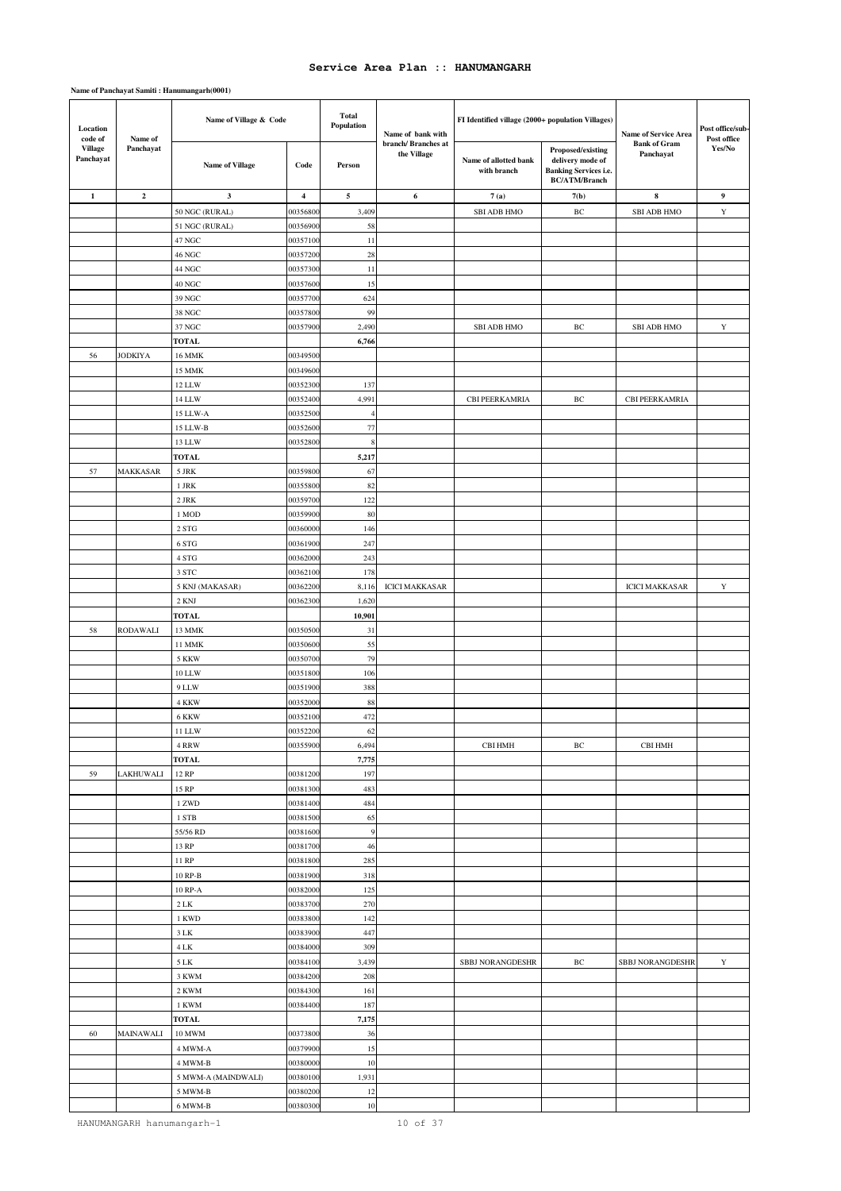## Service Area Plan :: HANUMANGARH

**Name of Panchayat Samiti : Hanumangarh(0001)**

| Location code of Village Panchayat | Name of Panchayat | Name of Village & Code | | Total Population | Name of bank with branch/ Branches at the Village | FI Identified village (2000+ population Villages) | | Name of Service Area Bank of Gram Panchayat | Post office/sub-Post office Yes/No |
|---|---|---|---|---|---|---|---|---|---|
| | | Name of Village | Code | Person | | Name of allotted bank with branch | Proposed/existing delivery mode of Banking Services i.e. BC/ATM/Branch | | |
| 1 | 2 | 3 | 4 | 5 | 6 | 7 (a) | 7(b) | 8 | 9 |
| | | 50 NGC (RURAL) | 00356800 | 3,409 | | SBI ADB HMO | BC | SBI ADB HMO | Y |
| | | 51 NGC (RURAL) | 00356900 | 58 | | | | | |
| | | 47 NGC | 00357100 | 11 | | | | | |
| | | 46 NGC | 00357200 | 28 | | | | | |
| | | 44 NGC | 00357300 | 11 | | | | | |
| | | 40 NGC | 00357600 | 15 | | | | | |
| | | 39 NGC | 00357700 | 624 | | | | | |
| | | 38 NGC | 00357800 | 99 | | | | | |
| | | 37 NGC | 00357900 | 2,490 | | SBI ADB HMO | BC | SBI ADB HMO | Y |
| | | **TOTAL** | | **6,766** | | | | | |
| 56 | JODKIYA | 16 MMK | 00349500 | | | | | | |
| | | 15 MMK | 00349600 | | | | | | |
| | | 12 LLW | 00352300 | 137 | | | | | |
| | | 14 LLW | 00352400 | 4,991 | | CBI PEERKAMRIA | BC | CBI PEERKAMRIA | |
| | | 15 LLW-A | 00352500 | 4 | | | | | |
| | | 15 LLW-B | 00352600 | 77 | | | | | |
| | | 13 LLW | 00352800 | 8 | | | | | |
| | | **TOTAL** | | **5,217** | | | | | |
| 57 | MAKKASAR | 5 JRK | 00359800 | 67 | | | | | |
| | | 1 JRK | 00355800 | 82 | | | | | |
| | | 2 JRK | 00359700 | 122 | | | | | |
| | | 1 MOD | 00359900 | 80 | | | | | |
| | | 2 STG | 00360000 | 146 | | | | | |
| | | 6 STG | 00361900 | 247 | | | | | |
| | | 4 STG | 00362000 | 243 | | | | | |
| | | 3 STC | 00362100 | 178 | | | | | |
| | | 5 KNJ (MAKASAR) | 00362200 | 8,116 | ICICI MAKKASAR | | | ICICI MAKKASAR | Y |
| | | 2 KNJ | 00362300 | 1,620 | | | | | |
| | | **TOTAL** | | **10,901** | | | | | |
| 58 | RODAWALI | 13 MMK | 00350500 | 31 | | | | | |
| | | 11 MMK | 00350600 | 55 | | | | | |
| | | 5 KKW | 00350700 | 79 | | | | | |
| | | 10 LLW | 00351800 | 106 | | | | | |
| | | 9 LLW | 00351900 | 388 | | | | | |
| | | 4 KKW | 00352000 | 88 | | | | | |
| | | 6 KKW | 00352100 | 472 | | | | | |
| | | 11 LLW | 00352200 | 62 | | | | | |
| | | 4 RRW | 00355900 | 6,494 | | CBI HMH | BC | CBI HMH | |
| | | **TOTAL** | | **7,775** | | | | | |
| 59 | LAKHUWALI | 12 RP | 00381200 | 197 | | | | | |
| | | 15 RP | 00381300 | 483 | | | | | |
| | | 1 ZWD | 00381400 | 484 | | | | | |
| | | 1 STB | 00381500 | 65 | | | | | |
| | | 55/56 RD | 00381600 | 9 | | | | | |
| | | 13 RP | 00381700 | 46 | | | | | |
| | | 11 RP | 00381800 | 285 | | | | | |
| | | 10 RP-B | 00381900 | 318 | | | | | |
| | | 10 RP-A | 00382000 | 125 | | | | | |
| | | 2 LK | 00383700 | 270 | | | | | |
| | | 1 KWD | 00383800 | 142 | | | | | |
| | | 3 LK | 00383900 | 447 | | | | | |
| | | 4 LK | 00384000 | 309 | | | | | |
| | | 5 LK | 00384100 | 3,439 | | SBBJ NORANGDESHR | BC | SBBJ NORANGDESHR | Y |
| | | 3 KWM | 00384200 | 208 | | | | | |
| | | 2 KWM | 00384300 | 161 | | | | | |
| | | 1 KWM | 00384400 | 187 | | | | | |
| | | **TOTAL** | | **7,175** | | | | | |
| 60 | MAINAWALI | 10 MWM | 00373800 | 36 | | | | | |
| | | 4 MWM-A | 00379900 | 15 | | | | | |
| | | 4 MWM-B | 00380000 | 10 | | | | | |
| | | 5 MWM-A (MAINDWALI) | 00380100 | 1,931 | | | | | |
| | | 5 MWM-B | 00380200 | 12 | | | | | |
| | | 6 MWM-B | 00380300 | 10 | | | | | |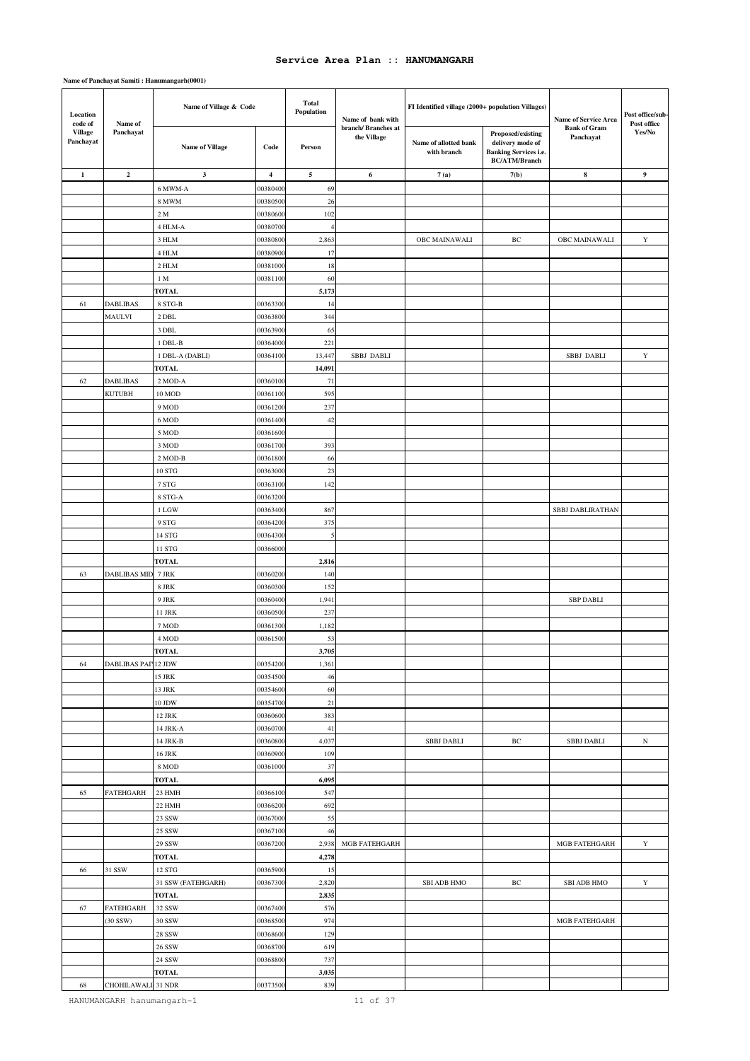# Service Area Plan :: HANUMANGARH

**Name of Panchayat Samiti : Hanumangarh(0001)**

| Location code of Village Panchayat | Name of Panchayat | Name of Village & Code | | Total Population | Name of bank with branch/ Branches at the Village | FI Identified village (2000+ population Villages) | | Name of Service Area Bank of Gram Panchayat | Post office/sub-Post office Yes/No |
|---|---|---|---|---|---|---|---|---|---|
| | | Name of Village | Code | Person | | Name of allotted bank with branch | Proposed/existing delivery mode of Banking Services i.e. BC/ATM/Branch | | |
| 1 | 2 | 3 | 4 | 5 | 6 | 7(a) | 7(b) | 8 | 9 |
| | | 6 MWM-A | 00380400 | 69 | | | | | |
| | | 8 MWM | 00380500 | 26 | | | | | |
| | | 2 M | 00380600 | 102 | | | | | |
| | | 4 HLM-A | 00380700 | 4 | | | | | |
| | | 3 HLM | 00380800 | 2,863 | | OBC MAINAWALI | BC | OBC MAINAWALI | Y |
| | | 4 HLM | 00380900 | 17 | | | | | |
| | | 2 HLM | 00381000 | 18 | | | | | |
| | | 1 M | 00381100 | 60 | | | | | |
| | | **TOTAL** | | **5,173** | | | | | |
| 61 | DABLIBAS MAULVI | 8 STG-B | 00363300 | 14 | | | | | |
| | | 2 DBL | 00363800 | 344 | | | | | |
| | | 3 DBL | 00363900 | 65 | | | | | |
| | | 1 DBL-B | 00364000 | 221 | | | | | |
| | | 1 DBL-A (DABLI) | 00364100 | 13,447 | SBBJ DABLI | | | SBBJ DABLI | Y |
| | | **TOTAL** | | **14,091** | | | | | |
| 62 | DABLIBAS KUTUBH | 2 MOD-A | 00360100 | 71 | | | | | |
| | | 10 MOD | 00361100 | 595 | | | | | |
| | | 9 MOD | 00361200 | 237 | | | | | |
| | | 6 MOD | 00361400 | 42 | | | | | |
| | | 5 MOD | 00361600 | | | | | | |
| | | 3 MOD | 00361700 | 393 | | | | | |
| | | 2 MOD-B | 00361800 | 66 | | | | | |
| | | 10 STG | 00363000 | 23 | | | | | |
| | | 7 STG | 00363100 | 142 | | | | | |
| | | 8 STG-A | 00363200 | | | | | | |
| | | 1 LGW | 00363400 | 867 | | | | SBBJ DABLIRATHAN | |
| | | 9 STG | 00364200 | 375 | | | | | |
| | | 14 STG | 00364300 | 5 | | | | | |
| | | 11 STG | 00366000 | | | | | | |
| | | **TOTAL** | | **2,816** | | | | | |
| 63 | DABLIBAS MID | 7 JRK | 00360200 | 140 | | | | | |
| | | 8 JRK | 00360300 | 152 | | | | | |
| | | 9 JRK | 00360400 | 1,941 | | | | SBP DABLI | |
| | | 11 JRK | 00360500 | 237 | | | | | |
| | | 7 MOD | 00361300 | 1,182 | | | | | |
| | | 4 MOD | 00361500 | 53 | | | | | |
| | | **TOTAL** | | **3,705** | | | | | |
| 64 | DABLIBAS PAN | 12 JDW | 00354200 | 1,361 | | | | | |
| | | 15 JRK | 00354500 | 46 | | | | | |
| | | 13 JRK | 00354600 | 60 | | | | | |
| | | 10 JDW | 00354700 | 21 | | | | | |
| | | 12 JRK | 00360600 | 383 | | | | | |
| | | 14 JRK-A | 00360700 | 41 | | | | | |
| | | 14 JRK-B | 00360800 | 4,037 | | SBBJ DABLI | BC | SBBJ DABLI | N |
| | | 16 JRK | 00360900 | 109 | | | | | |
| | | 8 MOD | 00361000 | 37 | | | | | |
| | | **TOTAL** | | **6,095** | | | | | |
| 65 | FATEHGARH | 23 HMH | 00366100 | 547 | | | | | |
| | | 22 HMH | 00366200 | 692 | | | | | |
| | | 23 SSW | 00367000 | 55 | | | | | |
| | | 25 SSW | 00367100 | 46 | | | | | |
| | | 29 SSW | 00367200 | 2,938 | MGB FATEHGARH | | | MGB FATEHGARH | Y |
| | | **TOTAL** | | **4,278** | | | | | |
| 66 | 31 SSW | 12 STG | 00365900 | 15 | | | | | |
| | | 31 SSW (FATEHGARH) | 00367300 | 2,820 | | SBI ADB HMO | BC | SBI ADB HMO | Y |
| | | **TOTAL** | | **2,835** | | | | | |
| 67 | FATEHGARH (30 SSW) | 32 SSW | 00367400 | 576 | | | | | |
| | | 30 SSW | 00368500 | 974 | | | | MGB FATEHGARH | |
| | | 28 SSW | 00368600 | 129 | | | | | |
| | | 26 SSW | 00368700 | 619 | | | | | |
| | | 24 SSW | 00368800 | 737 | | | | | |
| | | **TOTAL** | | **3,035** | | | | | |
| 68 | CHOHILAWALI | 31 NDR | 00373500 | 839 | | | | | |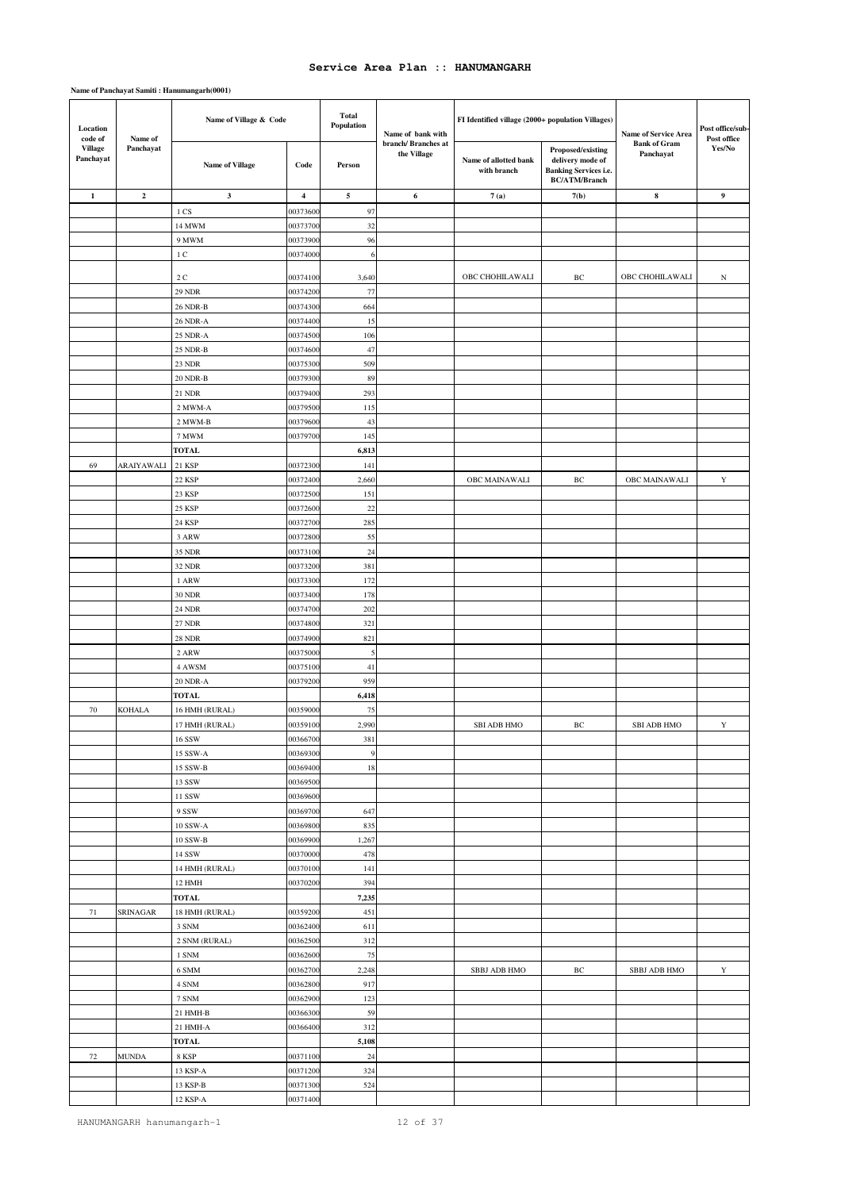# Service Area Plan :: HANUMANGARH

**Name of Panchayat Samiti : Hanumangarh(0001)**

| Location code of Village Panchayat | Name of Panchayat | Name of Village & Code | | Total Population | Name of bank with branch/ Branches at the Village | FI Identified village (2000+ population Villages) | | Name of Service Area Bank of Gram Panchayat | Post office/sub-Post office Yes/No |
|---|---|---|---|---|---|---|---|---|---|
| | | Name of Village | Code | Person | | Name of allotted bank with branch | Proposed/existing delivery mode of Banking Services i.e. BC/ATM/Branch | | |
| 1 | 2 | 3 | 4 | 5 | 6 | 7 (a) | 7(b) | 8 | 9 |
| | | 1 CS | 00373600 | 97 | | | | | |
| | | 14 MWM | 00373700 | 32 | | | | | |
| | | 9 MWM | 00373900 | 96 | | | | | |
| | | 1 C | 00374000 | 6 | | | | | |
| | | 2 C | 00374100 | 3,640 | | OBC CHOHILAWALI | BC | OBC CHOHILAWALI | N |
| | | 29 NDR | 00374200 | 77 | | | | | |
| | | 26 NDR-B | 00374300 | 664 | | | | | |
| | | 26 NDR-A | 00374400 | 15 | | | | | |
| | | 25 NDR-A | 00374500 | 106 | | | | | |
| | | 25 NDR-B | 00374600 | 47 | | | | | |
| | | 23 NDR | 00375300 | 509 | | | | | |
| | | 20 NDR-B | 00379300 | 89 | | | | | |
| | | 21 NDR | 00379400 | 293 | | | | | |
| | | 2 MWM-A | 00379500 | 115 | | | | | |
| | | 2 MWM-B | 00379600 | 43 | | | | | |
| | | 7 MWM | 00379700 | 145 | | | | | |
| | | **TOTAL** | | **6,813** | | | | | |
| 69 | ARAIYAWALI | 21 KSP | 00372300 | 141 | | | | | |
| | | 22 KSP | 00372400 | 2,660 | | OBC MAINAWALI | BC | OBC MAINAWALI | Y |
| | | 23 KSP | 00372500 | 151 | | | | | |
| | | 25 KSP | 00372600 | 22 | | | | | |
| | | 24 KSP | 00372700 | 285 | | | | | |
| | | 3 ARW | 00372800 | 55 | | | | | |
| | | 35 NDR | 00373100 | 24 | | | | | |
| | | 32 NDR | 00373200 | 381 | | | | | |
| | | 1 ARW | 00373300 | 172 | | | | | |
| | | 30 NDR | 00373400 | 178 | | | | | |
| | | 24 NDR | 00374700 | 202 | | | | | |
| | | 27 NDR | 00374800 | 321 | | | | | |
| | | 28 NDR | 00374900 | 821 | | | | | |
| | | 2 ARW | 00375000 | 5 | | | | | |
| | | 4 AWSM | 00375100 | 41 | | | | | |
| | | 20 NDR-A | 00379200 | 959 | | | | | |
| | | **TOTAL** | | **6,418** | | | | | |
| 70 | KOHALA | 16 HMH (RURAL) | 00359000 | 75 | | | | | |
| | | 17 HMH (RURAL) | 00359100 | 2,990 | | SBI ADB HMO | BC | SBI ADB HMO | Y |
| | | 16 SSW | 00366700 | 381 | | | | | |
| | | 15 SSW-A | 00369300 | 9 | | | | | |
| | | 15 SSW-B | 00369400 | 18 | | | | | |
| | | 13 SSW | 00369500 | | | | | | |
| | | 11 SSW | 00369600 | | | | | | |
| | | 9 SSW | 00369700 | 647 | | | | | |
| | | 10 SSW-A | 00369800 | 835 | | | | | |
| | | 10 SSW-B | 00369900 | 1,267 | | | | | |
| | | 14 SSW | 00370000 | 478 | | | | | |
| | | 14 HMH (RURAL) | 00370100 | 141 | | | | | |
| | | 12 HMH | 00370200 | 394 | | | | | |
| | | **TOTAL** | | **7,235** | | | | | |
| 71 | SRINAGAR | 18 HMH (RURAL) | 00359200 | 451 | | | | | |
| | | 3 SNM | 00362400 | 611 | | | | | |
| | | 2 SNM (RURAL) | 00362500 | 312 | | | | | |
| | | 1 SNM | 00362600 | 75 | | | | | |
| | | 6 SMM | 00362700 | 2,248 | | SBBJ ADB HMO | BC | SBBJ ADB HMO | Y |
| | | 4 SNM | 00362800 | 917 | | | | | |
| | | 7 SNM | 00362900 | 123 | | | | | |
| | | 21 HMH-B | 00366300 | 59 | | | | | |
| | | 21 HMH-A | 00366400 | 312 | | | | | |
| | | **TOTAL** | | **5,108** | | | | | |
| 72 | MUNDA | 8 KSP | 00371100 | 24 | | | | | |
| | | 13 KSP-A | 00371200 | 324 | | | | | |
| | | 13 KSP-B | 00371300 | 524 | | | | | |
| | | 12 KSP-A | 00371400 | | | | | | |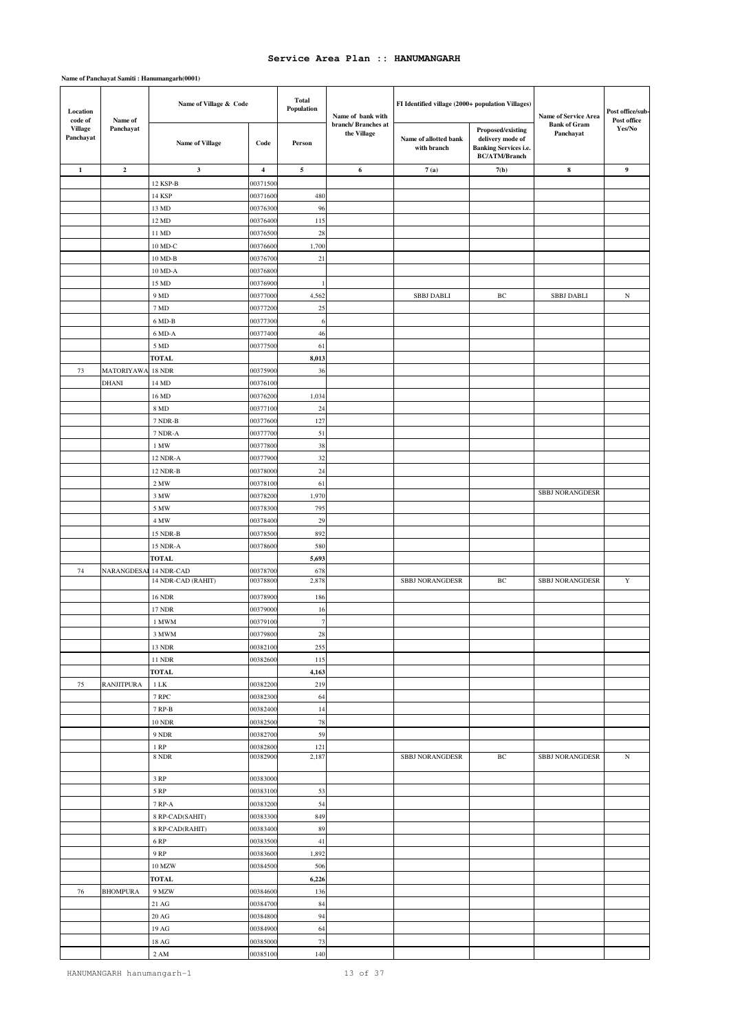## Service Area Plan :: HANUMANGARH

**Name of Panchayat Samiti : Hanumangarh(0001)**

| Location code of Village Panchayat | Name of Panchayat | Name of Village & Code | | Total Population | Name of bank with branch/ Branches at the Village | FI Identified village (2000+ population Villages) | | Name of Service Area Bank of Gram Panchayat | Post office/sub-Post office Yes/No |
|---|---|---|---|---|---|---|---|---|---|
| | | Name of Village | Code | Person | | Name of allotted bank with branch | Proposed/existing delivery mode of Banking Services i.e. BC/ATM/Branch | | |
| 1 | 2 | 3 | 4 | 5 | 6 | 7 (a) | 7(b) | 8 | 9 |
| | | 12 KSP-B | 00371500 | | | | | | |
| | | 14 KSP | 00371600 | 480 | | | | | |
| | | 13 MD | 00376300 | 96 | | | | | |
| | | 12 MD | 00376400 | 115 | | | | | |
| | | 11 MD | 00376500 | 28 | | | | | |
| | | 10 MD-C | 00376600 | 1,700 | | | | | |
| | | 10 MD-B | 00376700 | 21 | | | | | |
| | | 10 MD-A | 00376800 | | | | | | |
| | | 15 MD | 00376900 | 1 | | | | | |
| | | 9 MD | 00377000 | 4,562 | | SBBJ DABLI | BC | SBBJ DABLI | N |
| | | 7 MD | 00377200 | 25 | | | | | |
| | | 6 MD-B | 00377300 | 6 | | | | | |
| | | 6 MD-A | 00377400 | 46 | | | | | |
| | | 5 MD | 00377500 | 61 | | | | | |
| | | **TOTAL** | | **8,013** | | | | | |
| 73 | MATORIYAWA DHANI | 18 NDR | 00375900 | 36 | | | | | |
| | | 14 MD | 00376100 | | | | | | |
| | | 16 MD | 00376200 | 1,034 | | | | | |
| | | 8 MD | 00377100 | 24 | | | | | |
| | | 7 NDR-B | 00377600 | 127 | | | | | |
| | | 7 NDR-A | 00377700 | 51 | | | | | |
| | | 1 MW | 00377800 | 38 | | | | | |
| | | 12 NDR-A | 00377900 | 32 | | | | | |
| | | 12 NDR-B | 00378000 | 24 | | | | | |
| | | 2 MW | 00378100 | 61 | | | | | |
| | | 3 MW | 00378200 | 1,970 | | | | SBBJ NORANGDESR | |
| | | 5 MW | 00378300 | 795 | | | | | |
| | | 4 MW | 00378400 | 29 | | | | | |
| | | 15 NDR-B | 00378500 | 892 | | | | | |
| | | 15 NDR-A | 00378600 | 580 | | | | | |
| | | **TOTAL** | | **5,693** | | | | | |
| 74 | NARANGDESAI | 14 NDR-CAD | 00378700 | 678 | | | | | |
| | | 14 NDR-CAD (RAHIT) | 00378800 | 2,878 | | SBBJ NORANGDESR | BC | SBBJ NORANGDESR | Y |
| | | 16 NDR | 00378900 | 186 | | | | | |
| | | 17 NDR | 00379000 | 16 | | | | | |
| | | 1 MWM | 00379100 | 7 | | | | | |
| | | 3 MWM | 00379800 | 28 | | | | | |
| | | 13 NDR | 00382100 | 255 | | | | | |
| | | 11 NDR | 00382600 | 115 | | | | | |
| | | **TOTAL** | | **4,163** | | | | | |
| 75 | RANJITPURA | 1 LK | 00382200 | 219 | | | | | |
| | | 7 RPC | 00382300 | 64 | | | | | |
| | | 7 RP-B | 00382400 | 14 | | | | | |
| | | 10 NDR | 00382500 | 78 | | | | | |
| | | 9 NDR | 00382700 | 59 | | | | | |
| | | 1 RP | 00382800 | 121 | | | | | |
| | | 8 NDR | 00382900 | 2,187 | | SBBJ NORANGDESR | BC | SBBJ NORANGDESR | N |
| | | 3 RP | 00383000 | | | | | | |
| | | 5 RP | 00383100 | 53 | | | | | |
| | | 7 RP-A | 00383200 | 54 | | | | | |
| | | 8 RP-CAD(SAHIT) | 00383300 | 849 | | | | | |
| | | 8 RP-CAD(RAHIT) | 00383400 | 89 | | | | | |
| | | 6 RP | 00383500 | 41 | | | | | |
| | | 9 RP | 00383600 | 1,892 | | | | | |
| | | 10 MZW | 00384500 | 506 | | | | | |
| | | **TOTAL** | | **6,226** | | | | | |
| 76 | BHOMPURA | 9 MZW | 00384600 | 136 | | | | | |
| | | 21 AG | 00384700 | 84 | | | | | |
| | | 20 AG | 00384800 | 94 | | | | | |
| | | 19 AG | 00384900 | 64 | | | | | |
| | | 18 AG | 00385000 | 73 | | | | | |
| | | 2 AM | 00385100 | 140 | | | | | |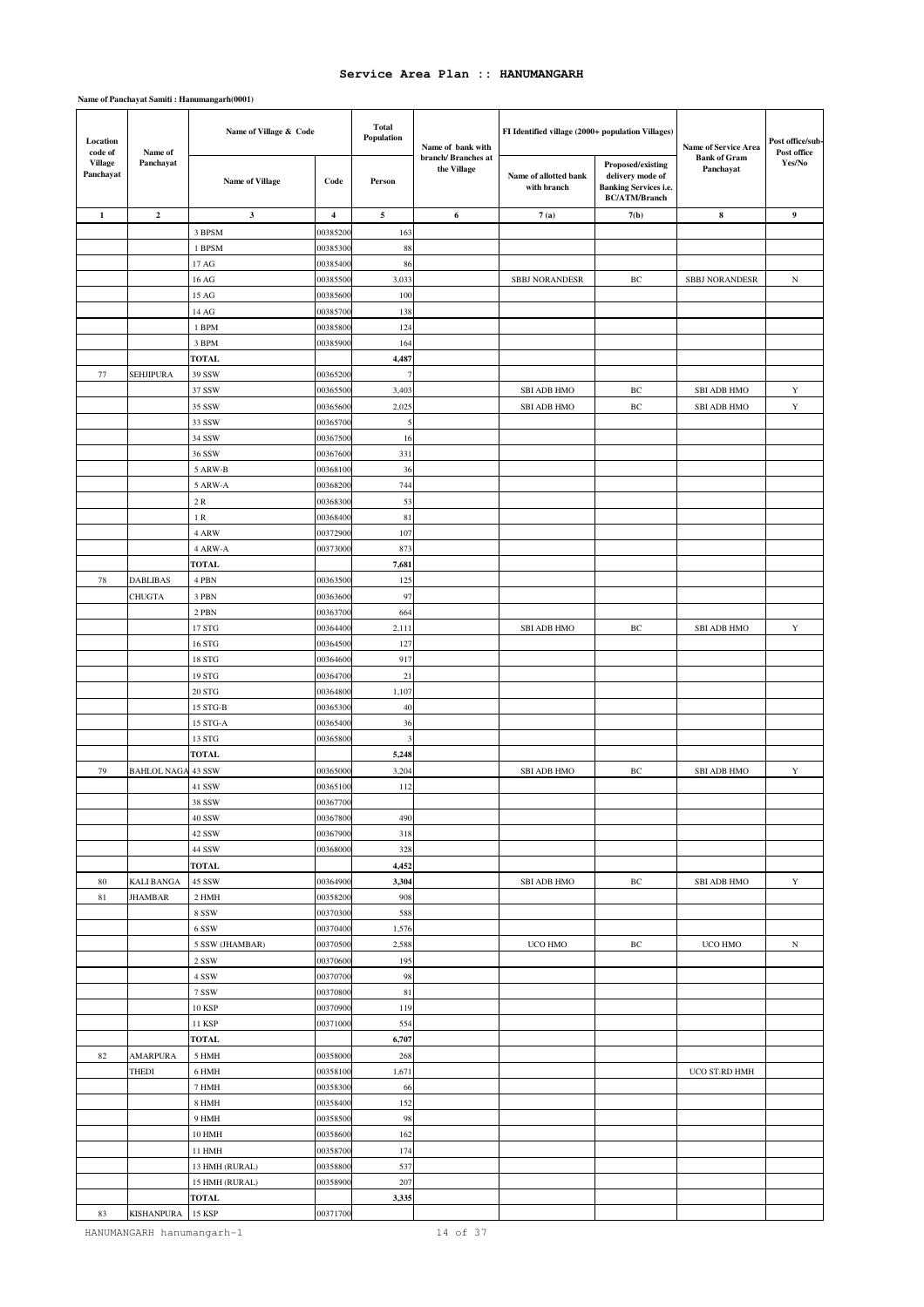# Service Area Plan :: HANUMANGARH

**Name of Panchayat Samiti : Hanumangarh(0001)**

| Location code of Village Panchayat | Name of Panchayat | Name of Village & Code | | Total Population | Name of bank with branch/ Branches at the Village | FI Identified village (2000+ population Villages) | | Name of Service Area Bank of Gram Panchayat | Post office/sub-Post office Yes/No |
|---|---|---|---|---|---|---|---|---|---|
| | | Name of Village | Code | Person | | Name of allotted bank with branch | Proposed/existing delivery mode of Banking Services i.e. BC/ATM/Branch | | |
| 1 | 2 | 3 | 4 | 5 | 6 | 7 (a) | 7(b) | 8 | 9 |
| | | 3 BPSM | 00385200 | 163 | | | | | |
| | | 1 BPSM | 00385300 | 88 | | | | | |
| | | 17 AG | 00385400 | 86 | | | | | |
| | | 16 AG | 00385500 | 3,033 | | SBBJ NORANDESR | BC | SBBJ NORANDESR | N |
| | | 15 AG | 00385600 | 100 | | | | | |
| | | 14 AG | 00385700 | 138 | | | | | |
| | | 1 BPM | 00385800 | 124 | | | | | |
| | | 3 BPM | 00385900 | 164 | | | | | |
| | | **TOTAL** | | **4,487** | | | | | |
| 77 | SEHJIPURA | 39 SSW | 00365200 | 7 | | | | | |
| | | 37 SSW | 00365500 | 3,403 | | SBI ADB HMO | BC | SBI ADB HMO | Y |
| | | 35 SSW | 00365600 | 2,025 | | SBI ADB HMO | BC | SBI ADB HMO | Y |
| | | 33 SSW | 00365700 | 5 | | | | | |
| | | 34 SSW | 00367500 | 16 | | | | | |
| | | 36 SSW | 00367600 | 331 | | | | | |
| | | 5 ARW-B | 00368100 | 36 | | | | | |
| | | 5 ARW-A | 00368200 | 744 | | | | | |
| | | 2 R | 00368300 | 53 | | | | | |
| | | 1 R | 00368400 | 81 | | | | | |
| | | 4 ARW | 00372900 | 107 | | | | | |
| | | 4 ARW-A | 00373000 | 873 | | | | | |
| | | **TOTAL** | | **7,681** | | | | | |
| 78 | DABLIBAS CHUGTA | 4 PBN | 00363500 | 125 | | | | | |
| | | 3 PBN | 00363600 | 97 | | | | | |
| | | 2 PBN | 00363700 | 664 | | | | | |
| | | 17 STG | 00364400 | 2,111 | | SBI ADB HMO | BC | SBI ADB HMO | Y |
| | | 16 STG | 00364500 | 127 | | | | | |
| | | 18 STG | 00364600 | 917 | | | | | |
| | | 19 STG | 00364700 | 21 | | | | | |
| | | 20 STG | 00364800 | 1,107 | | | | | |
| | | 15 STG-B | 00365300 | 40 | | | | | |
| | | 15 STG-A | 00365400 | 36 | | | | | |
| | | 13 STG | 00365800 | 3 | | | | | |
| | | **TOTAL** | | **5,248** | | | | | |
| 79 | BAHLOL NAGA | 43 SSW | 00365000 | 3,204 | | SBI ADB HMO | BC | SBI ADB HMO | Y |
| | | 41 SSW | 00365100 | 112 | | | | | |
| | | 38 SSW | 00367700 | | | | | | |
| | | 40 SSW | 00367800 | 490 | | | | | |
| | | 42 SSW | 00367900 | 318 | | | | | |
| | | 44 SSW | 00368000 | 328 | | | | | |
| | | **TOTAL** | | **4,452** | | | | | |
| 80 | KALI BANGA | 45 SSW | 00364900 | **3,304** | | SBI ADB HMO | BC | SBI ADB HMO | Y |
| 81 | JHAMBAR | 2 HMH | 00358200 | 908 | | | | | |
| | | 8 SSW | 00370300 | 588 | | | | | |
| | | 6 SSW | 00370400 | 1,576 | | | | | |
| | | 5 SSW (JHAMBAR) | 00370500 | 2,588 | | UCO HMO | BC | UCO HMO | N |
| | | 2 SSW | 00370600 | 195 | | | | | |
| | | 4 SSW | 00370700 | 98 | | | | | |
| | | 7 SSW | 00370800 | 81 | | | | | |
| | | 10 KSP | 00370900 | 119 | | | | | |
| | | 11 KSP | 00371000 | 554 | | | | | |
| | | **TOTAL** | | **6,707** | | | | | |
| 82 | AMARPURA THEDI | 5 HMH | 00358000 | 268 | | | | | |
| | | 6 HMH | 00358100 | 1,671 | | | | UCO ST.RD HMH | |
| | | 7 HMH | 00358300 | 66 | | | | | |
| | | 8 HMH | 00358400 | 152 | | | | | |
| | | 9 HMH | 00358500 | 98 | | | | | |
| | | 10 HMH | 00358600 | 162 | | | | | |
| | | 11 HMH | 00358700 | 174 | | | | | |
| | | 13 HMH (RURAL) | 00358800 | 537 | | | | | |
| | | 15 HMH (RURAL) | 00358900 | 207 | | | | | |
| | | **TOTAL** | | **3,335** | | | | | |
| 83 | KISHANPURA | 15 KSP | 00371700 | | | | | | |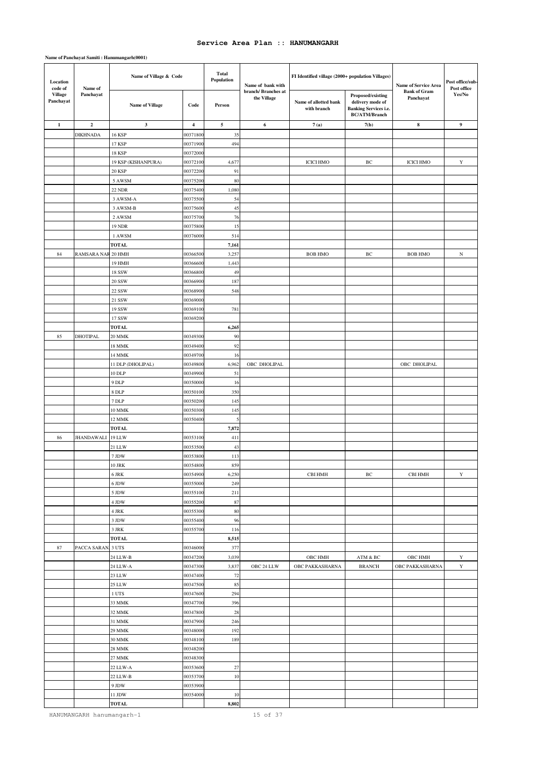## Service Area Plan :: HANUMANGARH

**Name of Panchayat Samiti : Hanumangarh(0001)**

| Location code of Village Panchayat | Name of Panchayat | Name of Village & Code | | Total Population | Name of bank with branch/ Branches at the Village | FI Identified village (2000+ population Villages) | | Name of Service Area Bank of Gram Panchayat | Post office/sub-Post office Yes/No |
|---|---|---|---|---|---|---|---|---|---|
| | | Name of Village | Code | Person | | Name of allotted bank with branch | Proposed/existing delivery mode of Banking Services i.e. BC/ATM/Branch | | |
| 1 | 2 | 3 | 4 | 5 | 6 | 7 (a) | 7(b) | 8 | 9 |
| | DIKHNADA | 16 KSP | 00371800 | 35 | | | | | |
| | | 17 KSP | 00371900 | 494 | | | | | |
| | | 18 KSP | 00372000 | | | | | | |
| | | 19 KSP (KISHANPURA) | 00372100 | 4,677 | | ICICI HMO | BC | ICICI HMO | Y |
| | | 20 KSP | 00372200 | 91 | | | | | |
| | | 5 AWSM | 00375200 | 80 | | | | | |
| | | 22 NDR | 00375400 | 1,080 | | | | | |
| | | 3 AWSM-A | 00375500 | 54 | | | | | |
| | | 3 AWSM-B | 00375600 | 45 | | | | | |
| | | 2 AWSM | 00375700 | 76 | | | | | |
| | | 19 NDR | 00375800 | 15 | | | | | |
| | | 1 AWSM | 00376000 | 514 | | | | | |
| | | **TOTAL** | | **7,161** | | | | | |
| 84 | RAMSARA NAR | 20 HMH | 00366500 | 3,257 | | BOB HMO | BC | BOB HMO | N |
| | | 19 HMH | 00366600 | 1,443 | | | | | |
| | | 18 SSW | 00366800 | 49 | | | | | |
| | | 20 SSW | 00366900 | 187 | | | | | |
| | | 22 SSW | 00368900 | 548 | | | | | |
| | | 21 SSW | 00369000 | | | | | | |
| | | 19 SSW | 00369100 | 781 | | | | | |
| | | 17 SSW | 00369200 | | | | | | |
| | | **TOTAL** | | **6,265** | | | | | |
| 85 | DHOTIPAL | 20 MMK | 00349300 | 90 | | | | | |
| | | 18 MMK | 00349400 | 92 | | | | | |
| | | 14 MMK | 00349700 | 16 | | | | | |
| | | 11 DLP (DHOLIPAL) | 00349800 | 6,962 | OBC DHOLIPAL | | | OBC DHOLIPAL | |
| | | 10 DLP | 00349900 | 51 | | | | | |
| | | 9 DLP | 00350000 | 16 | | | | | |
| | | 8 DLP | 00350100 | 350 | | | | | |
| | | 7 DLP | 00350200 | 145 | | | | | |
| | | 10 MMK | 00350300 | 145 | | | | | |
| | | 12 MMK | 00350400 | 5 | | | | | |
| | | **TOTAL** | | **7,872** | | | | | |
| 86 | JHANDAWALI | 19 LLW | 00353100 | 411 | | | | | |
| | | 21 LLW | 00353500 | 43 | | | | | |
| | | 7 JDW | 00353800 | 113 | | | | | |
| | | 10 JRK | 00354800 | 859 | | | | | |
| | | 6 JRK | 00354900 | 6,250 | | CBI HMH | BC | CBI HMH | Y |
| | | 6 JDW | 00355000 | 249 | | | | | |
| | | 5 JDW | 00355100 | 211 | | | | | |
| | | 4 JDW | 00355200 | 87 | | | | | |
| | | 4 JRK | 00355300 | 80 | | | | | |
| | | 3 JDW | 00355400 | 96 | | | | | |
| | | 3 JRK | 00355700 | 116 | | | | | |
| | | **TOTAL** | | **8,515** | | | | | |
| 87 | PACCA SARAN | 3 UTS | 00346000 | 377 | | | | | |
| | | 24 LLW-B | 00347200 | 3,039 | | OBC HMH | ATM & BC | OBC HMH | Y |
| | | 24 LLW-A | 00347300 | 3,837 | OBC 24 LLW | OBC PAKKASHARNA | BRANCH | OBC PAKKASHARNA | Y |
| | | 23 LLW | 00347400 | 72 | | | | | |
| | | 25 LLW | 00347500 | 85 | | | | | |
| | | 1 UTS | 00347600 | 294 | | | | | |
| | | 33 MMK | 00347700 | 396 | | | | | |
| | | 32 MMK | 00347800 | 28 | | | | | |
| | | 31 MMK | 00347900 | 246 | | | | | |
| | | 29 MMK | 00348000 | 192 | | | | | |
| | | 30 MMK | 00348100 | 189 | | | | | |
| | | 28 MMK | 00348200 | | | | | | |
| | | 27 MMK | 00348300 | | | | | | |
| | | 22 LLW-A | 00353600 | 27 | | | | | |
| | | 22 LLW-B | 00353700 | 10 | | | | | |
| | | 9 JDW | 00353900 | | | | | | |
| | | 11 JDW | 00354000 | 10 | | | | | |
| | | **TOTAL** | | **8,802** | | | | | |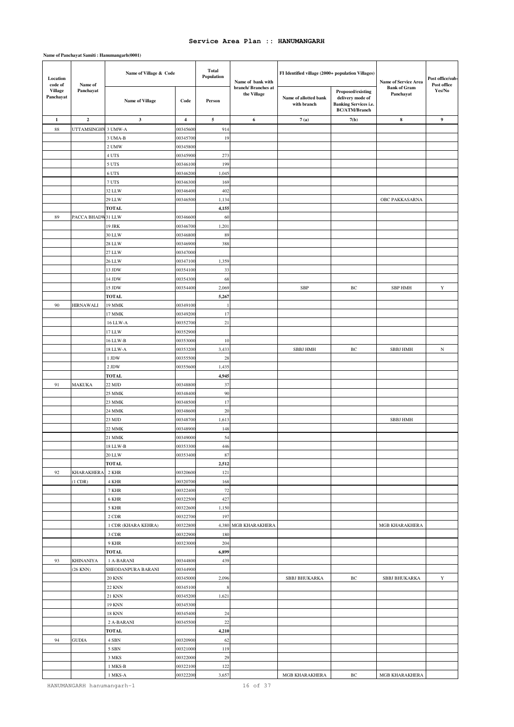# Service Area Plan :: HANUMANGARH

**Name of Panchayat Samiti : Hanumangarh(0001)**

| Location code of Village Panchayat | Name of Panchayat | Name of Village & Code | | Total Population | Name of bank with branch/ Branches at the Village | FI Identified village (2000+ population Villages) | | Name of Service Area Bank of Gram Panchayat | Post office/sub-Post office Yes/No |
|---|---|---|---|---|---|---|---|---|---|
| | | Name of Village | Code | Person | | Name of allotted bank with branch | Proposed/existing delivery mode of Banking Services i.e. BC/ATM/Branch | | |
| 1 | 2 | 3 | 4 | 5 | 6 | 7 (a) | 7(b) | 8 | 9 |
| 88 | UTTAMSINGHW | 3 UMW-A | 00345600 | 914 | | | | | |
| | | 3 UMA-B | 00345700 | 19 | | | | | |
| | | 2 UMW | 00345800 | | | | | | |
| | | 4 UTS | 00345900 | 273 | | | | | |
| | | 5 UTS | 00346100 | 199 | | | | | |
| | | 6 UTS | 00346200 | 1,045 | | | | | |
| | | 7 UTS | 00346300 | 169 | | | | | |
| | | 32 LLW | 00346400 | 402 | | | | | |
| | | 29 LLW | 00346500 | 1,134 | | | | OBC PAKKASARNA | |
| | | **TOTAL** | | **4,155** | | | | | |
| 89 | PACCA BHADW | 31 LLW | 00346600 | 60 | | | | | |
| | | 19 JRK | 00346700 | 1,201 | | | | | |
| | | 30 LLW | 00346800 | 89 | | | | | |
| | | 28 LLW | 00346900 | 388 | | | | | |
| | | 27 LLW | 00347000 | | | | | | |
| | | 26 LLW | 00347100 | 1,359 | | | | | |
| | | 13 JDW | 00354100 | 33 | | | | | |
| | | 14 JDW | 00354300 | 68 | | | | | |
| | | 15 JDW | 00354400 | 2,069 | | SBP | BC | SBP HMH | Y |
| | | **TOTAL** | | **5,267** | | | | | |
| 90 | HIRNAWALI | 19 MMK | 00349100 | 1 | | | | | |
| | | 17 MMK | 00349200 | 17 | | | | | |
| | | 16 LLW-A | 00352700 | 21 | | | | | |
| | | 17 LLW | 00352900 | | | | | | |
| | | 16 LLW-B | 00353000 | 10 | | | | | |
| | | 18 LLW-A | 00353200 | 3,433 | | SBBJ HMH | BC | SBBJ HMH | N |
| | | 1 JDW | 00355500 | 28 | | | | | |
| | | 2 JDW | 00355600 | 1,435 | | | | | |
| | | **TOTAL** | | **4,945** | | | | | |
| 91 | MAKUKA | 22 MJD | 00348800 | 37 | | | | | |
| | | 25 MMK | 00348400 | 90 | | | | | |
| | | 23 MMK | 00348500 | 17 | | | | | |
| | | 24 MMK | 00348600 | 20 | | | | | |
| | | 23 MJD | 00348700 | 1,613 | | | | SBBJ HMH | |
| | | 22 MMK | 00348900 | 148 | | | | | |
| | | 21 MMK | 00349000 | 54 | | | | | |
| | | 18 LLW-B | 00353300 | 446 | | | | | |
| | | 20 LLW | 00353400 | 87 | | | | | |
| | | **TOTAL** | | **2,512** | | | | | |
| 92 | KHARAKHERA | 2 KHR | 00320600 | 121 | | | | | |
| | (1 CDR) | 4 KHR | 00320700 | 168 | | | | | |
| | | 7 KHR | 00322400 | 72 | | | | | |
| | | 6 KHR | 00322500 | 427 | | | | | |
| | | 5 KHR | 00322600 | 1,150 | | | | | |
| | | 2 CDR | 00322700 | 197 | | | | | |
| | | 1 CDR (KHARA KEHRA) | 00322800 | 4,380 | MGB KHARAKHERA | | | MGB KHARAKHERA | |
| | | 3 CDR | 00322900 | 180 | | | | | |
| | | 9 KHR | 00323000 | 204 | | | | | |
| | | **TOTAL** | | **6,899** | | | | | |
| 93 | KHINANIYA | 1 A-BARANI | 00344800 | 439 | | | | | |
| | (26 KNN) | SHEODANPURA BARANI | 00344900 | | | | | | |
| | | 20 KNN | 00345000 | 2,096 | | SBBJ BHUKARKA | BC | SBBJ BHUKARKA | Y |
| | | 22 KNN | 00345100 | 8 | | | | | |
| | | 21 KNN | 00345200 | 1,621 | | | | | |
| | | 19 KNN | 00345300 | | | | | | |
| | | 18 KNN | 00345400 | 24 | | | | | |
| | | 2 A-BARANI | 00345500 | 22 | | | | | |
| | | **TOTAL** | | **4,210** | | | | | |
| 94 | GUDIA | 4 SBN | 00320900 | 62 | | | | | |
| | | 5 SBN | 00321000 | 119 | | | | | |
| | | 3 MKS | 00322000 | 29 | | | | | |
| | | 1 MKS-B | 00322100 | 122 | | | | | |
| | | 1 MKS-A | 00322200 | 3,657 | | MGB KHARAKHERA | BC | MGB KHARAKHERA | |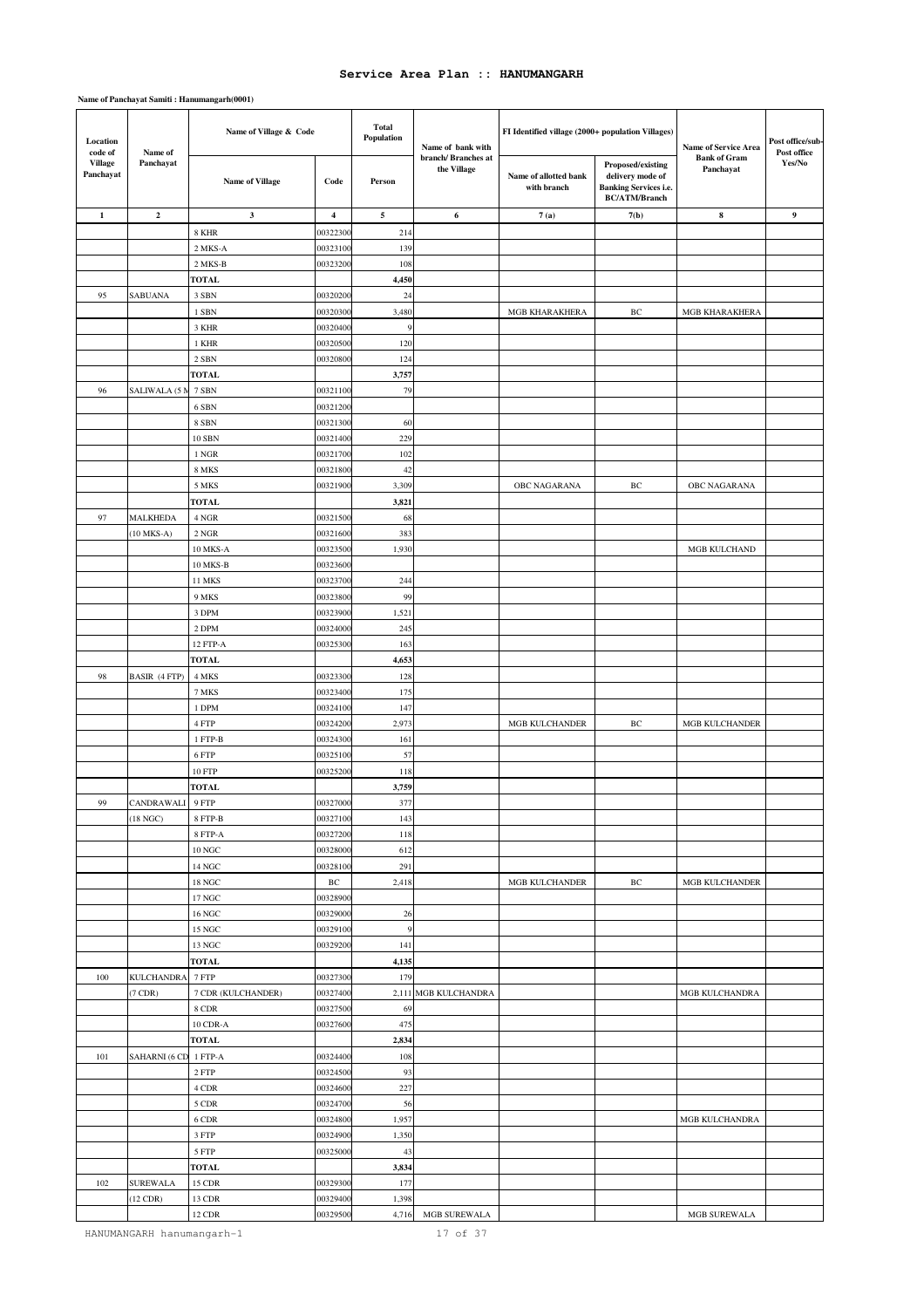## Service Area Plan :: HANUMANGARH

**Name of Panchayat Samiti : Hanumangarh(0001)**

| Location code of Village Panchayat | Name of Panchayat | Name of Village & Code | | Total Population | Name of bank with branch/ Branches at the Village | FI Identified village (2000+ population Villages) | | Name of Service Area Bank of Gram Panchayat | Post office/sub-Post office Yes/No |
|---|---|---|---|---|---|---|---|---|---|
| | | Name of Village | Code | Person | | Name of allotted bank with branch | Proposed/existing delivery mode of Banking Services i.e. BC/ATM/Branch | | |
| 1 | 2 | 3 | 4 | 5 | 6 | 7 (a) | 7(b) | 8 | 9 |
| | | 8 KHR | 00322300 | 214 | | | | | |
| | | 2 MKS-A | 00323100 | 139 | | | | | |
| | | 2 MKS-B | 00323200 | 108 | | | | | |
| | | **TOTAL** | | **4,450** | | | | | |
| 95 | SABUANA | 3 SBN | 00320200 | 24 | | | | | |
| | | 1 SBN | 00320300 | 3,480 | | MGB KHARAKHERA | BC | MGB KHARAKHERA | |
| | | 3 KHR | 00320400 | 9 | | | | | |
| | | 1 KHR | 00320500 | 120 | | | | | |
| | | 2 SBN | 00320800 | 124 | | | | | |
| | | **TOTAL** | | **3,757** | | | | | |
| 96 | SALIWALA (5 M | 7 SBN | 00321100 | 79 | | | | | |
| | | 6 SBN | 00321200 | | | | | | |
| | | 8 SBN | 00321300 | 60 | | | | | |
| | | 10 SBN | 00321400 | 229 | | | | | |
| | | 1 NGR | 00321700 | 102 | | | | | |
| | | 8 MKS | 00321800 | 42 | | | | | |
| | | 5 MKS | 00321900 | 3,309 | | OBC NAGARANA | BC | OBC NAGARANA | |
| | | **TOTAL** | | **3,821** | | | | | |
| 97 | MALKHEDA | 4 NGR | 00321500 | 68 | | | | | |
| | (10 MKS-A) | 2 NGR | 00321600 | 383 | | | | | |
| | | 10 MKS-A | 00323500 | 1,930 | | | | MGB KULCHAND | |
| | | 10 MKS-B | 00323600 | | | | | | |
| | | 11 MKS | 00323700 | 244 | | | | | |
| | | 9 MKS | 00323800 | 99 | | | | | |
| | | 3 DPM | 00323900 | 1,521 | | | | | |
| | | 2 DPM | 00324000 | 245 | | | | | |
| | | 12 FTP-A | 00325300 | 163 | | | | | |
| | | **TOTAL** | | **4,653** | | | | | |
| 98 | BASIR (4 FTP) | 4 MKS | 00323300 | 128 | | | | | |
| | | 7 MKS | 00323400 | 175 | | | | | |
| | | 1 DPM | 00324100 | 147 | | | | | |
| | | 4 FTP | 00324200 | 2,973 | | MGB KULCHANDER | BC | MGB KULCHANDER | |
| | | 1 FTP-B | 00324300 | 161 | | | | | |
| | | 6 FTP | 00325100 | 57 | | | | | |
| | | 10 FTP | 00325200 | 118 | | | | | |
| | | **TOTAL** | | **3,759** | | | | | |
| 99 | CANDRAWALI | 9 FTP | 00327000 | 377 | | | | | |
| | (18 NGC) | 8 FTP-B | 00327100 | 143 | | | | | |
| | | 8 FTP-A | 00327200 | 118 | | | | | |
| | | 10 NGC | 00328000 | 612 | | | | | |
| | | 14 NGC | 00328100 | 291 | | | | | |
| | | 18 NGC | BC | 2,418 | | MGB KULCHANDER | BC | MGB KULCHANDER | |
| | | 17 NGC | 00328900 | | | | | | |
| | | 16 NGC | 00329000 | 26 | | | | | |
| | | 15 NGC | 00329100 | 9 | | | | | |
| | | 13 NGC | 00329200 | 141 | | | | | |
| | | **TOTAL** | | **4,135** | | | | | |
| 100 | KULCHANDRA | 7 FTP | 00327300 | 179 | | | | | |
| | (7 CDR) | 7 CDR (KULCHANDER) | 00327400 | 2,111 | MGB KULCHANDRA | | | MGB KULCHANDRA | |
| | | 8 CDR | 00327500 | 69 | | | | | |
| | | 10 CDR-A | 00327600 | 475 | | | | | |
| | | **TOTAL** | | **2,834** | | | | | |
| 101 | SAHARNI (6 CD | 1 FTP-A | 00324400 | 108 | | | | | |
| | | 2 FTP | 00324500 | 93 | | | | | |
| | | 4 CDR | 00324600 | 227 | | | | | |
| | | 5 CDR | 00324700 | 56 | | | | | |
| | | 6 CDR | 00324800 | 1,957 | | | | MGB KULCHANDRA | |
| | | 3 FTP | 00324900 | 1,350 | | | | | |
| | | 5 FTP | 00325000 | 43 | | | | | |
| | | **TOTAL** | | **3,834** | | | | | |
| 102 | SUREWALA | 15 CDR | 00329300 | 177 | | | | | |
| | (12 CDR) | 13 CDR | 00329400 | 1,398 | | | | | |
| | | 12 CDR | 00329500 | 4,716 | MGB SUREWALA | | | MGB SUREWALA | |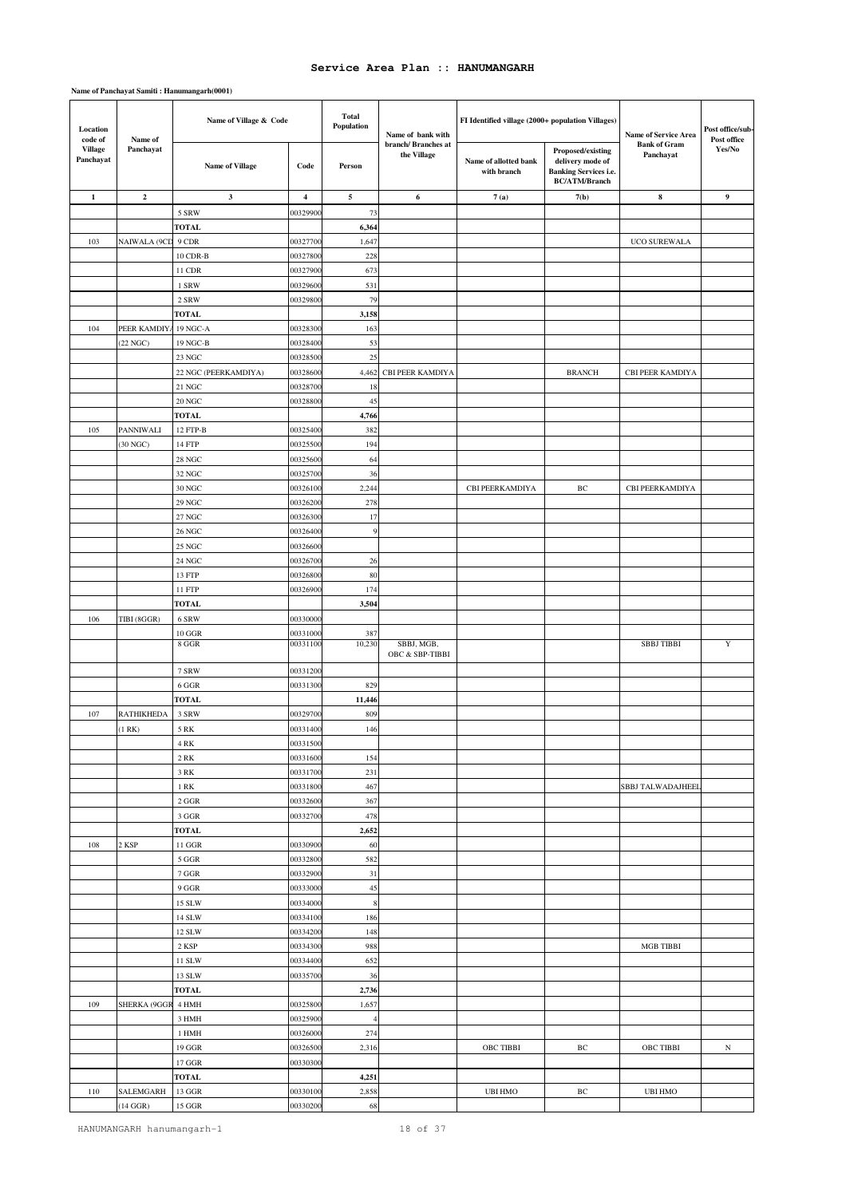# Service Area Plan :: HANUMANGARH

**Name of Panchayat Samiti : Hanumangarh(0001)**

| Location code of Village Panchayat | Name of Panchayat | Name of Village & Code | | Total Population | Name of bank with branch/ Branches at the Village | FI Identified village (2000+ population Villages) | | Name of Service Area Bank of Gram Panchayat | Post office/sub-Post office Yes/No |
|---|---|---|---|---|---|---|---|---|---|
| | | Name of Village | Code | Person | | Name of allotted bank with branch | Proposed/existing delivery mode of Banking Services i.e. BC/ATM/Branch | | |
| 1 | 2 | 3 | 4 | 5 | 6 | 7 (a) | 7(b) | 8 | 9 |
| | | 5 SRW | 00329900 | 73 | | | | | |
| | | TOTAL | | 6,364 | | | | | |
| 103 | NAIWALA (9CD | 9 CDR | 00327700 | 1,647 | | | | UCO SUREWALA | |
| | | 10 CDR-B | 00327800 | 228 | | | | | |
| | | 11 CDR | 00327900 | 673 | | | | | |
| | | 1 SRW | 00329600 | 531 | | | | | |
| | | 2 SRW | 00329800 | 79 | | | | | |
| | | TOTAL | | 3,158 | | | | | |
| 104 | PEER KAMDIYA | 19 NGC-A | 00328300 | 163 | | | | | |
| | (22 NGC) | 19 NGC-B | 00328400 | 53 | | | | | |
| | | 23 NGC | 00328500 | 25 | | | | | |
| | | 22 NGC (PEERKAMDIYA) | 00328600 | 4,462 | CBI PEER KAMDIYA | | BRANCH | CBI PEER KAMDIYA | |
| | | 21 NGC | 00328700 | 18 | | | | | |
| | | 20 NGC | 00328800 | 45 | | | | | |
| | | TOTAL | | 4,766 | | | | | |
| 105 | PANNIWALI | 12 FTP-B | 00325400 | 382 | | | | | |
| | (30 NGC) | 14 FTP | 00325500 | 194 | | | | | |
| | | 28 NGC | 00325600 | 64 | | | | | |
| | | 32 NGC | 00325700 | 36 | | | | | |
| | | 30 NGC | 00326100 | 2,244 | | CBI PEERKAMDIYA | BC | CBI PEERKAMDIYA | |
| | | 29 NGC | 00326200 | 278 | | | | | |
| | | 27 NGC | 00326300 | 17 | | | | | |
| | | 26 NGC | 00326400 | 9 | | | | | |
| | | 25 NGC | 00326600 | | | | | | |
| | | 24 NGC | 00326700 | 26 | | | | | |
| | | 13 FTP | 00326800 | 80 | | | | | |
| | | 11 FTP | 00326900 | 174 | | | | | |
| | | TOTAL | | 3,504 | | | | | |
| 106 | TIBI (8GGR) | 6 SRW | 00330000 | | | | | | |
| | | 10 GGR | 00331000 | 387 | | | | | |
| | | 8 GGR | 00331100 | 10,230 | SBBJ, MGB, OBC & SBP-TIBBI | | | SBBJ TIBBI | Y |
| | | 7 SRW | 00331200 | | | | | | |
| | | 6 GGR | 00331300 | 829 | | | | | |
| | | TOTAL | | 11,446 | | | | | |
| 107 | RATHIKHEDA | 3 SRW | 00329700 | 809 | | | | | |
| | (1 RK) | 5 RK | 00331400 | 146 | | | | | |
| | | 4 RK | 00331500 | | | | | | |
| | | 2 RK | 00331600 | 154 | | | | | |
| | | 3 RK | 00331700 | 231 | | | | | |
| | | 1 RK | 00331800 | 467 | | | | SBBJ TALWADAJHEEL | |
| | | 2 GGR | 00332600 | 367 | | | | | |
| | | 3 GGR | 00332700 | 478 | | | | | |
| | | TOTAL | | 2,652 | | | | | |
| 108 | 2 KSP | 11 GGR | 00330900 | 60 | | | | | |
| | | 5 GGR | 00332800 | 582 | | | | | |
| | | 7 GGR | 00332900 | 31 | | | | | |
| | | 9 GGR | 00333000 | 45 | | | | | |
| | | 15 SLW | 00334000 | 8 | | | | | |
| | | 14 SLW | 00334100 | 186 | | | | | |
| | | 12 SLW | 00334200 | 148 | | | | | |
| | | 2 KSP | 00334300 | 988 | | | | MGB TIBBI | |
| | | 11 SLW | 00334400 | 652 | | | | | |
| | | 13 SLW | 00335700 | 36 | | | | | |
| | | TOTAL | | 2,736 | | | | | |
| 109 | SHERKA (9GGR | 4 HMH | 00325800 | 1,657 | | | | | |
| | | 3 HMH | 00325900 | 4 | | | | | |
| | | 1 HMH | 00326000 | 274 | | | | | |
| | | 19 GGR | 00326500 | 2,316 | | OBC TIBBI | BC | OBC TIBBI | N |
| | | 17 GGR | 00330300 | | | | | | |
| | | TOTAL | | 4,251 | | | | | |
| 110 | SALEMGARH | 13 GGR | 00330100 | 2,858 | | UBI HMO | BC | UBI HMO | |
| | (14 GGR) | 15 GGR | 00330200 | 68 | | | | | |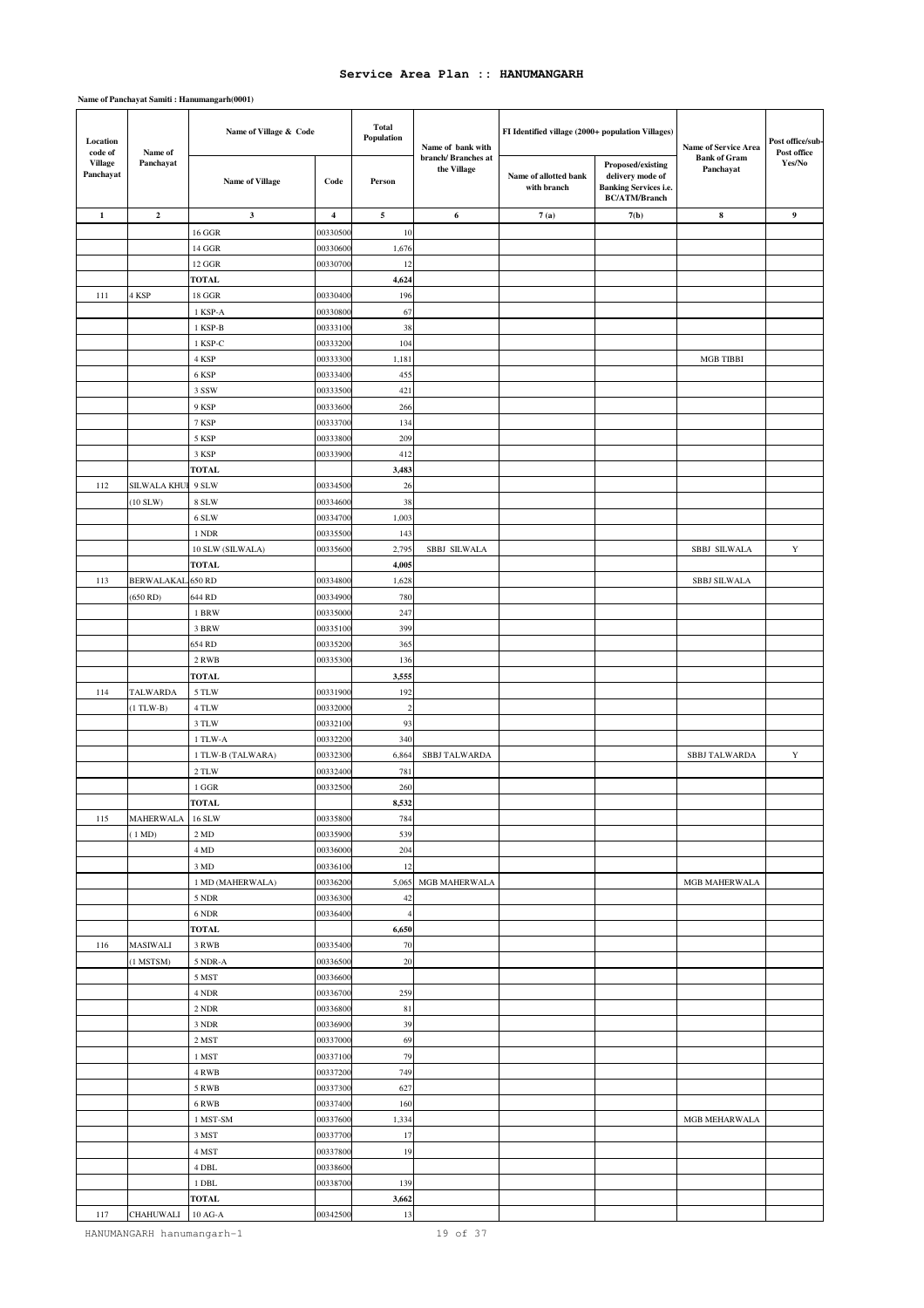## Service Area Plan :: HANUMANGARH

**Name of Panchayat Samiti : Hanumangarh(0001)**

| Location code of Village Panchayat | Name of Panchayat | Name of Village & Code | | Total Population | Name of bank with branch/ Branches at the Village | FI Identified village (2000+ population Villages) | | Name of Service Area Bank of Gram Panchayat | Post office/sub-Post office Yes/No |
|---|---|---|---|---|---|---|---|---|---|
| | | Name of Village | Code | Person | | Name of allotted bank with branch | Proposed/existing delivery mode of Banking Services i.e. BC/ATM/Branch | | |
| 1 | 2 | 3 | 4 | 5 | 6 | 7 (a) | 7(b) | 8 | 9 |
| | | 16 GGR | 00330500 | 10 | | | | | |
| | | 14 GGR | 00330600 | 1,676 | | | | | |
| | | 12 GGR | 00330700 | 12 | | | | | |
| | | **TOTAL** | | **4,624** | | | | | |
| 111 | 4 KSP | 18 GGR | 00330400 | 196 | | | | | |
| | | 1 KSP-A | 00330800 | 67 | | | | | |
| | | 1 KSP-B | 00333100 | 38 | | | | | |
| | | 1 KSP-C | 00333200 | 104 | | | | | |
| | | 4 KSP | 00333300 | 1,181 | | | | MGB TIBBI | |
| | | 6 KSP | 00333400 | 455 | | | | | |
| | | 3 SSW | 00333500 | 421 | | | | | |
| | | 9 KSP | 00333600 | 266 | | | | | |
| | | 7 KSP | 00333700 | 134 | | | | | |
| | | 5 KSP | 00333800 | 209 | | | | | |
| | | 3 KSP | 00333900 | 412 | | | | | |
| | | **TOTAL** | | **3,483** | | | | | |
| 112 | SILWALA KHUI (10 SLW) | 9 SLW | 00334500 | 26 | | | | | |
| | | 8 SLW | 00334600 | 38 | | | | | |
| | | 6 SLW | 00334700 | 1,003 | | | | | |
| | | 1 NDR | 00335500 | 143 | | | | | |
| | | 10 SLW (SILWALA) | 00335600 | 2,795 | SBBJ SILWALA | | | SBBJ SILWALA | Y |
| | | **TOTAL** | | **4,005** | | | | | |
| 113 | BERWALAKAL (650 RD) | 650 RD | 00334800 | 1,628 | | | | SBBJ SILWALA | |
| | | 644 RD | 00334900 | 780 | | | | | |
| | | 1 BRW | 00335000 | 247 | | | | | |
| | | 3 BRW | 00335100 | 399 | | | | | |
| | | 654 RD | 00335200 | 365 | | | | | |
| | | 2 RWB | 00335300 | 136 | | | | | |
| | | **TOTAL** | | **3,555** | | | | | |
| 114 | TALWARDA (1 TLW-B) | 5 TLW | 00331900 | 192 | | | | | |
| | | 4 TLW | 00332000 | 2 | | | | | |
| | | 3 TLW | 00332100 | 93 | | | | | |
| | | 1 TLW-A | 00332200 | 340 | | | | | |
| | | 1 TLW-B (TALWARA) | 00332300 | 6,864 | SBBJ TALWARDA | | | SBBJ TALWARDA | Y |
| | | 2 TLW | 00332400 | 781 | | | | | |
| | | 1 GGR | 00332500 | 260 | | | | | |
| | | **TOTAL** | | **8,532** | | | | | |
| 115 | MAHERWALA ( 1 MD) | 16 SLW | 00335800 | 784 | | | | | |
| | | 2 MD | 00335900 | 539 | | | | | |
| | | 4 MD | 00336000 | 204 | | | | | |
| | | 3 MD | 00336100 | 12 | | | | | |
| | | 1 MD (MAHERWALA) | 00336200 | 5,065 | MGB MAHERWALA | | | MGB MAHERWALA | |
| | | 5 NDR | 00336300 | 42 | | | | | |
| | | 6 NDR | 00336400 | 4 | | | | | |
| | | **TOTAL** | | **6,650** | | | | | |
| 116 | MASIWALI (1 MSTSM) | 3 RWB | 00335400 | 70 | | | | | |
| | | 5 NDR-A | 00336500 | 20 | | | | | |
| | | 5 MST | 00336600 | | | | | | |
| | | 4 NDR | 00336700 | 259 | | | | | |
| | | 2 NDR | 00336800 | 81 | | | | | |
| | | 3 NDR | 00336900 | 39 | | | | | |
| | | 2 MST | 00337000 | 69 | | | | | |
| | | 1 MST | 00337100 | 79 | | | | | |
| | | 4 RWB | 00337200 | 749 | | | | | |
| | | 5 RWB | 00337300 | 627 | | | | | |
| | | 6 RWB | 00337400 | 160 | | | | | |
| | | 1 MST-SM | 00337600 | 1,334 | | | | MGB MEHARWALA | |
| | | 3 MST | 00337700 | 17 | | | | | |
| | | 4 MST | 00337800 | 19 | | | | | |
| | | 4 DBL | 00338600 | | | | | | |
| | | 1 DBL | 00338700 | 139 | | | | | |
| | | **TOTAL** | | **3,662** | | | | | |
| 117 | CHAHUWALI | 10 AG-A | 00342500 | 13 | | | | | |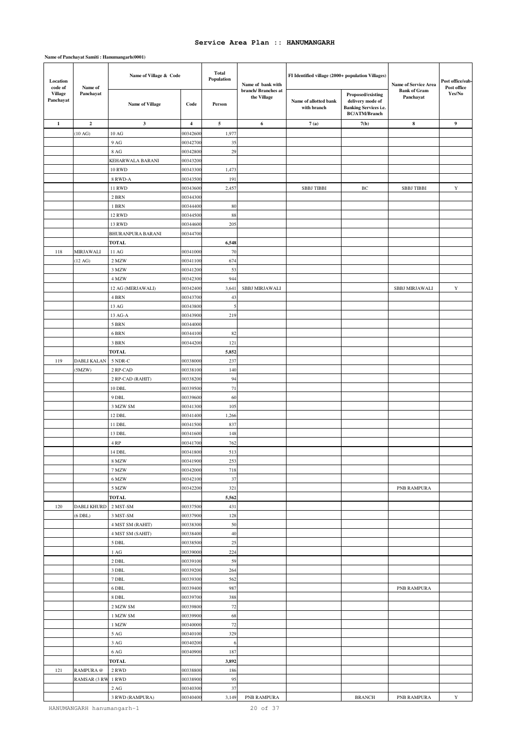## Service Area Plan :: HANUMANGARH

**Name of Panchayat Samiti : Hanumangarh(0001)**

| Location code of Village Panchayat | Name of Panchayat | Name of Village & Code | | Total Population | Name of bank with branch/ Branches at the Village | FI Identified village (2000+ population Villages) | | Name of Service Area Bank of Gram Panchayat | Post office/sub-Post office Yes/No |
|---|---|---|---|---|---|---|---|---|---|
| | | Name of Village | Code | Person | | Name of allotted bank with branch | Proposed/existing delivery mode of Banking Services i.e. BC/ATM/Branch | | |
| 1 | 2 | 3 | 4 | 5 | 6 | 7 (a) | 7(b) | 8 | 9 |
| | (10 AG) | 10 AG | 00342600 | 1,977 | | | | | |
| | | 9 AG | 00342700 | 35 | | | | | |
| | | 8 AG | 00342800 | 29 | | | | | |
| | | KEHARWALA BARANI | 00343200 | | | | | | |
| | | 10 RWD | 00343300 | 1,473 | | | | | |
| | | 8 RWD-A | 00343500 | 191 | | | | | |
| | | 11 RWD | 00343600 | 2,457 | | SBBJ TIBBI | BC | SBBJ TIBBI | Y |
| | | 2 BRN | 00344300 | | | | | | |
| | | 1 BRN | 00344400 | 80 | | | | | |
| | | 12 RWD | 00344500 | 88 | | | | | |
| | | 13 RWD | 00344600 | 205 | | | | | |
| | | BHURANPURA BARANI | 00344700 | | | | | | |
| | | **TOTAL** | | **6,548** | | | | | |
| 118 | MIRJAWALI | 11 AG | 00341000 | 70 | | | | | |
| | (12 AG) | 2 MZW | 00341100 | 674 | | | | | |
| | | 3 MZW | 00341200 | 53 | | | | | |
| | | 4 MZW | 00342300 | 944 | | | | | |
| | | 12 AG (MERJAWALI) | 00342400 | 3,641 | SBBJ MIRJAWALI | | | SBBJ MIRJAWALI | Y |
| | | 4 BRN | 00343700 | 43 | | | | | |
| | | 13 AG | 00343800 | 5 | | | | | |
| | | 13 AG-A | 00343900 | 219 | | | | | |
| | | 5 BRN | 00344000 | | | | | | |
| | | 6 BRN | 00344100 | 82 | | | | | |
| | | 3 BRN | 00344200 | 121 | | | | | |
| | | **TOTAL** | | **5,852** | | | | | |
| 119 | DABLI KALAN | 5 NDR-C | 00338000 | 237 | | | | | |
| | (5MZW) | 2 RP-CAD | 00338100 | 140 | | | | | |
| | | 2 RP-CAD (RAHIT) | 00338200 | 94 | | | | | |
| | | 10 DBL | 00339500 | 71 | | | | | |
| | | 9 DBL | 00339600 | 60 | | | | | |
| | | 3 MZW SM | 00341300 | 105 | | | | | |
| | | 12 DBL | 00341400 | 1,266 | | | | | |
| | | 11 DBL | 00341500 | 837 | | | | | |
| | | 13 DBL | 00341600 | 148 | | | | | |
| | | 4 RP | 00341700 | 762 | | | | | |
| | | 14 DBL | 00341800 | 513 | | | | | |
| | | 8 MZW | 00341900 | 253 | | | | | |
| | | 7 MZW | 00342000 | 718 | | | | | |
| | | 6 MZW | 00342100 | 37 | | | | | |
| | | 5 MZW | 00342200 | 321 | | | | PNB RAMPURA | |
| | | **TOTAL** | | **5,562** | | | | | |
| 120 | DABLI KHURD | 2 MST-SM | 00337500 | 431 | | | | | |
| | (6 DBL) | 3 MST-SM | 00337900 | 128 | | | | | |
| | | 4 MST SM (RAHIT) | 00338300 | 50 | | | | | |
| | | 4 MST SM (SAHIT) | 00338400 | 40 | | | | | |
| | | 5 DBL | 00338500 | 25 | | | | | |
| | | 1 AG | 00339000 | 224 | | | | | |
| | | 2 DBL | 00339100 | 59 | | | | | |
| | | 3 DBL | 00339200 | 264 | | | | | |
| | | 7 DBL | 00339300 | 562 | | | | | |
| | | 6 DBL | 00339400 | 987 | | | | PNB RAMPURA | |
| | | 8 DBL | 00339700 | 388 | | | | | |
| | | 2 MZW SM | 00339800 | 72 | | | | | |
| | | 1 MZW SM | 00339900 | 68 | | | | | |
| | | 1 MZW | 00340000 | 72 | | | | | |
| | | 5 AG | 00340100 | 329 | | | | | |
| | | 3 AG | 00340200 | 6 | | | | | |
| | | 6 AG | 00340900 | 187 | | | | | |
| | | **TOTAL** | | **3,892** | | | | | |
| 121 | RAMPURA @ | 2 RWD | 00338800 | 186 | | | | | |
| | RAMSAR (3 RW | 1 RWD | 00338900 | 95 | | | | | |
| | | 2 AG | 00340300 | 37 | | | | | |
| | | 3 RWD (RAMPURA) | 00340400 | 3,149 | PNB RAMPURA | | BRANCH | PNB RAMPURA | Y |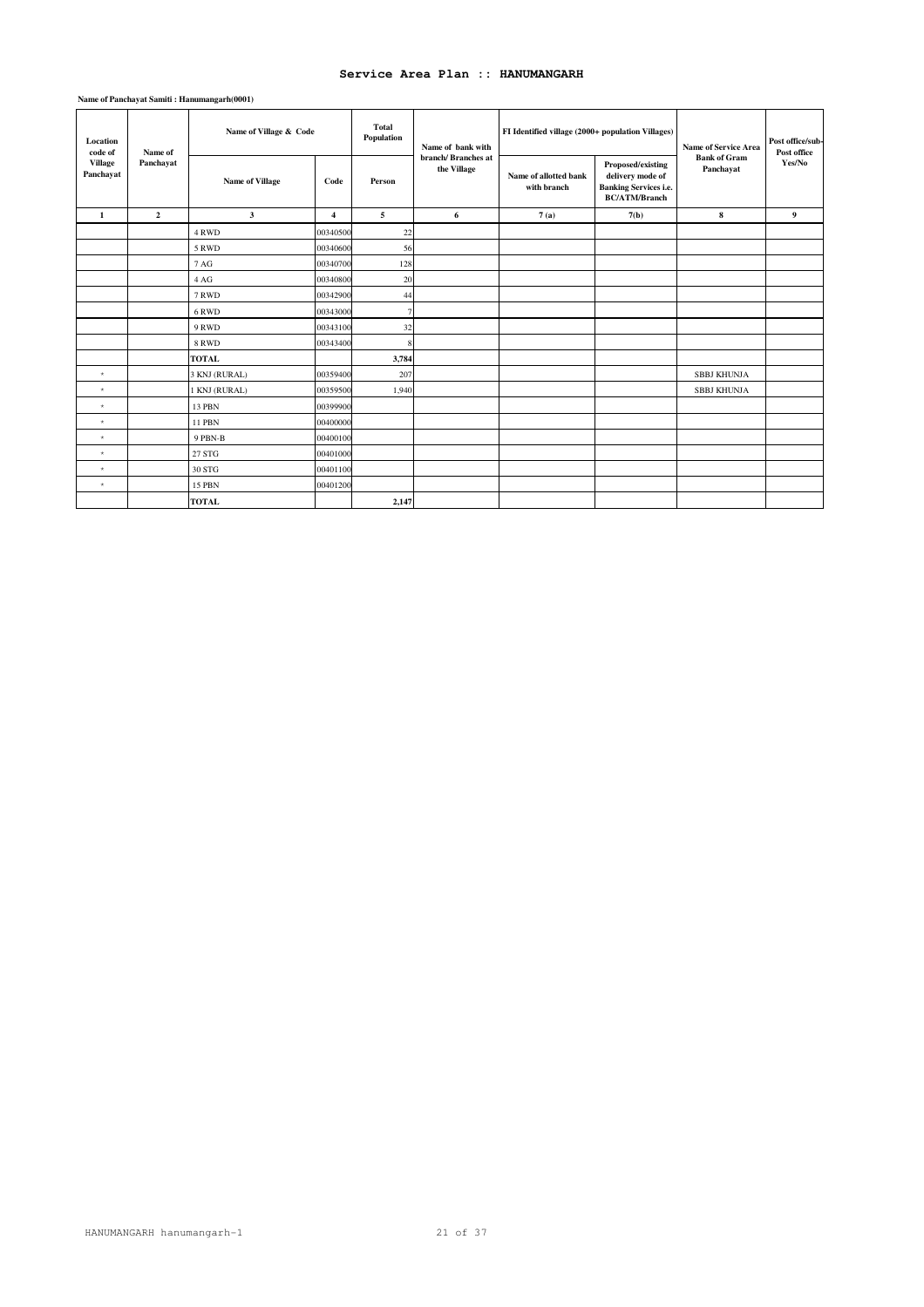# Service Area Plan :: HANUMANGARH

**Name of Panchayat Samiti : Hanumangarh(0001)**

| Location code of Village Panchayat | Name of Panchayat | Name of Village & Code | | Total Population | Name of bank with branch/ Branches at the Village | FI Identified village (2000+ population Villages) | | Name of Service Area Bank of Gram Panchayat | Post office/sub-Post office Yes/No |
|---|---|---|---|---|---|---|---|---|---|
| | | Name of Village | Code | Person | | Name of allotted bank with branch | Proposed/existing delivery mode of Banking Services i.e. BC/ATM/Branch | | |
| 1 | 2 | 3 | 4 | 5 | 6 | 7(a) | 7(b) | 8 | 9 |
| | | 4 RWD | 00340500 | 22 | | | | | |
| | | 5 RWD | 00340600 | 56 | | | | | |
| | | 7 AG | 00340700 | 128 | | | | | |
| | | 4 AG | 00340800 | 20 | | | | | |
| | | 7 RWD | 00342900 | 44 | | | | | |
| | | 6 RWD | 00343000 | 7 | | | | | |
| | | 9 RWD | 00343100 | 32 | | | | | |
| | | 8 RWD | 00343400 | 8 | | | | | |
| | | **TOTAL** | | **3,784** | | | | | |
| * | | 3 KNJ (RURAL) | 00359400 | 207 | | | | SBBJ KHUNJA | |
| * | | 1 KNJ (RURAL) | 00359500 | 1,940 | | | | SBBJ KHUNJA | |
| * | | 13 PBN | 00399900 | | | | | | |
| * | | 11 PBN | 00400000 | | | | | | |
| * | | 9 PBN-B | 00400100 | | | | | | |
| * | | 27 STG | 00401000 | | | | | | |
| * | | 30 STG | 00401100 | | | | | | |
| * | | 15 PBN | 00401200 | | | | | | |
| | | **TOTAL** | | **2,147** | | | | | |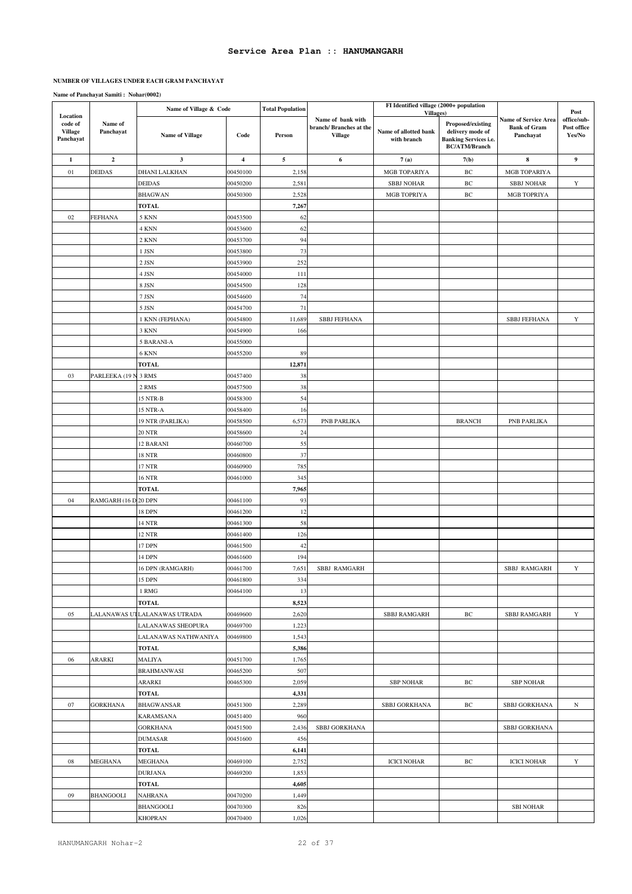## Service Area Plan :: HANUMANGARH

**NUMBER OF VILLAGES UNDER EACH GRAM PANCHAYAT**

**Name of Panchayat Samiti : Nohar(0002)**

| Location code of Village Panchayat | Name of Panchayat | Name of Village & Code | | Total Population | Name of bank with branch/ Branches at the Village | FI Identified village (2000+ population Villages) | | Name of Service Area Bank of Gram Panchayat | Post office/sub-Post office Yes/No |
|---|---|---|---|---|---|---|---|---|---|
| | | Name of Village | Code | Person | | Name of allotted bank with branch | Proposed/existing delivery mode of Banking Services i.e. BC/ATM/Branch | | |
| 1 | 2 | 3 | 4 | 5 | 6 | 7 (a) | 7(b) | 8 | 9 |
| 01 | DEIDAS | DHANI LALKHAN | 00450100 | 2,158 | | MGB TOPARIYA | BC | MGB TOPARIYA | |
| | | DEIDAS | 00450200 | 2,581 | | SBBJ NOHAR | BC | SBBJ NOHAR | Y |
| | | BHAGWAN | 00450300 | 2,528 | | MGB TOPRIYA | BC | MGB TOPRIYA | |
| | | **TOTAL** | | **7,267** | | | | | |
| 02 | FEFHANA | 5 KNN | 00453500 | 62 | | | | | |
| | | 4 KNN | 00453600 | 62 | | | | | |
| | | 2 KNN | 00453700 | 94 | | | | | |
| | | 1 JSN | 00453800 | 73 | | | | | |
| | | 2 JSN | 00453900 | 252 | | | | | |
| | | 4 JSN | 00454000 | 111 | | | | | |
| | | 8 JSN | 00454500 | 128 | | | | | |
| | | 7 JSN | 00454600 | 74 | | | | | |
| | | 5 JSN | 00454700 | 71 | | | | | |
| | | 1 KNN (FEPHANA) | 00454800 | 11,689 | SBBJ FEFHANA | | | SBBJ FEFHANA | Y |
| | | 3 KNN | 00454900 | 166 | | | | | |
| | | 5 BARANI-A | 00455000 | | | | | | |
| | | 6 KNN | 00455200 | 89 | | | | | |
| | | **TOTAL** | | **12,871** | | | | | |
| 03 | PARLEEKA (19 N | 3 RMS | 00457400 | 38 | | | | | |
| | | 2 RMS | 00457500 | 38 | | | | | |
| | | 15 NTR-B | 00458300 | 54 | | | | | |
| | | 15 NTR-A | 00458400 | 16 | | | | | |
| | | 19 NTR (PARLIKA) | 00458500 | 6,573 | PNB PARLIKA | | BRANCH | PNB PARLIKA | |
| | | 20 NTR | 00458600 | 24 | | | | | |
| | | 12 BARANI | 00460700 | 55 | | | | | |
| | | 18 NTR | 00460800 | 37 | | | | | |
| | | 17 NTR | 00460900 | 785 | | | | | |
| | | 16 NTR | 00461000 | 345 | | | | | |
| | | **TOTAL** | | **7,965** | | | | | |
| 04 | RAMGARH (16 D | 20 DPN | 00461100 | 93 | | | | | |
| | | 18 DPN | 00461200 | 12 | | | | | |
| | | 14 NTR | 00461300 | 58 | | | | | |
| | | 12 NTR | 00461400 | 126 | | | | | |
| | | 17 DPN | 00461500 | 42 | | | | | |
| | | 14 DPN | 00461600 | 194 | | | | | |
| | | 16 DPN (RAMGARH) | 00461700 | 7,651 | SBBJ RAMGARH | | | SBBJ RAMGARH | Y |
| | | 15 DPN | 00461800 | 334 | | | | | |
| | | 1 RMG | 00464100 | 13 | | | | | |
| | | **TOTAL** | | **8,523** | | | | | |
| 05 | LALANAWAS UT | LALANAWAS UTRADA | 00469600 | 2,620 | | SBBJ RAMGARH | BC | SBBJ RAMGARH | Y |
| | | LALANAWAS SHEOPURA | 00469700 | 1,223 | | | | | |
| | | LALANAWAS NATHWANIYA | 00469800 | 1,543 | | | | | |
| | | **TOTAL** | | **5,386** | | | | | |
| 06 | ARARKI | MALIYA | 00451700 | 1,765 | | | | | |
| | | BRAHMANWASI | 00465200 | 507 | | | | | |
| | | ARARKI | 00465300 | 2,059 | | SBP NOHAR | BC | SBP NOHAR | |
| | | **TOTAL** | | **4,331** | | | | | |
| 07 | GORKHANA | BHAGWANSAR | 00451300 | 2,289 | | SBBJ GORKHANA | BC | SBBJ GORKHANA | N |
| | | KARAMSANA | 00451400 | 960 | | | | | |
| | | GORKHANA | 00451500 | 2,436 | SBBJ GORKHANA | | | SBBJ GORKHANA | |
| | | DUMASAR | 00451600 | 456 | | | | | |
| | | **TOTAL** | | **6,141** | | | | | |
| 08 | MEGHANA | MEGHANA | 00469100 | 2,752 | | ICICI NOHAR | BC | ICICI NOHAR | Y |
| | | DURJANA | 00469200 | 1,853 | | | | | |
| | | **TOTAL** | | **4,605** | | | | | |
| 09 | BHANGOOLI | NAHRANA | 00470200 | 1,449 | | | | | |
| | | BHANGOOLI | 00470300 | 826 | | | | SBI NOHAR | |
| | | KHOPRAN | 00470400 | 1,026 | | | | | |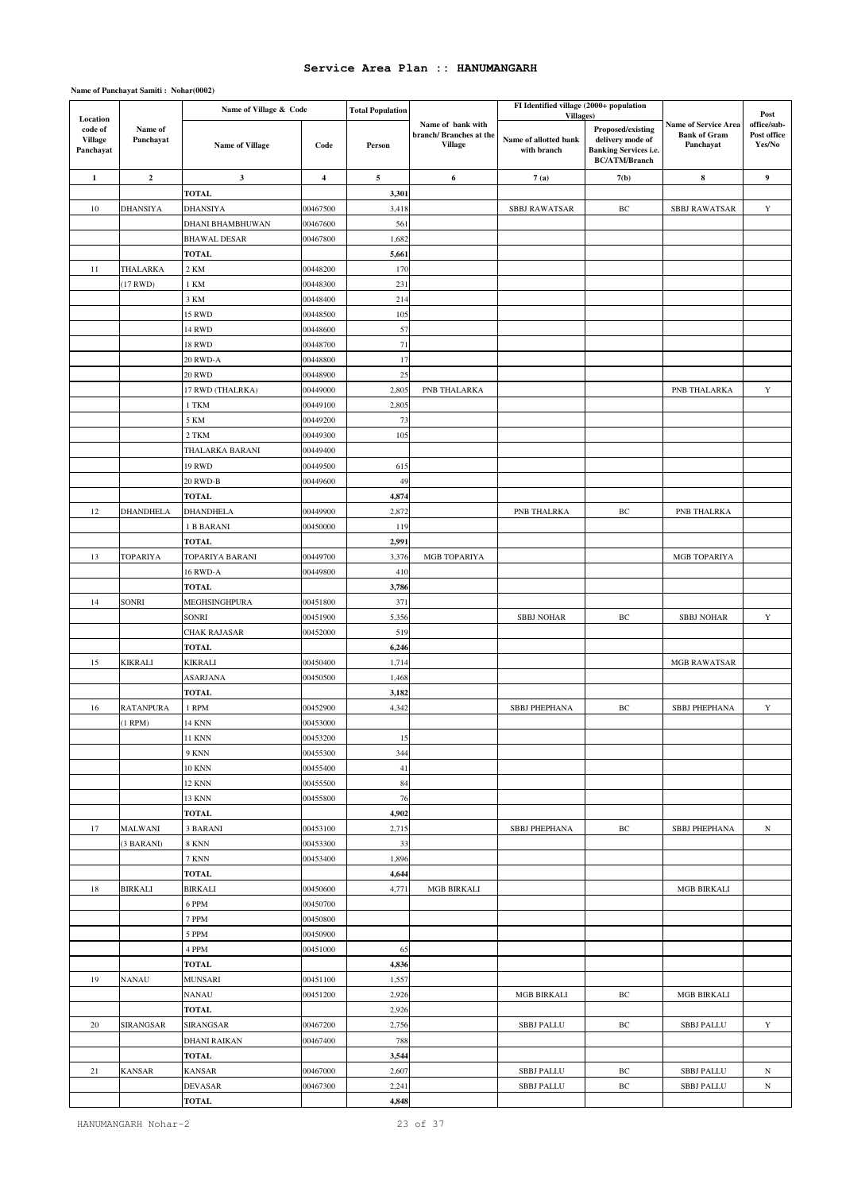# Service Area Plan :: HANUMANGARH

**Name of Panchayat Samiti : Nohar(0002)**

| Location code of Village Panchayat | Name of Panchayat | Name of Village & Code | | Total Population | Name of bank with branch/ Branches at the Village | FI Identified village (2000+ population Villages) | | Name of Service Area Bank of Gram Panchayat | Post office/sub-Post office Yes/No |
|---|---|---|---|---|---|---|---|---|---|
| | | Name of Village | Code | Person | | Name of allotted bank with branch | Proposed/existing delivery mode of Banking Services i.e. BC/ATM/Branch | | |
| 1 | 2 | 3 | 4 | 5 | 6 | 7 (a) | 7(b) | 8 | 9 |
| | | TOTAL | | 3,301 | | | | | |
| 10 | DHANSIYA | DHANSIYA | 00467500 | 3,418 | | SBBJ RAWATSAR | BC | SBBJ RAWATSAR | Y |
| | | DHANI BHAMBHUWAN | 00467600 | 561 | | | | | |
| | | BHAWAL DESAR | 00467800 | 1,682 | | | | | |
| | | TOTAL | | 5,661 | | | | | |
| 11 | THALARKA | 2 KM | 00448200 | 170 | | | | | |
| | (17 RWD) | 1 KM | 00448300 | 231 | | | | | |
| | | 3 KM | 00448400 | 214 | | | | | |
| | | 15 RWD | 00448500 | 105 | | | | | |
| | | 14 RWD | 00448600 | 57 | | | | | |
| | | 18 RWD | 00448700 | 71 | | | | | |
| | | 20 RWD-A | 00448800 | 17 | | | | | |
| | | 20 RWD | 00448900 | 25 | | | | | |
| | | 17 RWD (THALRKA) | 00449000 | 2,805 | PNB THALARKA | | | PNB THALARKA | Y |
| | | 1 TKM | 00449100 | 2,805 | | | | | |
| | | 5 KM | 00449200 | 73 | | | | | |
| | | 2 TKM | 00449300 | 105 | | | | | |
| | | THALARKA BARANI | 00449400 | | | | | | |
| | | 19 RWD | 00449500 | 615 | | | | | |
| | | 20 RWD-B | 00449600 | 49 | | | | | |
| | | TOTAL | | 4,874 | | | | | |
| 12 | DHANDHELA | DHANDHELA | 00449900 | 2,872 | | PNB THALRKA | BC | PNB THALRKA | |
| | | 1 B BARANI | 00450000 | 119 | | | | | |
| | | TOTAL | | 2,991 | | | | | |
| 13 | TOPARIYA | TOPARIYA BARANI | 00449700 | 3,376 | MGB TOPARIYA | | | MGB TOPARIYA | |
| | | 16 RWD-A | 00449800 | 410 | | | | | |
| | | TOTAL | | 3,786 | | | | | |
| 14 | SONRI | MEGHSINGHPURA | 00451800 | 371 | | | | | |
| | | SONRI | 00451900 | 5,356 | | SBBJ NOHAR | BC | SBBJ NOHAR | Y |
| | | CHAK RAJASAR | 00452000 | 519 | | | | | |
| | | TOTAL | | 6,246 | | | | | |
| 15 | KIKRALI | KIKRALI | 00450400 | 1,714 | | | | MGB RAWATSAR | |
| | | ASARJANA | 00450500 | 1,468 | | | | | |
| | | TOTAL | | 3,182 | | | | | |
| 16 | RATANPURA | 1 RPM | 00452900 | 4,342 | | SBBJ PHEPHANA | BC | SBBJ PHEPHANA | Y |
| | (1 RPM) | 14 KNN | 00453000 | | | | | | |
| | | 11 KNN | 00453200 | 15 | | | | | |
| | | 9 KNN | 00455300 | 344 | | | | | |
| | | 10 KNN | 00455400 | 41 | | | | | |
| | | 12 KNN | 00455500 | 84 | | | | | |
| | | 13 KNN | 00455800 | 76 | | | | | |
| | | TOTAL | | 4,902 | | | | | |
| 17 | MALWANI | 3 BARANI | 00453100 | 2,715 | | SBBJ PHEPHANA | BC | SBBJ PHEPHANA | N |
| | (3 BARANI) | 8 KNN | 00453300 | 33 | | | | | |
| | | 7 KNN | 00453400 | 1,896 | | | | | |
| | | TOTAL | | 4,644 | | | | | |
| 18 | BIRKALI | BIRKALI | 00450600 | 4,771 | MGB BIRKALI | | | MGB BIRKALI | |
| | | 6 PPM | 00450700 | | | | | | |
| | | 7 PPM | 00450800 | | | | | | |
| | | 5 PPM | 00450900 | | | | | | |
| | | 4 PPM | 00451000 | 65 | | | | | |
| | | TOTAL | | 4,836 | | | | | |
| 19 | NANAU | MUNSARI | 00451100 | 1,557 | | | | | |
| | | NANAU | 00451200 | 2,926 | | MGB BIRKALI | BC | MGB BIRKALI | |
| | | TOTAL | | 2,926 | | | | | |
| 20 | SIRANGSAR | SIRANGSAR | 00467200 | 2,756 | | SBBJ PALLU | BC | SBBJ PALLU | Y |
| | | DHANI RAIKAN | 00467400 | 788 | | | | | |
| | | TOTAL | | 3,544 | | | | | |
| 21 | KANSAR | KANSAR | 00467000 | 2,607 | | SBBJ PALLU | BC | SBBJ PALLU | N |
| | | DEVASAR | 00467300 | 2,241 | | SBBJ PALLU | BC | SBBJ PALLU | N |
| | | TOTAL | | 4,848 | | | | | |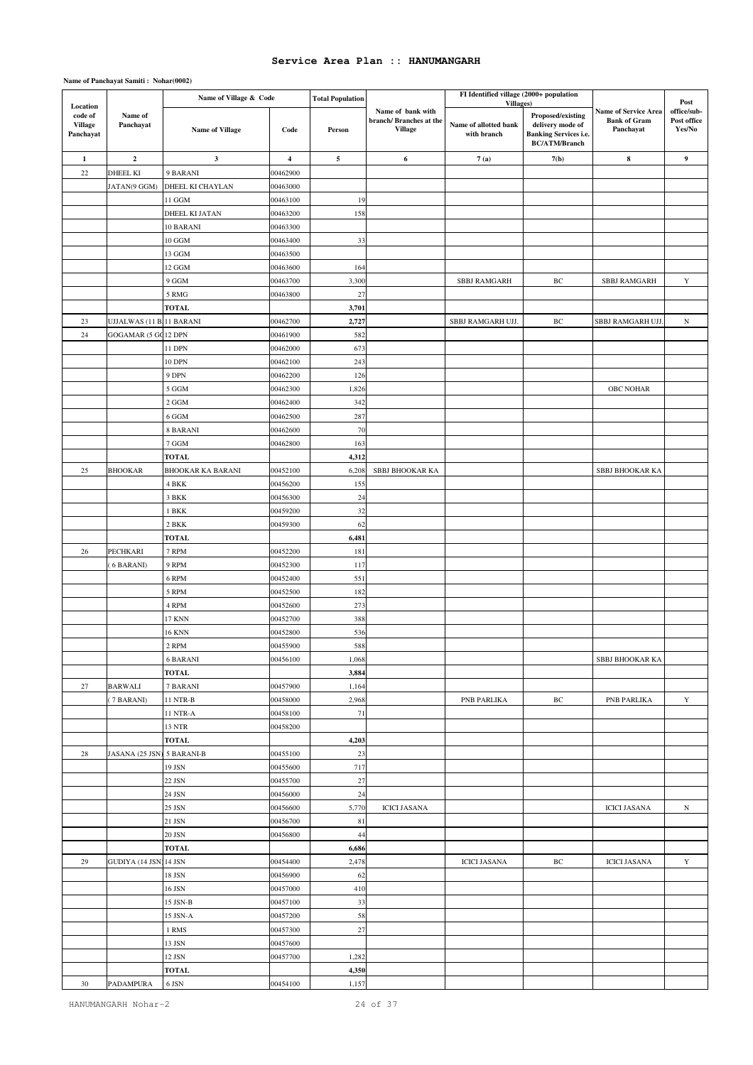# Service Area Plan :: HANUMANGARH

**Name of Panchayat Samiti : Nohar(0002)**

| Location code of Village Panchayat | Name of Panchayat | Name of Village & Code | | Total Population | Name of bank with branch/ Branches at the Village | FI Identified village (2000+ population Villages) | | Name of Service Area Bank of Gram Panchayat | Post office/sub-Post office Yes/No |
|---|---|---|---|---|---|---|---|---|---|
| | | Name of Village | Code | Person | | Name of allotted bank with branch | Proposed/existing delivery mode of Banking Services i.e. BC/ATM/Branch | | |
| 1 | 2 | 3 | 4 | 5 | 6 | 7 (a) | 7(b) | 8 | 9 |
| 22 | DHEEL KI | 9 BARANI | 00462900 | | | | | | |
| | JATAN(9 GGM) | DHEEL KI CHAYLAN | 00463000 | | | | | | |
| | | 11 GGM | 00463100 | 19 | | | | | |
| | | DHEEL KI JATAN | 00463200 | 158 | | | | | |
| | | 10 BARANI | 00463300 | | | | | | |
| | | 10 GGM | 00463400 | 33 | | | | | |
| | | 13 GGM | 00463500 | | | | | | |
| | | 12 GGM | 00463600 | 164 | | | | | |
| | | 9 GGM | 00463700 | 3,300 | | SBBJ RAMGARH | BC | SBBJ RAMGARH | Y |
| | | 5 RMG | 00463800 | 27 | | | | | |
| | | **TOTAL** | | **3,701** | | | | | |
| 23 | UJJALWAS (11 B | 11 BARANI | 00462700 | **2,727** | | SBBJ RAMGARH UJJ. | BC | SBBJ RAMGARH UJJ. | N |
| 24 | GOGAMAR (5 GG | 12 DPN | 00461900 | 582 | | | | | |
| | | 11 DPN | 00462000 | 673 | | | | | |
| | | 10 DPN | 00462100 | 243 | | | | | |
| | | 9 DPN | 00462200 | 126 | | | | | |
| | | 5 GGM | 00462300 | 1,826 | | | | OBC NOHAR | |
| | | 2 GGM | 00462400 | 342 | | | | | |
| | | 6 GGM | 00462500 | 287 | | | | | |
| | | 8 BARANI | 00462600 | 70 | | | | | |
| | | 7 GGM | 00462800 | 163 | | | | | |
| | | **TOTAL** | | **4,312** | | | | | |
| 25 | BHOOKAR | BHOOKAR KA BARANI | 00452100 | 6,208 | SBBJ BHOOKAR KA | | | SBBJ BHOOKAR KA | |
| | | 4 BKK | 00456200 | 155 | | | | | |
| | | 3 BKK | 00456300 | 24 | | | | | |
| | | 1 BKK | 00459200 | 32 | | | | | |
| | | 2 BKK | 00459300 | 62 | | | | | |
| | | **TOTAL** | | **6,481** | | | | | |
| 26 | PECHKARI | 7 RPM | 00452200 | 181 | | | | | |
| | ( 6 BARANI) | 9 RPM | 00452300 | 117 | | | | | |
| | | 6 RPM | 00452400 | 551 | | | | | |
| | | 5 RPM | 00452500 | 182 | | | | | |
| | | 4 RPM | 00452600 | 273 | | | | | |
| | | 17 KNN | 00452700 | 388 | | | | | |
| | | 16 KNN | 00452800 | 536 | | | | | |
| | | 2 RPM | 00455900 | 588 | | | | | |
| | | 6 BARANI | 00456100 | 1,068 | | | | SBBJ BHOOKAR KA | |
| | | **TOTAL** | | **3,884** | | | | | |
| 27 | BARWALI | 7 BARANI | 00457900 | 1,164 | | | | | |
| | ( 7 BARANI) | 11 NTR-B | 00458000 | 2,968 | | PNB PARLIKA | BC | PNB PARLIKA | Y |
| | | 11 NTR-A | 00458100 | 71 | | | | | |
| | | 13 NTR | 00458200 | | | | | | |
| | | **TOTAL** | | **4,203** | | | | | |
| 28 | JASANA (25 JSN) | 5 BARANI-B | 00455100 | 23 | | | | | |
| | | 19 JSN | 00455600 | 717 | | | | | |
| | | 22 JSN | 00455700 | 27 | | | | | |
| | | 24 JSN | 00456000 | 24 | | | | | |
| | | 25 JSN | 00456600 | 5,770 | ICICI JASANA | | | ICICI JASANA | N |
| | | 21 JSN | 00456700 | 81 | | | | | |
| | | 20 JSN | 00456800 | 44 | | | | | |
| | | **TOTAL** | | **6,686** | | | | | |
| 29 | GUDIYA (14 JSN | 14 JSN | 00454400 | 2,478 | | ICICI JASANA | BC | ICICI JASANA | Y |
| | | 18 JSN | 00456900 | 62 | | | | | |
| | | 16 JSN | 00457000 | 410 | | | | | |
| | | 15 JSN-B | 00457100 | 33 | | | | | |
| | | 15 JSN-A | 00457200 | 58 | | | | | |
| | | 1 RMS | 00457300 | 27 | | | | | |
| | | 13 JSN | 00457600 | | | | | | |
| | | 12 JSN | 00457700 | 1,282 | | | | | |
| | | **TOTAL** | | **4,350** | | | | | |
| 30 | PADAMPURA | 6 JSN | 00454100 | 1,157 | | | | | |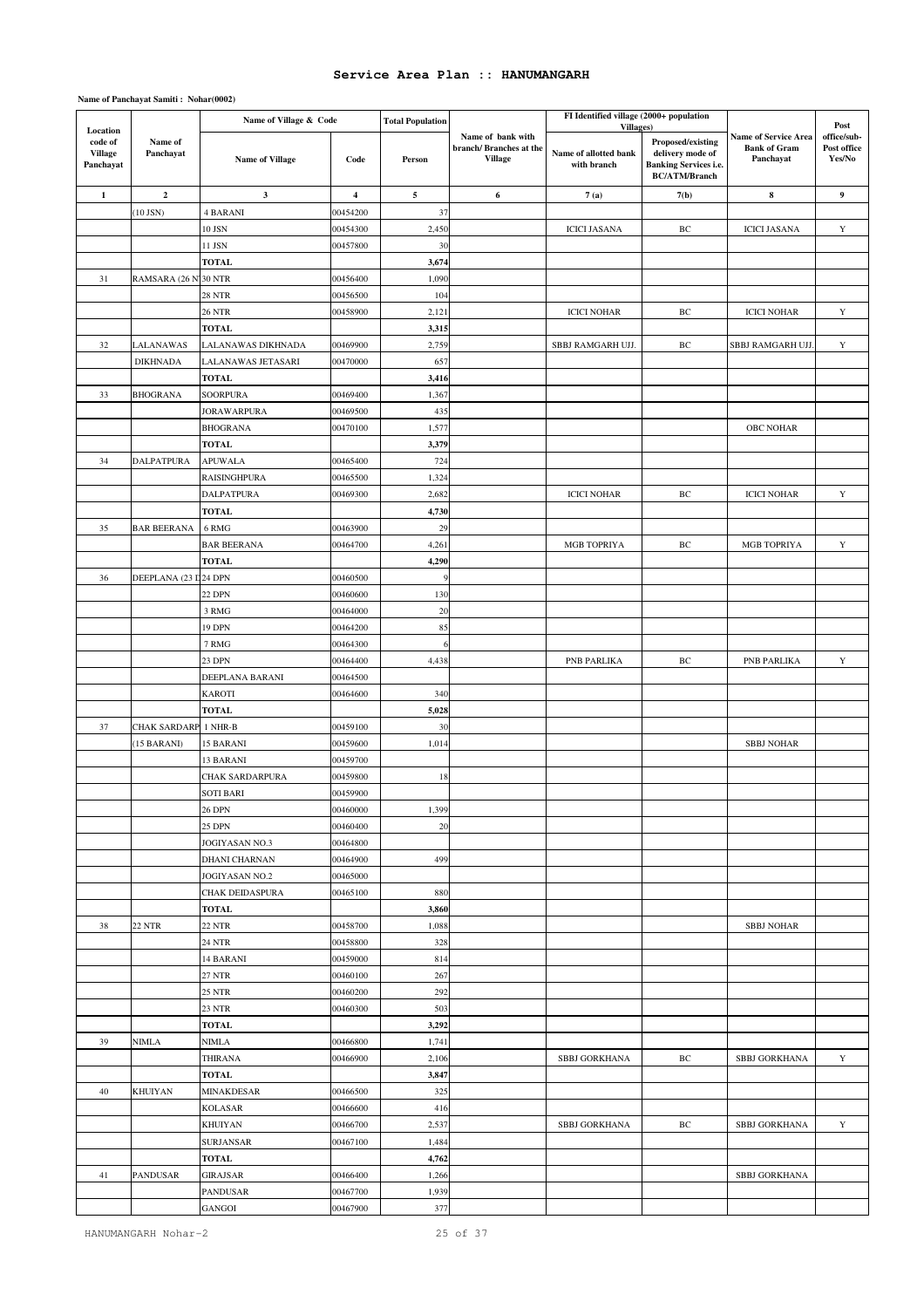# Service Area Plan :: HANUMANGARH

**Name of Panchayat Samiti : Nohar(0002)**

| Location code of Village Panchayat | Name of Panchayat | Name of Village & Code | | Total Population | Name of bank with branch/ Branches at the Village | FI Identified village (2000+ population Villages) | | Name of Service Area Bank of Gram Panchayat | Post office/sub-Post office Yes/No |
|---|---|---|---|---|---|---|---|---|---|
| | | Name of Village | Code | Person | | Name of allotted bank with branch | Proposed/existing delivery mode of Banking Services i.e. BC/ATM/Branch | | |
| 1 | 2 | 3 | 4 | 5 | 6 | 7 (a) | 7(b) | 8 | 9 |
| | (10 JSN) | 4 BARANI | 00454200 | 37 | | | | | |
| | | 10 JSN | 00454300 | 2,450 | | ICICI JASANA | BC | ICICI JASANA | Y |
| | | 11 JSN | 00457800 | 30 | | | | | |
| | | **TOTAL** | | **3,674** | | | | | |
| 31 | RAMSARA (26 N | 30 NTR | 00456400 | 1,090 | | | | | |
| | | 28 NTR | 00456500 | 104 | | | | | |
| | | 26 NTR | 00458900 | 2,121 | | ICICI NOHAR | BC | ICICI NOHAR | Y |
| | | **TOTAL** | | **3,315** | | | | | |
| 32 | LALANAWAS | LALANAWAS DIKHNADA | 00469900 | 2,759 | | SBBJ RAMGARH UJJ. | BC | SBBJ RAMGARH UJJ. | Y |
| | DIKHNADA | LALANAWAS JETASARI | 00470000 | 657 | | | | | |
| | | **TOTAL** | | **3,416** | | | | | |
| 33 | BHOGRANA | SOORPURA | 00469400 | 1,367 | | | | | |
| | | JORAWARPURA | 00469500 | 435 | | | | | |
| | | BHOGRANA | 00470100 | 1,577 | | | | OBC NOHAR | |
| | | **TOTAL** | | **3,379** | | | | | |
| 34 | DALPATPURA | APUWALA | 00465400 | 724 | | | | | |
| | | RAISINGHPURA | 00465500 | 1,324 | | | | | |
| | | DALPATPURA | 00469300 | 2,682 | | ICICI NOHAR | BC | ICICI NOHAR | Y |
| | | **TOTAL** | | **4,730** | | | | | |
| 35 | BAR BEERANA | 6 RMG | 00463900 | 29 | | | | | |
| | | BAR BEERANA | 00464700 | 4,261 | | MGB TOPRIYA | BC | MGB TOPRIYA | Y |
| | | **TOTAL** | | **4,290** | | | | | |
| 36 | DEEPLANA (23 D | 24 DPN | 00460500 | 9 | | | | | |
| | | 22 DPN | 00460600 | 130 | | | | | |
| | | 3 RMG | 00464000 | 20 | | | | | |
| | | 19 DPN | 00464200 | 85 | | | | | |
| | | 7 RMG | 00464300 | 6 | | | | | |
| | | 23 DPN | 00464400 | 4,438 | | PNB PARLIKA | BC | PNB PARLIKA | Y |
| | | DEEPLANA BARANI | 00464500 | | | | | | |
| | | KAROTI | 00464600 | 340 | | | | | |
| | | **TOTAL** | | **5,028** | | | | | |
| 37 | CHAK SARDARP | 1 NHR-B | 00459100 | 30 | | | | | |
| | (15 BARANI) | 15 BARANI | 00459600 | 1,014 | | | | SBBJ NOHAR | |
| | | 13 BARANI | 00459700 | | | | | | |
| | | CHAK SARDARPURA | 00459800 | 18 | | | | | |
| | | SOTI BARI | 00459900 | | | | | | |
| | | 26 DPN | 00460000 | 1,399 | | | | | |
| | | 25 DPN | 00460400 | 20 | | | | | |
| | | JOGIYASAN NO.3 | 00464800 | | | | | | |
| | | DHANI CHARNAN | 00464900 | 499 | | | | | |
| | | JOGIYASAN NO.2 | 00465000 | | | | | | |
| | | CHAK DEIDASPURA | 00465100 | 880 | | | | | |
| | | **TOTAL** | | **3,860** | | | | | |
| 38 | 22 NTR | 22 NTR | 00458700 | 1,088 | | | | SBBJ NOHAR | |
| | | 24 NTR | 00458800 | 328 | | | | | |
| | | 14 BARANI | 00459000 | 814 | | | | | |
| | | 27 NTR | 00460100 | 267 | | | | | |
| | | 25 NTR | 00460200 | 292 | | | | | |
| | | 23 NTR | 00460300 | 503 | | | | | |
| | | **TOTAL** | | **3,292** | | | | | |
| 39 | NIMLA | NIMLA | 00466800 | 1,741 | | | | | |
| | | THIRANA | 00466900 | 2,106 | | SBBJ GORKHANA | BC | SBBJ GORKHANA | Y |
| | | **TOTAL** | | **3,847** | | | | | |
| 40 | KHUIYAN | MINAKDESAR | 00466500 | 325 | | | | | |
| | | KOLASAR | 00466600 | 416 | | | | | |
| | | KHUIYAN | 00466700 | 2,537 | | SBBJ GORKHANA | BC | SBBJ GORKHANA | Y |
| | | SURJANSAR | 00467100 | 1,484 | | | | | |
| | | **TOTAL** | | **4,762** | | | | | |
| 41 | PANDUSAR | GIRAJSAR | 00466400 | 1,266 | | | | SBBJ GORKHANA | |
| | | PANDUSAR | 00467700 | 1,939 | | | | | |
| | | GANGOI | 00467900 | 377 | | | | | |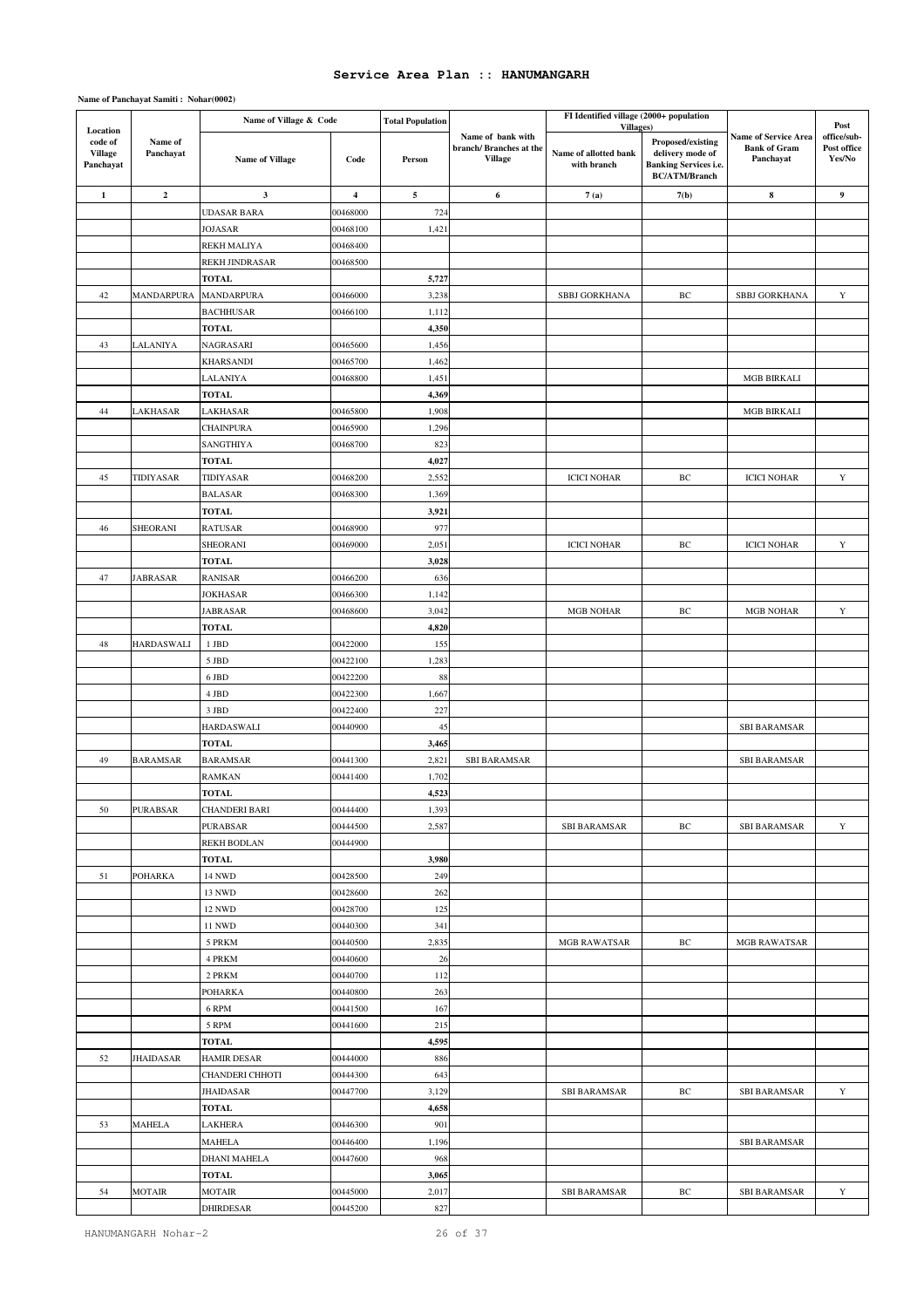# Service Area Plan :: HANUMANGARH

**Name of Panchayat Samiti : Nohar(0002)**

| Location code of Village Panchayat | Name of Panchayat | Name of Village & Code | | Total Population | Name of bank with branch/ Branches at the Village | FI Identified village (2000+ population Villages) | | Name of Service Area Bank of Gram Panchayat | Post office/sub-Post office Yes/No |
|---|---|---|---|---|---|---|---|---|---|
| | | Name of Village | Code | Person | | Name of allotted bank with branch | Proposed/existing delivery mode of Banking Services i.e. BC/ATM/Branch | | |
| 1 | 2 | 3 | 4 | 5 | 6 | 7 (a) | 7(b) | 8 | 9 |
| | | UDASAR BARA | 00468000 | 724 | | | | | |
| | | JOJASAR | 00468100 | 1,421 | | | | | |
| | | REKH MALIYA | 00468400 | | | | | | |
| | | REKH JINDRASAR | 00468500 | | | | | | |
| | | **TOTAL** | | **5,727** | | | | | |
| 42 | MANDARPURA | MANDARPURA | 00466000 | 3,238 | | SBBJ GORKHANA | BC | SBBJ GORKHANA | Y |
| | | BACHHUSAR | 00466100 | 1,112 | | | | | |
| | | **TOTAL** | | **4,350** | | | | | |
| 43 | LALANIYA | NAGRASARI | 00465600 | 1,456 | | | | | |
| | | KHARSANDI | 00465700 | 1,462 | | | | | |
| | | LALANIYA | 00468800 | 1,451 | | | | MGB BIRKALI | |
| | | **TOTAL** | | **4,369** | | | | | |
| 44 | LAKHASAR | LAKHASAR | 00465800 | 1,908 | | | | MGB BIRKALI | |
| | | CHAINPURA | 00465900 | 1,296 | | | | | |
| | | SANGTHIYA | 00468700 | 823 | | | | | |
| | | **TOTAL** | | **4,027** | | | | | |
| 45 | TIDIYASAR | TIDIYASAR | 00468200 | 2,552 | | ICICI NOHAR | BC | ICICI NOHAR | Y |
| | | BALASAR | 00468300 | 1,369 | | | | | |
| | | **TOTAL** | | **3,921** | | | | | |
| 46 | SHEORANI | RATUSAR | 00468900 | 977 | | | | | |
| | | SHEORANI | 00469000 | 2,051 | | ICICI NOHAR | BC | ICICI NOHAR | Y |
| | | **TOTAL** | | **3,028** | | | | | |
| 47 | JABRASAR | RANISAR | 00466200 | 636 | | | | | |
| | | JOKHASAR | 00466300 | 1,142 | | | | | |
| | | JABRASAR | 00468600 | 3,042 | | MGB NOHAR | BC | MGB NOHAR | Y |
| | | **TOTAL** | | **4,820** | | | | | |
| 48 | HARDASWALI | 1 JBD | 00422000 | 155 | | | | | |
| | | 5 JBD | 00422100 | 1,283 | | | | | |
| | | 6 JBD | 00422200 | 88 | | | | | |
| | | 4 JBD | 00422300 | 1,667 | | | | | |
| | | 3 JBD | 00422400 | 227 | | | | | |
| | | HARDASWALI | 00440900 | 45 | | | | SBI BARAMSAR | |
| | | **TOTAL** | | **3,465** | | | | | |
| 49 | BARAMSAR | BARAMSAR | 00441300 | 2,821 | SBI BARAMSAR | | | SBI BARAMSAR | |
| | | RAMKAN | 00441400 | 1,702 | | | | | |
| | | **TOTAL** | | **4,523** | | | | | |
| 50 | PURABSAR | CHANDERI BARI | 00444400 | 1,393 | | | | | |
| | | PURABSAR | 00444500 | 2,587 | | SBI BARAMSAR | BC | SBI BARAMSAR | Y |
| | | REKH BODLAN | 00444900 | | | | | | |
| | | **TOTAL** | | **3,980** | | | | | |
| 51 | POHARKA | 14 NWD | 00428500 | 249 | | | | | |
| | | 13 NWD | 00428600 | 262 | | | | | |
| | | 12 NWD | 00428700 | 125 | | | | | |
| | | 11 NWD | 00440300 | 341 | | | | | |
| | | 5 PRKM | 00440500 | 2,835 | | MGB RAWATSAR | BC | MGB RAWATSAR | |
| | | 4 PRKM | 00440600 | 26 | | | | | |
| | | 2 PRKM | 00440700 | 112 | | | | | |
| | | POHARKA | 00440800 | 263 | | | | | |
| | | 6 RPM | 00441500 | 167 | | | | | |
| | | 5 RPM | 00441600 | 215 | | | | | |
| | | **TOTAL** | | **4,595** | | | | | |
| 52 | JHAIDASAR | HAMIR DESAR | 00444000 | 886 | | | | | |
| | | CHANDERI CHHOTI | 00444300 | 643 | | | | | |
| | | JHAIDASAR | 00447700 | 3,129 | | SBI BARAMSAR | BC | SBI BARAMSAR | Y |
| | | **TOTAL** | | **4,658** | | | | | |
| 53 | MAHELA | LAKHERA | 00446300 | 901 | | | | | |
| | | MAHELA | 00446400 | 1,196 | | | | SBI BARAMSAR | |
| | | DHANI MAHELA | 00447600 | 968 | | | | | |
| | | **TOTAL** | | **3,065** | | | | | |
| 54 | MOTAIR | MOTAIR | 00445000 | 2,017 | | SBI BARAMSAR | BC | SBI BARAMSAR | Y |
| | | DHIRDESAR | 00445200 | 827 | | | | | |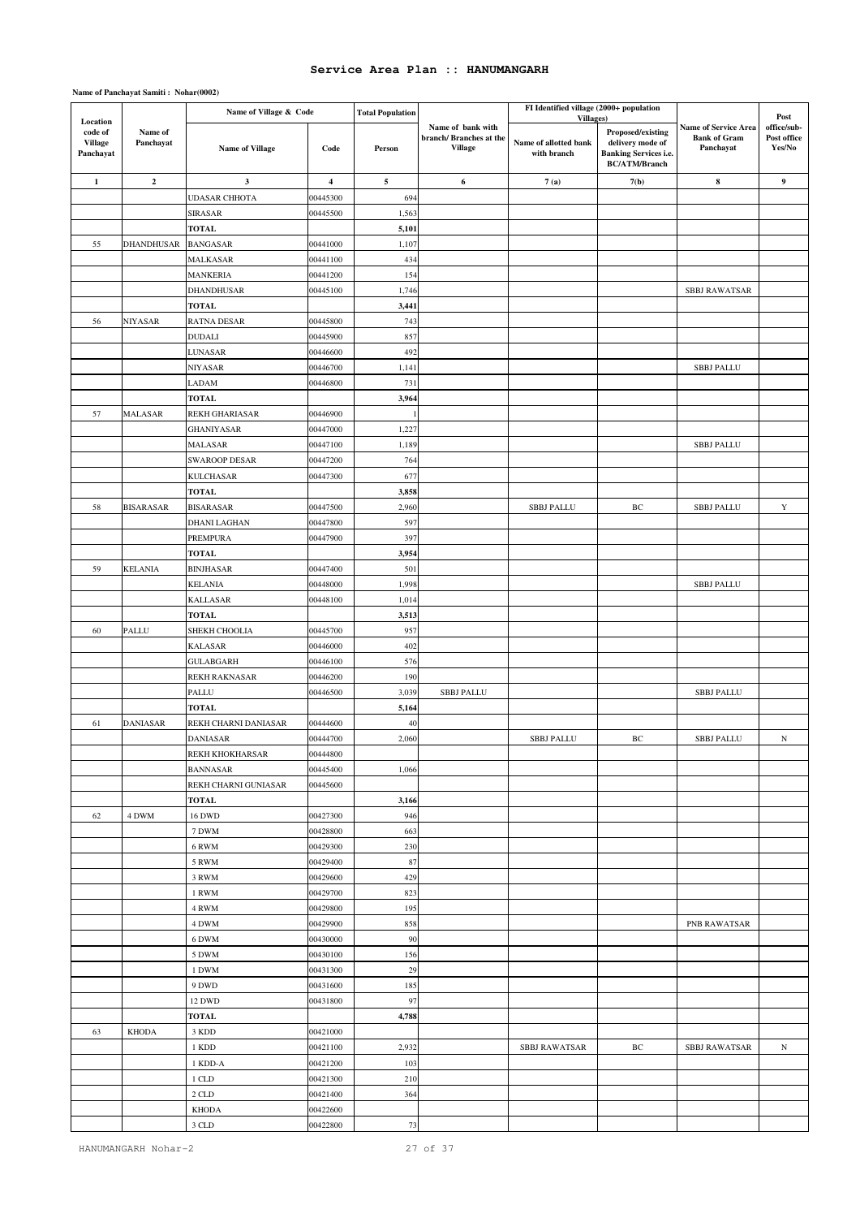# Service Area Plan :: HANUMANGARH

**Name of Panchayat Samiti : Nohar(0002)**

| Location code of Village Panchayat | Name of Panchayat | Name of Village & Code | | Total Population | Name of bank with branch/ Branches at the Village | FI Identified village (2000+ population Villages) | | Name of Service Area Bank of Gram Panchayat | Post office/sub-Post office Yes/No |
|---|---|---|---|---|---|---|---|---|---|
| | | Name of Village | Code | Person | | Name of allotted bank with branch | Proposed/existing delivery mode of Banking Services i.e. BC/ATM/Branch | | |
| 1 | 2 | 3 | 4 | 5 | 6 | 7 (a) | 7(b) | 8 | 9 |
| | | UDASAR CHHOTA | 00445300 | 694 | | | | | |
| | | SIRASAR | 00445500 | 1,563 | | | | | |
| | | TOTAL | | 5,101 | | | | | |
| 55 | DHANDHUSAR | BANGASAR | 00441000 | 1,107 | | | | | |
| | | MALKASAR | 00441100 | 434 | | | | | |
| | | MANKERIA | 00441200 | 154 | | | | | |
| | | DHANDHUSAR | 00445100 | 1,746 | | | | SBBJ RAWATSAR | |
| | | TOTAL | | 3,441 | | | | | |
| 56 | NIYASAR | RATNA DESAR | 00445800 | 743 | | | | | |
| | | DUDALI | 00445900 | 857 | | | | | |
| | | LUNASAR | 00446600 | 492 | | | | | |
| | | NIYASAR | 00446700 | 1,141 | | | | SBBJ PALLU | |
| | | LADAM | 00446800 | 731 | | | | | |
| | | TOTAL | | 3,964 | | | | | |
| 57 | MALASAR | REKH GHARIASAR | 00446900 | 1 | | | | | |
| | | GHANIYASAR | 00447000 | 1,227 | | | | | |
| | | MALASAR | 00447100 | 1,189 | | | | SBBJ PALLU | |
| | | SWAROOP DESAR | 00447200 | 764 | | | | | |
| | | KULCHASAR | 00447300 | 677 | | | | | |
| | | TOTAL | | 3,858 | | | | | |
| 58 | BISARASAR | BISARASAR | 00447500 | 2,960 | | SBBJ PALLU | BC | SBBJ PALLU | Y |
| | | DHANI LAGHAN | 00447800 | 597 | | | | | |
| | | PREMPURA | 00447900 | 397 | | | | | |
| | | TOTAL | | 3,954 | | | | | |
| 59 | KELANIA | BINJHASAR | 00447400 | 501 | | | | | |
| | | KELANIA | 00448000 | 1,998 | | | | SBBJ PALLU | |
| | | KALLASAR | 00448100 | 1,014 | | | | | |
| | | TOTAL | | 3,513 | | | | | |
| 60 | PALLU | SHEKH CHOOLIA | 00445700 | 957 | | | | | |
| | | KALASAR | 00446000 | 402 | | | | | |
| | | GULABGARH | 00446100 | 576 | | | | | |
| | | REKH RAKNASAR | 00446200 | 190 | | | | | |
| | | PALLU | 00446500 | 3,039 | SBBJ PALLU | | | SBBJ PALLU | |
| | | TOTAL | | 5,164 | | | | | |
| 61 | DANIASAR | REKH CHARNI DANIASAR | 00444600 | 40 | | | | | |
| | | DANIASAR | 00444700 | 2,060 | | SBBJ PALLU | BC | SBBJ PALLU | N |
| | | REKH KHOKHARSAR | 00444800 | | | | | | |
| | | BANNASAR | 00445400 | 1,066 | | | | | |
| | | REKH CHARNI GUNIASAR | 00445600 | | | | | | |
| | | TOTAL | | 3,166 | | | | | |
| 62 | 4 DWM | 16 DWD | 00427300 | 946 | | | | | |
| | | 7 DWM | 00428800 | 663 | | | | | |
| | | 6 RWM | 00429300 | 230 | | | | | |
| | | 5 RWM | 00429400 | 87 | | | | | |
| | | 3 RWM | 00429600 | 429 | | | | | |
| | | 1 RWM | 00429700 | 823 | | | | | |
| | | 4 RWM | 00429800 | 195 | | | | | |
| | | 4 DWM | 00429900 | 858 | | | | PNB RAWATSAR | |
| | | 6 DWM | 00430000 | 90 | | | | | |
| | | 5 DWM | 00430100 | 156 | | | | | |
| | | 1 DWM | 00431300 | 29 | | | | | |
| | | 9 DWD | 00431600 | 185 | | | | | |
| | | 12 DWD | 00431800 | 97 | | | | | |
| | | TOTAL | | 4,788 | | | | | |
| 63 | KHODA | 3 KDD | 00421000 | | | | | | |
| | | 1 KDD | 00421100 | 2,932 | | SBBJ RAWATSAR | BC | SBBJ RAWATSAR | N |
| | | 1 KDD-A | 00421200 | 103 | | | | | |
| | | 1 CLD | 00421300 | 210 | | | | | |
| | | 2 CLD | 00421400 | 364 | | | | | |
| | | KHODA | 00422600 | | | | | | |
| | | 3 CLD | 00422800 | 73 | | | | | |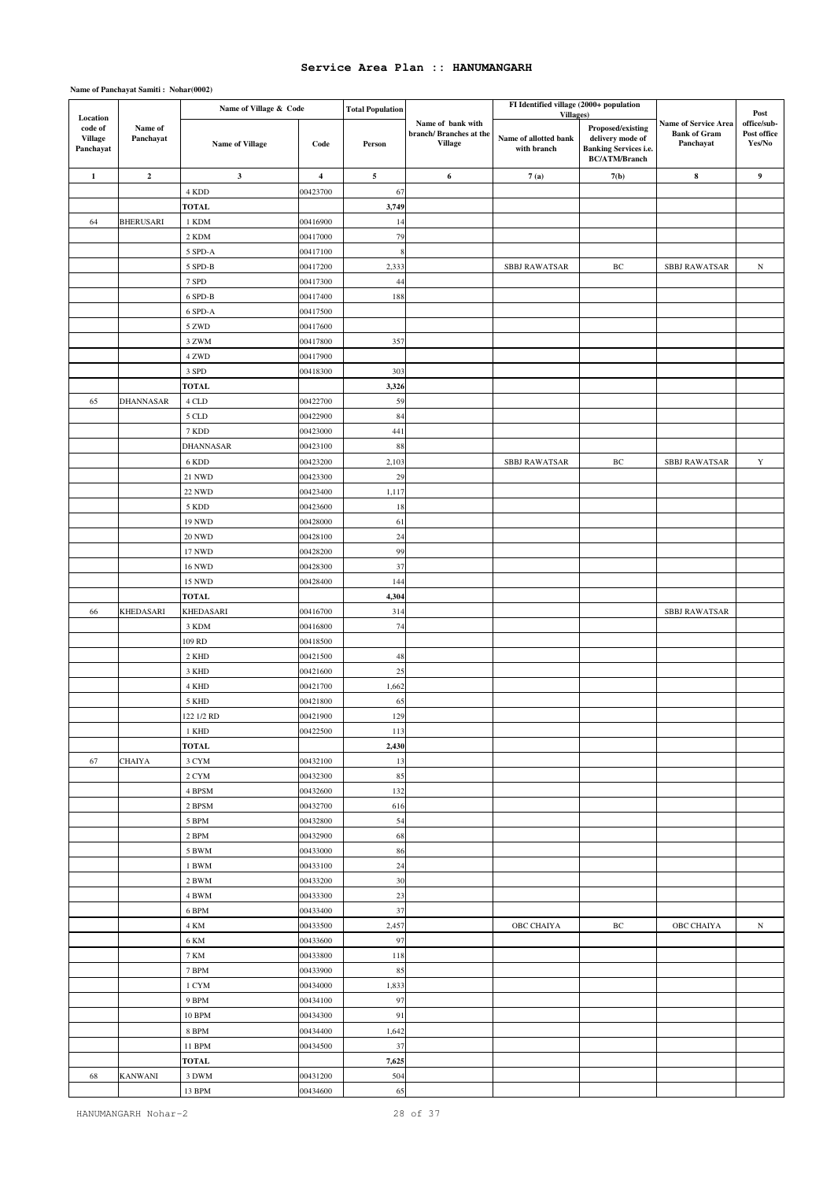# Service Area Plan :: HANUMANGARH

**Name of Panchayat Samiti : Nohar(0002)**

| Location code of Village Panchayat | Name of Panchayat | Name of Village & Code | | Total Population | Name of bank with branch/ Branches at the Village | FI Identified village (2000+ population Villages) | | Name of Service Area Bank of Gram Panchayat | Post office/sub-Post office Yes/No |
|---|---|---|---|---|---|---|---|---|---|
| | | Name of Village | Code | Person | | Name of allotted bank with branch | Proposed/existing delivery mode of Banking Services i.e. BC/ATM/Branch | | |
| 1 | 2 | 3 | 4 | 5 | 6 | 7 (a) | 7(b) | 8 | 9 |
| | | 4 KDD | 00423700 | 67 | | | | | |
| | | **TOTAL** | | **3,749** | | | | | |
| 64 | BHERUSARI | 1 KDM | 00416900 | 14 | | | | | |
| | | 2 KDM | 00417000 | 79 | | | | | |
| | | 5 SPD-A | 00417100 | 8 | | | | | |
| | | 5 SPD-B | 00417200 | 2,333 | | SBBJ RAWATSAR | BC | SBBJ RAWATSAR | N |
| | | 7 SPD | 00417300 | 44 | | | | | |
| | | 6 SPD-B | 00417400 | 188 | | | | | |
| | | 6 SPD-A | 00417500 | | | | | | |
| | | 5 ZWD | 00417600 | | | | | | |
| | | 3 ZWM | 00417800 | 357 | | | | | |
| | | 4 ZWD | 00417900 | | | | | | |
| | | 3 SPD | 00418300 | 303 | | | | | |
| | | **TOTAL** | | **3,326** | | | | | |
| 65 | DHANNASAR | 4 CLD | 00422700 | 59 | | | | | |
| | | 5 CLD | 00422900 | 84 | | | | | |
| | | 7 KDD | 00423000 | 441 | | | | | |
| | | DHANNASAR | 00423100 | 88 | | | | | |
| | | 6 KDD | 00423200 | 2,103 | | SBBJ RAWATSAR | BC | SBBJ RAWATSAR | Y |
| | | 21 NWD | 00423300 | 29 | | | | | |
| | | 22 NWD | 00423400 | 1,117 | | | | | |
| | | 5 KDD | 00423600 | 18 | | | | | |
| | | 19 NWD | 00428000 | 61 | | | | | |
| | | 20 NWD | 00428100 | 24 | | | | | |
| | | 17 NWD | 00428200 | 99 | | | | | |
| | | 16 NWD | 00428300 | 37 | | | | | |
| | | 15 NWD | 00428400 | 144 | | | | | |
| | | **TOTAL** | | **4,304** | | | | | |
| 66 | KHEDASARI | KHEDASARI | 00416700 | 314 | | | | SBBJ RAWATSAR | |
| | | 3 KDM | 00416800 | 74 | | | | | |
| | | 109 RD | 00418500 | | | | | | |
| | | 2 KHD | 00421500 | 48 | | | | | |
| | | 3 KHD | 00421600 | 25 | | | | | |
| | | 4 KHD | 00421700 | 1,662 | | | | | |
| | | 5 KHD | 00421800 | 65 | | | | | |
| | | 122 1/2 RD | 00421900 | 129 | | | | | |
| | | 1 KHD | 00422500 | 113 | | | | | |
| | | **TOTAL** | | **2,430** | | | | | |
| 67 | CHAIYA | 3 CYM | 00432100 | 13 | | | | | |
| | | 2 CYM | 00432300 | 85 | | | | | |
| | | 4 BPSM | 00432600 | 132 | | | | | |
| | | 2 BPSM | 00432700 | 616 | | | | | |
| | | 5 BPM | 00432800 | 54 | | | | | |
| | | 2 BPM | 00432900 | 68 | | | | | |
| | | 5 BWM | 00433000 | 86 | | | | | |
| | | 1 BWM | 00433100 | 24 | | | | | |
| | | 2 BWM | 00433200 | 30 | | | | | |
| | | 4 BWM | 00433300 | 23 | | | | | |
| | | 6 BPM | 00433400 | 37 | | | | | |
| | | 4 KM | 00433500 | 2,457 | | OBC CHAIYA | BC | OBC CHAIYA | N |
| | | 6 KM | 00433600 | 97 | | | | | |
| | | 7 KM | 00433800 | 118 | | | | | |
| | | 7 BPM | 00433900 | 85 | | | | | |
| | | 1 CYM | 00434000 | 1,833 | | | | | |
| | | 9 BPM | 00434100 | 97 | | | | | |
| | | 10 BPM | 00434300 | 91 | | | | | |
| | | 8 BPM | 00434400 | 1,642 | | | | | |
| | | 11 BPM | 00434500 | 37 | | | | | |
| | | **TOTAL** | | **7,625** | | | | | |
| 68 | KANWANI | 3 DWM | 00431200 | 504 | | | | | |
| | | 13 BPM | 00434600 | 65 | | | | | |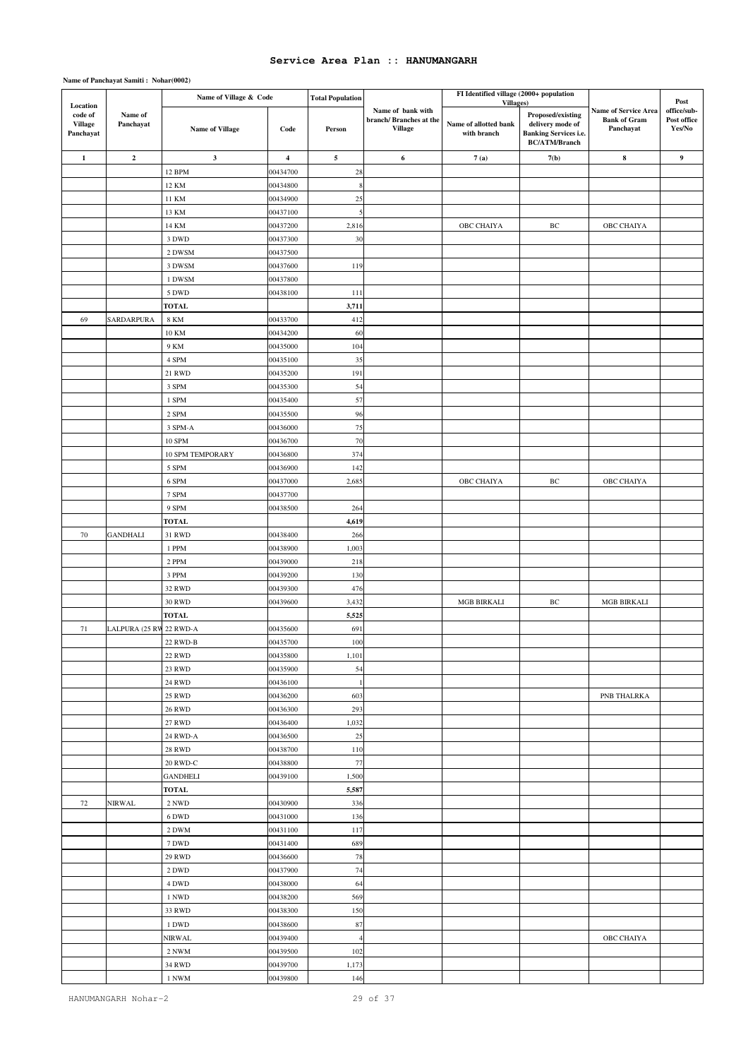# Service Area Plan :: HANUMANGARH

**Name of Panchayat Samiti : Nohar(0002)**

| Location code of Village Panchayat | Name of Panchayat | Name of Village & Code | | Total Population | Name of bank with branch/ Branches at the Village | FI Identified village (2000+ population Villages) | | Name of Service Area Bank of Gram Panchayat | Post office/sub-Post office Yes/No |
|---|---|---|---|---|---|---|---|---|---|
| | | Name of Village | Code | Person | | Name of allotted bank with branch | Proposed/existing delivery mode of Banking Services i.e. BC/ATM/Branch | | |
| 1 | 2 | 3 | 4 | 5 | 6 | 7 (a) | 7(b) | 8 | 9 |
| | | 12 BPM | 00434700 | 28 | | | | | |
| | | 12 KM | 00434800 | 8 | | | | | |
| | | 11 KM | 00434900 | 25 | | | | | |
| | | 13 KM | 00437100 | 5 | | | | | |
| | | 14 KM | 00437200 | 2,816 | | OBC CHAIYA | BC | OBC CHAIYA | |
| | | 3 DWD | 00437300 | 30 | | | | | |
| | | 2 DWSM | 00437500 | | | | | | |
| | | 3 DWSM | 00437600 | 119 | | | | | |
| | | 1 DWSM | 00437800 | | | | | | |
| | | 5 DWD | 00438100 | 111 | | | | | |
| | | **TOTAL** | | **3,711** | | | | | |
| 69 | SARDARPURA | 8 KM | 00433700 | 412 | | | | | |
| | | 10 KM | 00434200 | 60 | | | | | |
| | | 9 KM | 00435000 | 104 | | | | | |
| | | 4 SPM | 00435100 | 35 | | | | | |
| | | 21 RWD | 00435200 | 191 | | | | | |
| | | 3 SPM | 00435300 | 54 | | | | | |
| | | 1 SPM | 00435400 | 57 | | | | | |
| | | 2 SPM | 00435500 | 96 | | | | | |
| | | 3 SPM-A | 00436000 | 75 | | | | | |
| | | 10 SPM | 00436700 | 70 | | | | | |
| | | 10 SPM TEMPORARY | 00436800 | 374 | | | | | |
| | | 5 SPM | 00436900 | 142 | | | | | |
| | | 6 SPM | 00437000 | 2,685 | | OBC CHAIYA | BC | OBC CHAIYA | |
| | | 7 SPM | 00437700 | | | | | | |
| | | 9 SPM | 00438500 | 264 | | | | | |
| | | **TOTAL** | | **4,619** | | | | | |
| 70 | GANDHALI | 31 RWD | 00438400 | 266 | | | | | |
| | | 1 PPM | 00438900 | 1,003 | | | | | |
| | | 2 PPM | 00439000 | 218 | | | | | |
| | | 3 PPM | 00439200 | 130 | | | | | |
| | | 32 RWD | 00439300 | 476 | | | | | |
| | | 30 RWD | 00439600 | 3,432 | | MGB BIRKALI | BC | MGB BIRKALI | |
| | | **TOTAL** | | **5,525** | | | | | |
| 71 | LALPURA (25 RW | 22 RWD-A | 00435600 | 691 | | | | | |
| | | 22 RWD-B | 00435700 | 100 | | | | | |
| | | 22 RWD | 00435800 | 1,101 | | | | | |
| | | 23 RWD | 00435900 | 54 | | | | | |
| | | 24 RWD | 00436100 | 1 | | | | | |
| | | 25 RWD | 00436200 | 603 | | | | PNB THALRKA | |
| | | 26 RWD | 00436300 | 293 | | | | | |
| | | 27 RWD | 00436400 | 1,032 | | | | | |
| | | 24 RWD-A | 00436500 | 25 | | | | | |
| | | 28 RWD | 00438700 | 110 | | | | | |
| | | 20 RWD-C | 00438800 | 77 | | | | | |
| | | GANDHELI | 00439100 | 1,500 | | | | | |
| | | **TOTAL** | | **5,587** | | | | | |
| 72 | NIRWAL | 2 NWD | 00430900 | 336 | | | | | |
| | | 6 DWD | 00431000 | 136 | | | | | |
| | | 2 DWM | 00431100 | 117 | | | | | |
| | | 7 DWD | 00431400 | 689 | | | | | |
| | | 29 RWD | 00436600 | 78 | | | | | |
| | | 2 DWD | 00437900 | 74 | | | | | |
| | | 4 DWD | 00438000 | 64 | | | | | |
| | | 1 NWD | 00438200 | 569 | | | | | |
| | | 33 RWD | 00438300 | 150 | | | | | |
| | | 1 DWD | 00438600 | 87 | | | | | |
| | | NIRWAL | 00439400 | 4 | | | | OBC CHAIYA | |
| | | 2 NWM | 00439500 | 102 | | | | | |
| | | 34 RWD | 00439700 | 1,173 | | | | | |
| | | 1 NWM | 00439800 | 146 | | | | | |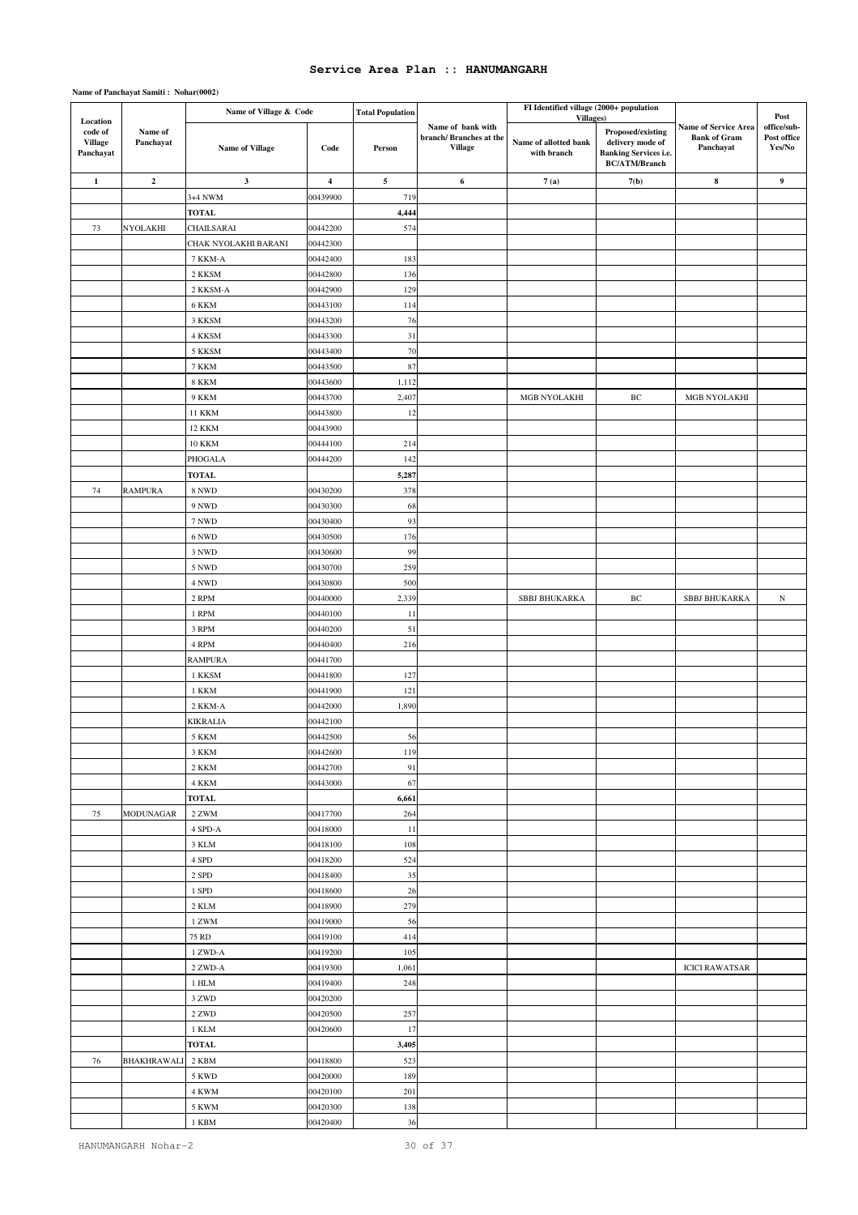## Service Area Plan :: HANUMANGARH

**Name of Panchayat Samiti : Nohar(0002)**

| Location code of Village Panchayat | Name of Panchayat | Name of Village & Code | | Total Population | Name of bank with branch/ Branches at the Village | FI Identified village (2000+ population Villages) | | Name of Service Area Bank of Gram Panchayat | Post office/sub-Post office Yes/No |
|---|---|---|---|---|---|---|---|---|---|
| | | Name of Village | Code | Person | | Name of allotted bank with branch | Proposed/existing delivery mode of Banking Services i.e. BC/ATM/Branch | | |
| 1 | 2 | 3 | 4 | 5 | 6 | 7 (a) | 7(b) | 8 | 9 |
| | | 3+4 NWM | 00439900 | 719 | | | | | |
| | | **TOTAL** | | **4,444** | | | | | |
| 73 | NYOLAKHI | CHAILSARAI | 00442200 | 574 | | | | | |
| | | CHAK NYOLAKHI BARANI | 00442300 | | | | | | |
| | | 7 KKM-A | 00442400 | 183 | | | | | |
| | | 2 KKSM | 00442800 | 136 | | | | | |
| | | 2 KKSM-A | 00442900 | 129 | | | | | |
| | | 6 KKM | 00443100 | 114 | | | | | |
| | | 3 KKSM | 00443200 | 76 | | | | | |
| | | 4 KKSM | 00443300 | 31 | | | | | |
| | | 5 KKSM | 00443400 | 70 | | | | | |
| | | 7 KKM | 00443500 | 87 | | | | | |
| | | 8 KKM | 00443600 | 1,112 | | | | | |
| | | 9 KKM | 00443700 | 2,407 | | MGB NYOLAKHI | BC | MGB NYOLAKHI | |
| | | 11 KKM | 00443800 | 12 | | | | | |
| | | 12 KKM | 00443900 | | | | | | |
| | | 10 KKM | 00444100 | 214 | | | | | |
| | | PHOGALA | 00444200 | 142 | | | | | |
| | | **TOTAL** | | **5,287** | | | | | |
| 74 | RAMPURA | 8 NWD | 00430200 | 378 | | | | | |
| | | 9 NWD | 00430300 | 68 | | | | | |
| | | 7 NWD | 00430400 | 93 | | | | | |
| | | 6 NWD | 00430500 | 176 | | | | | |
| | | 3 NWD | 00430600 | 99 | | | | | |
| | | 5 NWD | 00430700 | 259 | | | | | |
| | | 4 NWD | 00430800 | 500 | | | | | |
| | | 2 RPM | 00440000 | 2,339 | | SBBJ BHUKARKA | BC | SBBJ BHUKARKA | N |
| | | 1 RPM | 00440100 | 11 | | | | | |
| | | 3 RPM | 00440200 | 51 | | | | | |
| | | 4 RPM | 00440400 | 216 | | | | | |
| | | RAMPURA | 00441700 | | | | | | |
| | | 1 KKSM | 00441800 | 127 | | | | | |
| | | 1 KKM | 00441900 | 121 | | | | | |
| | | 2 KKM-A | 00442000 | 1,890 | | | | | |
| | | KIKRALIA | 00442100 | | | | | | |
| | | 5 KKM | 00442500 | 56 | | | | | |
| | | 3 KKM | 00442600 | 119 | | | | | |
| | | 2 KKM | 00442700 | 91 | | | | | |
| | | 4 KKM | 00443000 | 67 | | | | | |
| | | **TOTAL** | | **6,661** | | | | | |
| 75 | MODUNAGAR | 2 ZWM | 00417700 | 264 | | | | | |
| | | 4 SPD-A | 00418000 | 11 | | | | | |
| | | 3 KLM | 00418100 | 108 | | | | | |
| | | 4 SPD | 00418200 | 524 | | | | | |
| | | 2 SPD | 00418400 | 35 | | | | | |
| | | 1 SPD | 00418600 | 26 | | | | | |
| | | 2 KLM | 00418900 | 279 | | | | | |
| | | 1 ZWM | 00419000 | 56 | | | | | |
| | | 75 RD | 00419100 | 414 | | | | | |
| | | 1 ZWD-A | 00419200 | 105 | | | | | |
| | | 2 ZWD-A | 00419300 | 1,061 | | | | ICICI RAWATSAR | |
| | | 1 HLM | 00419400 | 248 | | | | | |
| | | 3 ZWD | 00420200 | | | | | | |
| | | 2 ZWD | 00420500 | 257 | | | | | |
| | | 1 KLM | 00420600 | 17 | | | | | |
| | | **TOTAL** | | **3,405** | | | | | |
| 76 | BHAKHRAWALI | 2 KBM | 00418800 | 523 | | | | | |
| | | 5 KWD | 00420000 | 189 | | | | | |
| | | 4 KWM | 00420100 | 201 | | | | | |
| | | 5 KWM | 00420300 | 138 | | | | | |
| | | 1 KBM | 00420400 | 36 | | | | | |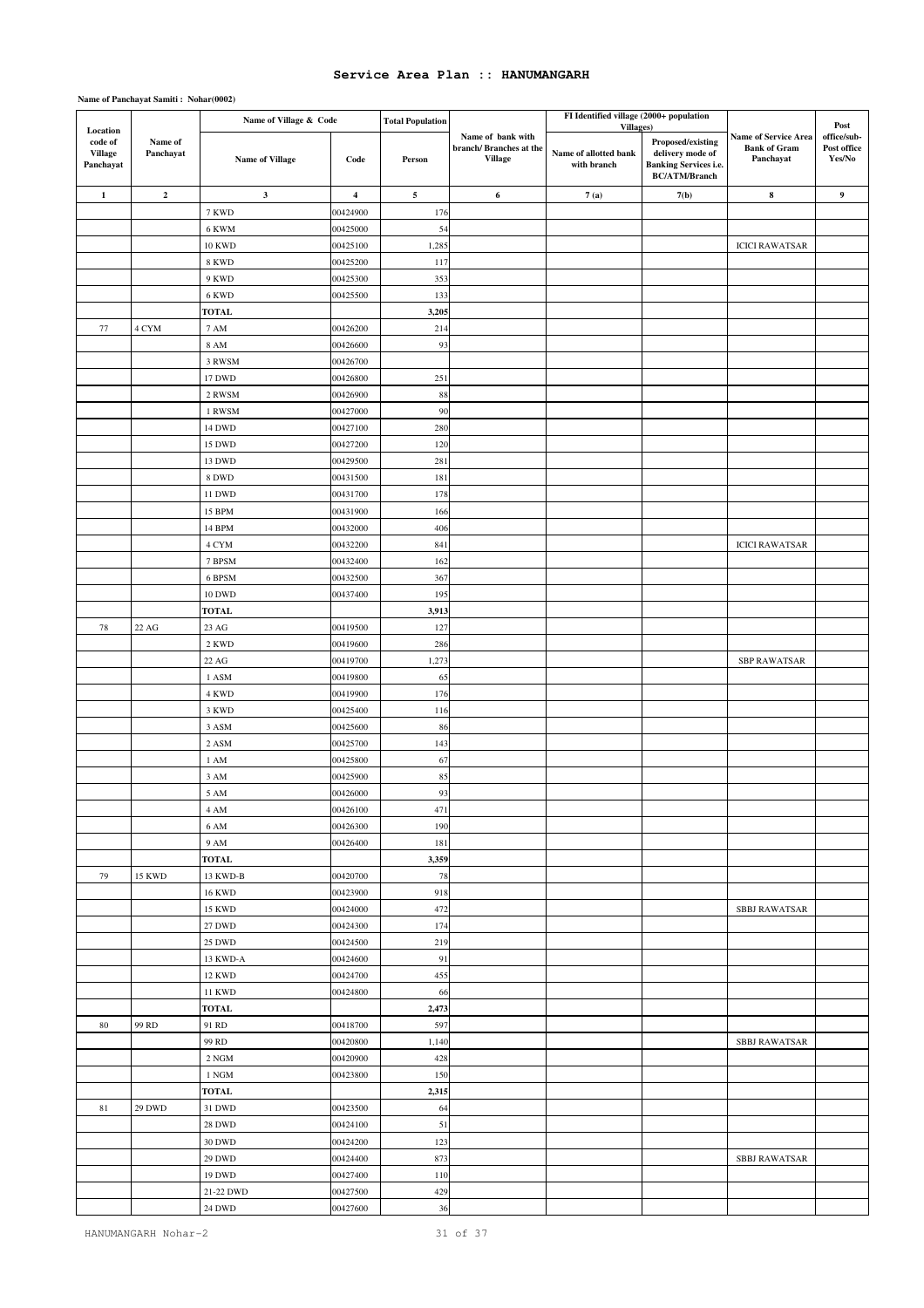# Service Area Plan :: HANUMANGARH

**Name of Panchayat Samiti : Nohar(0002)**

| Location code of Village Panchayat | Name of Panchayat | Name of Village & Code | | Total Population | Name of bank with branch/ Branches at the Village | FI Identified village (2000+ population Villages) | | Name of Service Area Bank of Gram Panchayat | Post office/sub-Post office Yes/No |
|---|---|---|---|---|---|---|---|---|---|
| | | Name of Village | Code | Person | | Name of allotted bank with branch | Proposed/existing delivery mode of Banking Services i.e. BC/ATM/Branch | | |
| 1 | 2 | 3 | 4 | 5 | 6 | 7 (a) | 7(b) | 8 | 9 |
| | | 7 KWD | 00424900 | 176 | | | | | |
| | | 6 KWM | 00425000 | 54 | | | | | |
| | | 10 KWD | 00425100 | 1,285 | | | | ICICI RAWATSAR | |
| | | 8 KWD | 00425200 | 117 | | | | | |
| | | 9 KWD | 00425300 | 353 | | | | | |
| | | 6 KWD | 00425500 | 133 | | | | | |
| | | **TOTAL** | | **3,205** | | | | | |
| 77 | 4 CYM | 7 AM | 00426200 | 214 | | | | | |
| | | 8 AM | 00426600 | 93 | | | | | |
| | | 3 RWSM | 00426700 | | | | | | |
| | | 17 DWD | 00426800 | 251 | | | | | |
| | | 2 RWSM | 00426900 | 88 | | | | | |
| | | 1 RWSM | 00427000 | 90 | | | | | |
| | | 14 DWD | 00427100 | 280 | | | | | |
| | | 15 DWD | 00427200 | 120 | | | | | |
| | | 13 DWD | 00429500 | 281 | | | | | |
| | | 8 DWD | 00431500 | 181 | | | | | |
| | | 11 DWD | 00431700 | 178 | | | | | |
| | | 15 BPM | 00431900 | 166 | | | | | |
| | | 14 BPM | 00432000 | 406 | | | | | |
| | | 4 CYM | 00432200 | 841 | | | | ICICI RAWATSAR | |
| | | 7 BPSM | 00432400 | 162 | | | | | |
| | | 6 BPSM | 00432500 | 367 | | | | | |
| | | 10 DWD | 00437400 | 195 | | | | | |
| | | **TOTAL** | | **3,913** | | | | | |
| 78 | 22 AG | 23 AG | 00419500 | 127 | | | | | |
| | | 2 KWD | 00419600 | 286 | | | | | |
| | | 22 AG | 00419700 | 1,273 | | | | SBP RAWATSAR | |
| | | 1 ASM | 00419800 | 65 | | | | | |
| | | 4 KWD | 00419900 | 176 | | | | | |
| | | 3 KWD | 00425400 | 116 | | | | | |
| | | 3 ASM | 00425600 | 86 | | | | | |
| | | 2 ASM | 00425700 | 143 | | | | | |
| | | 1 AM | 00425800 | 67 | | | | | |
| | | 3 AM | 00425900 | 85 | | | | | |
| | | 5 AM | 00426000 | 93 | | | | | |
| | | 4 AM | 00426100 | 471 | | | | | |
| | | 6 AM | 00426300 | 190 | | | | | |
| | | 9 AM | 00426400 | 181 | | | | | |
| | | **TOTAL** | | **3,359** | | | | | |
| 79 | 15 KWD | 13 KWD-B | 00420700 | 78 | | | | | |
| | | 16 KWD | 00423900 | 918 | | | | | |
| | | 15 KWD | 00424000 | 472 | | | | SBBJ RAWATSAR | |
| | | 27 DWD | 00424300 | 174 | | | | | |
| | | 25 DWD | 00424500 | 219 | | | | | |
| | | 13 KWD-A | 00424600 | 91 | | | | | |
| | | 12 KWD | 00424700 | 455 | | | | | |
| | | 11 KWD | 00424800 | 66 | | | | | |
| | | **TOTAL** | | **2,473** | | | | | |
| 80 | 99 RD | 91 RD | 00418700 | 597 | | | | | |
| | | 99 RD | 00420800 | 1,140 | | | | SBBJ RAWATSAR | |
| | | 2 NGM | 00420900 | 428 | | | | | |
| | | 1 NGM | 00423800 | 150 | | | | | |
| | | **TOTAL** | | **2,315** | | | | | |
| 81 | 29 DWD | 31 DWD | 00423500 | 64 | | | | | |
| | | 28 DWD | 00424100 | 51 | | | | | |
| | | 30 DWD | 00424200 | 123 | | | | | |
| | | 29 DWD | 00424400 | 873 | | | | SBBJ RAWATSAR | |
| | | 19 DWD | 00427400 | 110 | | | | | |
| | | 21-22 DWD | 00427500 | 429 | | | | | |
| | | 24 DWD | 00427600 | 36 | | | | | |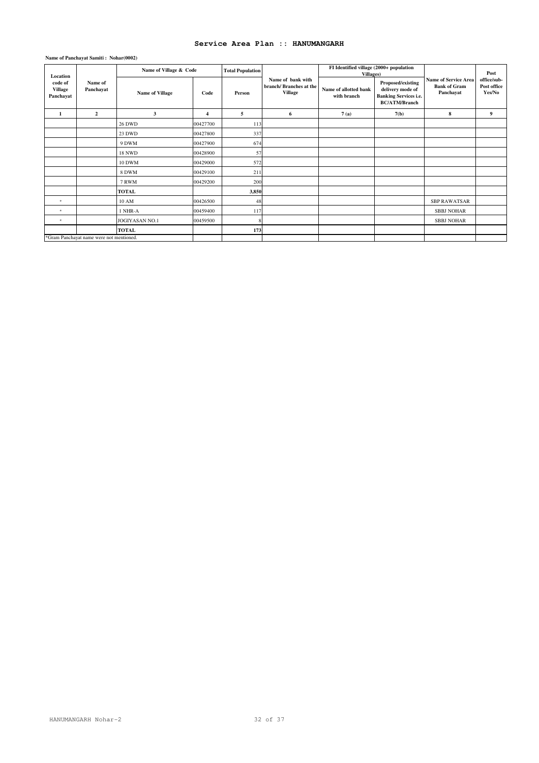# Service Area Plan :: HANUMANGARH

**Name of Panchayat Samiti : Nohar(0002)**

| Location code of Village Panchayat | Name of Panchayat | Name of Village & Code | | Total Population | Name of bank with branch/ Branches at the Village | FI Identified village (2000+ population Villages) | | Name of Service Area Bank of Gram Panchayat | Post office/sub-Post office Yes/No |
|---|---|---|---|---|---|---|---|---|---|
| | | Name of Village | Code | Person | | Name of allotted bank with branch | Proposed/existing delivery mode of Banking Services i.e. BC/ATM/Branch | | |
| 1 | 2 | 3 | 4 | 5 | 6 | 7 (a) | 7(b) | 8 | 9 |
| | | 26 DWD | 00427700 | 113 | | | | | |
| | | 23 DWD | 00427800 | 337 | | | | | |
| | | 9 DWM | 00427900 | 674 | | | | | |
| | | 18 NWD | 00428900 | 57 | | | | | |
| | | 10 DWM | 00429000 | 572 | | | | | |
| | | 8 DWM | 00429100 | 211 | | | | | |
| | | 7 RWM | 00429200 | 200 | | | | | |
| | | **TOTAL** | | **3,850** | | | | | |
| * | | 10 AM | 00426500 | 48 | | | | SBP RAWATSAR | |
| * | | 1 NHR-A | 00459400 | 117 | | | | SBBJ NOHAR | |
| * | | JOGIYASAN NO.1 | 00459500 | 8 | | | | SBBJ NOHAR | |
| | | **TOTAL** | | **173** | | | | | |

*Gram Panchayat name were not mentioned.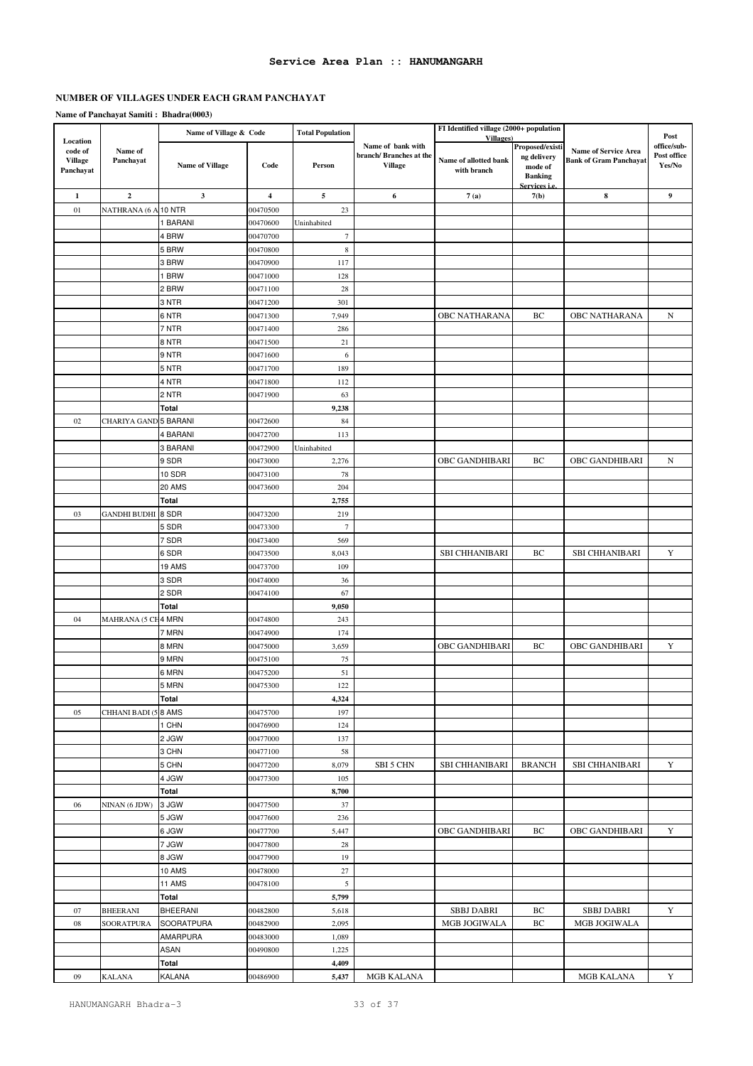# Service Area Plan :: HANUMANGARH

## NUMBER OF VILLAGES UNDER EACH GRAM PANCHAYAT

**Name of Panchayat Samiti : Bhadra(0003)**

| Location code of Village Panchayat | Name of Panchayat | Name of Village & Code | | Total Population | Name of bank with branch/ Branches at the Village | FI Identified village (2000+ population Villages) | | Name of Service Area Bank of Gram Panchayat | Post office/sub-Post office Yes/No |
|---|---|---|---|---|---|---|---|---|---|
| | | Name of Village | Code | Person | | Name of allotted bank with branch | Proposed/existing delivery mode of Banking Services i.e. | | |
| 1 | 2 | 3 | 4 | 5 | 6 | 7 (a) | 7(b) | 8 | 9 |
| 01 | NATHRANA (6 A | 10 NTR | 00470500 | 23 | | | | | |
| | | 1 BARANI | 00470600 | Uninhabited | | | | | |
| | | 4 BRW | 00470700 | 7 | | | | | |
| | | 5 BRW | 00470800 | 8 | | | | | |
| | | 3 BRW | 00470900 | 117 | | | | | |
| | | 1 BRW | 00471000 | 128 | | | | | |
| | | 2 BRW | 00471100 | 28 | | | | | |
| | | 3 NTR | 00471200 | 301 | | | | | |
| | | 6 NTR | 00471300 | 7,949 | | OBC NATHARANA | BC | OBC NATHARANA | N |
| | | 7 NTR | 00471400 | 286 | | | | | |
| | | 8 NTR | 00471500 | 21 | | | | | |
| | | 9 NTR | 00471600 | 6 | | | | | |
| | | 5 NTR | 00471700 | 189 | | | | | |
| | | 4 NTR | 00471800 | 112 | | | | | |
| | | 2 NTR | 00471900 | 63 | | | | | |
| | | **Total** | | **9,238** | | | | | |
| 02 | CHARIYA GAND | 5 BARANI | 00472600 | 84 | | | | | |
| | | 4 BARANI | 00472700 | 113 | | | | | |
| | | 3 BARANI | 00472900 | Uninhabited | | | | | |
| | | 9 SDR | 00473000 | 2,276 | | OBC GANDHIBARI | BC | OBC GANDHIBARI | N |
| | | 10 SDR | 00473100 | 78 | | | | | |
| | | 20 AMS | 00473600 | 204 | | | | | |
| | | **Total** | | **2,755** | | | | | |
| 03 | GANDHI BUDHI | 8 SDR | 00473200 | 219 | | | | | |
| | | 5 SDR | 00473300 | 7 | | | | | |
| | | 7 SDR | 00473400 | 569 | | | | | |
| | | 6 SDR | 00473500 | 8,043 | | SBI CHHANIBARI | BC | SBI CHHANIBARI | Y |
| | | 19 AMS | 00473700 | 109 | | | | | |
| | | 3 SDR | 00474000 | 36 | | | | | |
| | | 2 SDR | 00474100 | 67 | | | | | |
| | | **Total** | | **9,050** | | | | | |
| 04 | MAHRANA (5 CH | 4 MRN | 00474800 | 243 | | | | | |
| | | 7 MRN | 00474900 | 174 | | | | | |
| | | 8 MRN | 00475000 | 3,659 | | OBC GANDHIBARI | BC | OBC GANDHIBARI | Y |
| | | 9 MRN | 00475100 | 75 | | | | | |
| | | 6 MRN | 00475200 | 51 | | | | | |
| | | 5 MRN | 00475300 | 122 | | | | | |
| | | **Total** | | **4,324** | | | | | |
| 05 | CHHANI BADI (5 | 8 AMS | 00475700 | 197 | | | | | |
| | | 1 CHN | 00476900 | 124 | | | | | |
| | | 2 JGW | 00477000 | 137 | | | | | |
| | | 3 CHN | 00477100 | 58 | | | | | |
| | | 5 CHN | 00477200 | 8,079 | SBI 5 CHN | SBI CHHANIBARI | BRANCH | SBI CHHANIBARI | Y |
| | | 4 JGW | 00477300 | 105 | | | | | |
| | | **Total** | | **8,700** | | | | | |
| 06 | NINAN (6 JDW) | 3 JGW | 00477500 | 37 | | | | | |
| | | 5 JGW | 00477600 | 236 | | | | | |
| | | 6 JGW | 00477700 | 5,447 | | OBC GANDHIBARI | BC | OBC GANDHIBARI | Y |
| | | 7 JGW | 00477800 | 28 | | | | | |
| | | 8 JGW | 00477900 | 19 | | | | | |
| | | 10 AMS | 00478000 | 27 | | | | | |
| | | 11 AMS | 00478100 | 5 | | | | | |
| | | **Total** | | **5,799** | | | | | |
| 07 | BHEERANI | BHEERANI | 00482800 | 5,618 | | SBBJ DABRI | BC | SBBJ DABRI | Y |
| 08 | SOORATPURA | SOORATPURA | 00482900 | 2,095 | | MGB JOGIWALA | BC | MGB JOGIWALA | |
| | | AMARPURA | 00483000 | 1,089 | | | | | |
| | | ASAN | 00490800 | 1,225 | | | | | |
| | | **Total** | | **4,409** | | | | | |
| 09 | KALANA | KALANA | 00486900 | 5,437 | MGB KALANA | | | MGB KALANA | Y |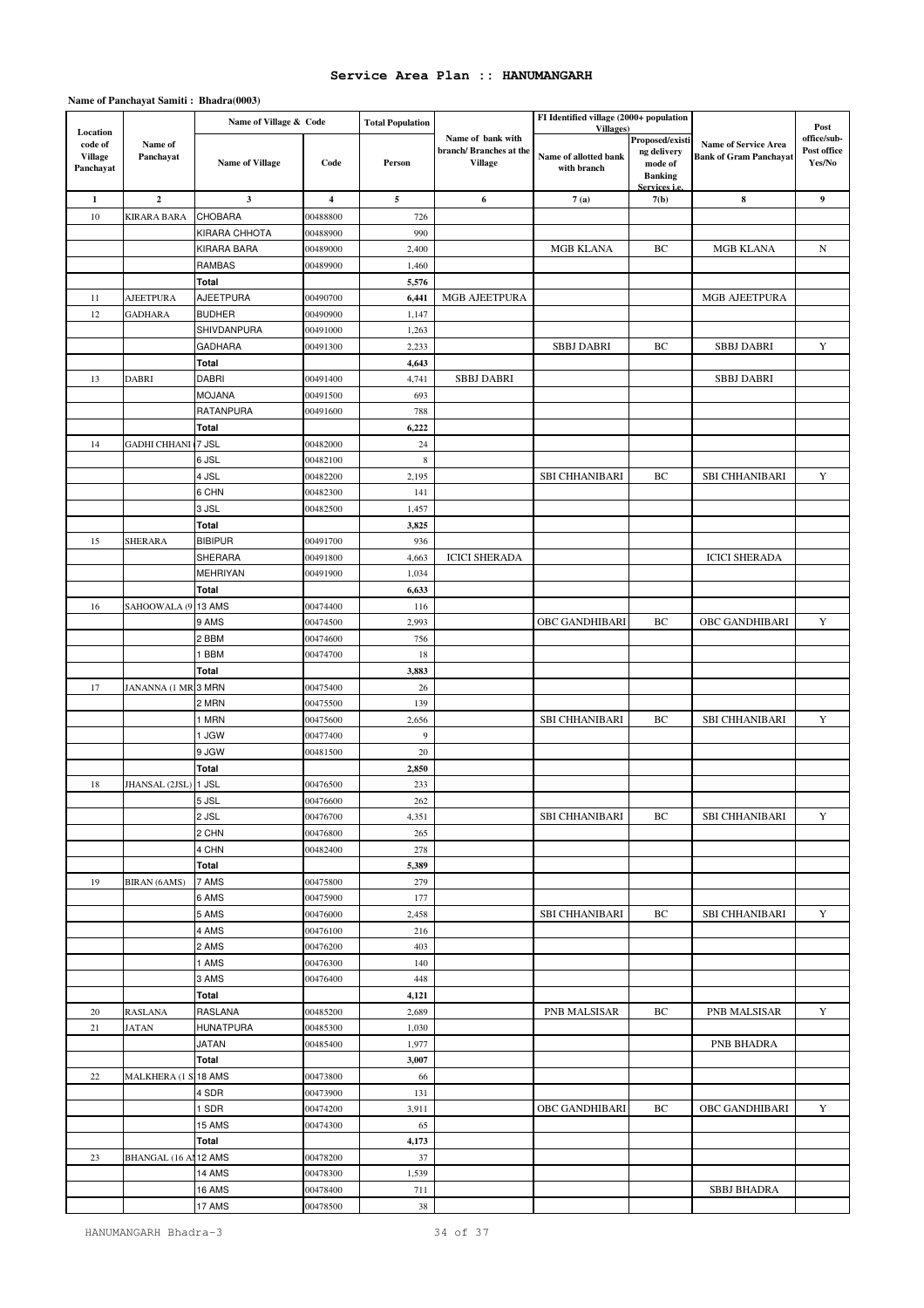# Service Area Plan :: HANUMANGARH

**Name of Panchayat Samiti : Bhadra(0003)**

| Location code of Village Panchayat | Name of Panchayat | Name of Village & Code | | Total Population | Name of bank with branch/ Branches at the Village | FI Identified village (2000+ population Villages) | | Name of Service Area Bank of Gram Panchayat | Post office/sub-Post office Yes/No |
|---|---|---|---|---|---|---|---|---|---|
| | | Name of Village | Code | Person | | Name of allotted bank with branch | Proposed/existing delivery mode of Banking Services i.e. | | |
| 1 | 2 | 3 | 4 | 5 | 6 | 7 (a) | 7(b) | 8 | 9 |
| 10 | KIRARA BARA | CHOBARA | 00488800 | 726 | | | | | |
| | | KIRARA CHHOTA | 00488900 | 990 | | | | | |
| | | KIRARA BARA | 00489000 | 2,400 | | MGB KLANA | BC | MGB KLANA | N |
| | | RAMBAS | 00489900 | 1,460 | | | | | |
| | | **Total** | | **5,576** | | | | | |
| 11 | AJEETPURA | AJEETPURA | 00490700 | **6,441** | MGB AJEETPURA | | | MGB AJEETPURA | |
| 12 | GADHARA | BUDHER | 00490900 | 1,147 | | | | | |
| | | SHIVDANPURA | 00491000 | 1,263 | | | | | |
| | | GADHARA | 00491300 | 2,233 | | SBBJ DABRI | BC | SBBJ DABRI | Y |
| | | **Total** | | **4,643** | | | | | |
| 13 | DABRI | DABRI | 00491400 | 4,741 | SBBJ DABRI | | | SBBJ DABRI | |
| | | MOJANA | 00491500 | 693 | | | | | |
| | | RATANPURA | 00491600 | 788 | | | | | |
| | | **Total** | | **6,222** | | | | | |
| 14 | GADHI CHHANI ( | 7 JSL | 00482000 | 24 | | | | | |
| | | 6 JSL | 00482100 | 8 | | | | | |
| | | 4 JSL | 00482200 | 2,195 | | SBI CHHANIBARI | BC | SBI CHHANIBARI | Y |
| | | 6 CHN | 00482300 | 141 | | | | | |
| | | 3 JSL | 00482500 | 1,457 | | | | | |
| | | **Total** | | **3,825** | | | | | |
| 15 | SHERARA | BIBIPUR | 00491700 | 936 | | | | | |
| | | SHERARA | 00491800 | 4,663 | ICICI SHERADA | | | ICICI SHERADA | |
| | | MEHRIYAN | 00491900 | 1,034 | | | | | |
| | | **Total** | | **6,633** | | | | | |
| 16 | SAHOOWALA (9 | 13 AMS | 00474400 | 116 | | | | | |
| | | 9 AMS | 00474500 | 2,993 | | OBC GANDHIBARI | BC | OBC GANDHIBARI | Y |
| | | 2 BBM | 00474600 | 756 | | | | | |
| | | 1 BBM | 00474700 | 18 | | | | | |
| | | **Total** | | **3,883** | | | | | |
| 17 | JANANNA (1 MR | 3 MRN | 00475400 | 26 | | | | | |
| | | 2 MRN | 00475500 | 139 | | | | | |
| | | 1 MRN | 00475600 | 2,656 | | SBI CHHANIBARI | BC | SBI CHHANIBARI | Y |
| | | 1 JGW | 00477400 | 9 | | | | | |
| | | 9 JGW | 00481500 | 20 | | | | | |
| | | **Total** | | **2,850** | | | | | |
| 18 | JHANSAL (2JSL) | 1 JSL | 00476500 | 233 | | | | | |
| | | 5 JSL | 00476600 | 262 | | | | | |
| | | 2 JSL | 00476700 | 4,351 | | SBI CHHANIBARI | BC | SBI CHHANIBARI | Y |
| | | 2 CHN | 00476800 | 265 | | | | | |
| | | 4 CHN | 00482400 | 278 | | | | | |
| | | **Total** | | **5,389** | | | | | |
| 19 | BIRAN (6AMS) | 7 AMS | 00475800 | 279 | | | | | |
| | | 6 AMS | 00475900 | 177 | | | | | |
| | | 5 AMS | 00476000 | 2,458 | | SBI CHHANIBARI | BC | SBI CHHANIBARI | Y |
| | | 4 AMS | 00476100 | 216 | | | | | |
| | | 2 AMS | 00476200 | 403 | | | | | |
| | | 1 AMS | 00476300 | 140 | | | | | |
| | | 3 AMS | 00476400 | 448 | | | | | |
| | | **Total** | | **4,121** | | | | | |
| 20 | RASLANA | RASLANA | 00485200 | 2,689 | | PNB MALSISAR | BC | PNB MALSISAR | Y |
| 21 | JATAN | HUNATPURA | 00485300 | 1,030 | | | | | |
| | | JATAN | 00485400 | 1,977 | | | | PNB BHADRA | |
| | | **Total** | | **3,007** | | | | | |
| 22 | MALKHERA (1 S | 18 AMS | 00473800 | 66 | | | | | |
| | | 4 SDR | 00473900 | 131 | | | | | |
| | | 1 SDR | 00474200 | 3,911 | | OBC GANDHIBARI | BC | OBC GANDHIBARI | Y |
| | | 15 AMS | 00474300 | 65 | | | | | |
| | | **Total** | | **4,173** | | | | | |
| 23 | BHANGAL (16 A | 12 AMS | 00478200 | 37 | | | | | |
| | | 14 AMS | 00478300 | 1,539 | | | | | |
| | | 16 AMS | 00478400 | 711 | | | | SBBJ BHADRA | |
| | | 17 AMS | 00478500 | 38 | | | | | |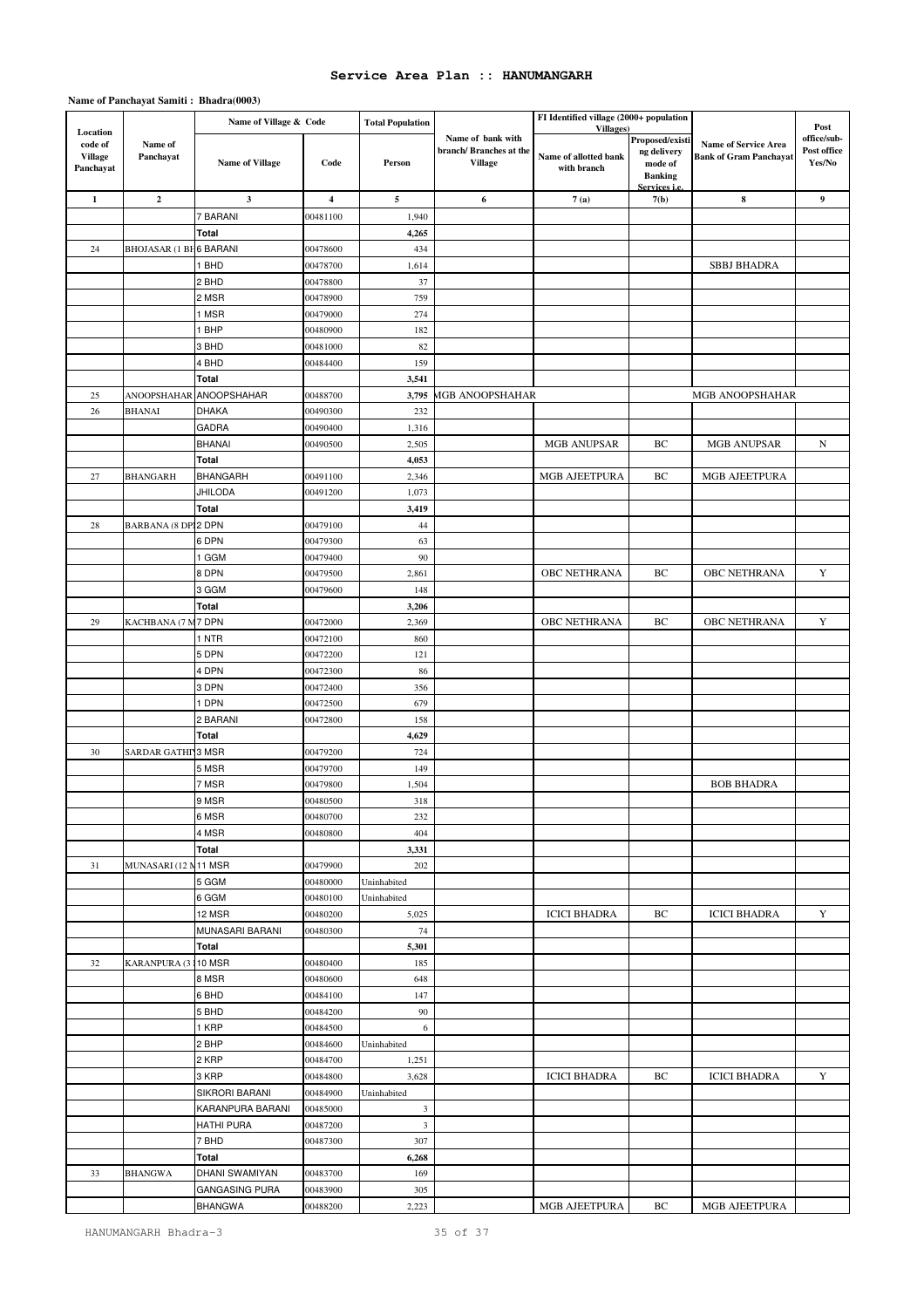# Service Area Plan :: HANUMANGARH

**Name of Panchayat Samiti : Bhadra(0003)**

| Location code of Village Panchayat | Name of Panchayat | Name of Village & Code | | Total Population | Name of bank with branch/ Branches at the Village | FI Identified village (2000+ population Villages) | | Name of Service Area Bank of Gram Panchayat | Post office/sub-Post office Yes/No |
|---|---|---|---|---|---|---|---|---|---|
| | | Name of Village | Code | Person | | Name of allotted bank with branch | Proposed/existing delivery mode of Banking Services i.e. | | |
| 1 | 2 | 3 | 4 | 5 | 6 | 7 (a) | 7(b) | 8 | 9 |
| | | 7 BARANI | 00481100 | 1,940 | | | | | |
| | | Total | | 4,265 | | | | | |
| 24 | BHOJASAR (1 BH | 6 BARANI | 00478600 | 434 | | | | | |
| | | 1 BHD | 00478700 | 1,614 | | | | SBBJ BHADRA | |
| | | 2 BHD | 00478800 | 37 | | | | | |
| | | 2 MSR | 00478900 | 759 | | | | | |
| | | 1 MSR | 00479000 | 274 | | | | | |
| | | 1 BHP | 00480900 | 182 | | | | | |
| | | 3 BHD | 00481000 | 82 | | | | | |
| | | 4 BHD | 00484400 | 159 | | | | | |
| | | Total | | 3,541 | | | | | |
| 25 | ANOOPSHAHAR | ANOOPSHAHAR | 00488700 | 3,795 | MGB ANOOPSHAHAR | | | MGB ANOOPSHAHAR | |
| 26 | BHANAI | DHAKA | 00490300 | 232 | | | | | |
| | | GADRA | 00490400 | 1,316 | | | | | |
| | | BHANAI | 00490500 | 2,505 | | MGB ANUPSAR | BC | MGB ANUPSAR | N |
| | | Total | | 4,053 | | | | | |
| 27 | BHANGARH | BHANGARH | 00491100 | 2,346 | | MGB AJEETPURA | BC | MGB AJEETPURA | |
| | | JHILODA | 00491200 | 1,073 | | | | | |
| | | Total | | 3,419 | | | | | |
| 28 | BARBANA (8 DP | 2 DPN | 00479100 | 44 | | | | | |
| | | 6 DPN | 00479300 | 63 | | | | | |
| | | 1 GGM | 00479400 | 90 | | | | | |
| | | 8 DPN | 00479500 | 2,861 | | OBC NETHRANA | BC | OBC NETHRANA | Y |
| | | 3 GGM | 00479600 | 148 | | | | | |
| | | Total | | 3,206 | | | | | |
| 29 | KACHBANA (7 M | 7 DPN | 00472000 | 2,369 | | OBC NETHRANA | BC | OBC NETHRANA | Y |
| | | 1 NTR | 00472100 | 860 | | | | | |
| | | 5 DPN | 00472200 | 121 | | | | | |
| | | 4 DPN | 00472300 | 86 | | | | | |
| | | 3 DPN | 00472400 | 356 | | | | | |
| | | 1 DPN | 00472500 | 679 | | | | | |
| | | 2 BARANI | 00472800 | 158 | | | | | |
| | | Total | | 4,629 | | | | | |
| 30 | SARDAR GATHI | 3 MSR | 00479200 | 724 | | | | | |
| | | 5 MSR | 00479700 | 149 | | | | | |
| | | 7 MSR | 00479800 | 1,504 | | | | BOB BHADRA | |
| | | 9 MSR | 00480500 | 318 | | | | | |
| | | 6 MSR | 00480700 | 232 | | | | | |
| | | 4 MSR | 00480800 | 404 | | | | | |
| | | Total | | 3,331 | | | | | |
| 31 | MUNASARI (12 M | 11 MSR | 00479900 | 202 | | | | | |
| | | 5 GGM | 00480000 | Uninhabited | | | | | |
| | | 6 GGM | 00480100 | Uninhabited | | | | | |
| | | 12 MSR | 00480200 | 5,025 | | ICICI BHADRA | BC | ICICI BHADRA | Y |
| | | MUNASARI BARANI | 00480300 | 74 | | | | | |
| | | Total | | 5,301 | | | | | |
| 32 | KARANPURA (3 | 10 MSR | 00480400 | 185 | | | | | |
| | | 8 MSR | 00480600 | 648 | | | | | |
| | | 6 BHD | 00484100 | 147 | | | | | |
| | | 5 BHD | 00484200 | 90 | | | | | |
| | | 1 KRP | 00484500 | 6 | | | | | |
| | | 2 BHP | 00484600 | Uninhabited | | | | | |
| | | 2 KRP | 00484700 | 1,251 | | | | | |
| | | 3 KRP | 00484800 | 3,628 | | ICICI BHADRA | BC | ICICI BHADRA | Y |
| | | SIKRORI BARANI | 00484900 | Uninhabited | | | | | |
| | | KARANPURA BARANI | 00485000 | 3 | | | | | |
| | | HATHI PURA | 00487200 | 3 | | | | | |
| | | 7 BHD | 00487300 | 307 | | | | | |
| | | Total | | 6,268 | | | | | |
| 33 | BHANGWA | DHANI SWAMIYAN | 00483700 | 169 | | | | | |
| | | GANGASING PURA | 00483900 | 305 | | | | | |
| | | BHANGWA | 00488200 | 2,223 | | MGB AJEETPURA | BC | MGB AJEETPURA | |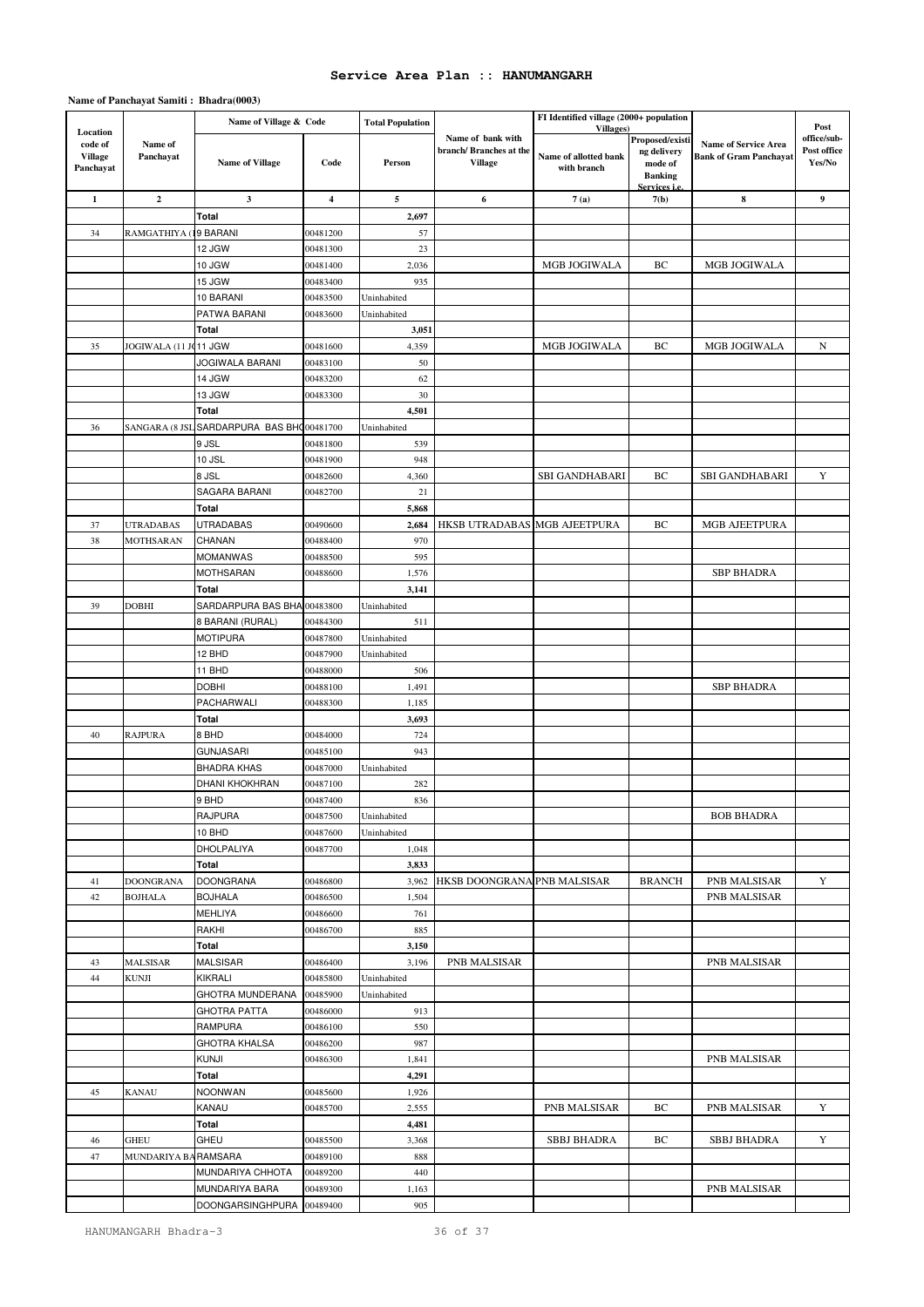# Service Area Plan :: HANUMANGARH

**Name of Panchayat Samiti : Bhadra(0003)**

| Location code of Village Panchayat | Name of Panchayat | Name of Village & Code | | Total Population | Name of bank with branch/ Branches at the Village | FI Identified village (2000+ population Villages) | | Name of Service Area Bank of Gram Panchayat | Post office/sub-Post office Yes/No |
|---|---|---|---|---|---|---|---|---|---|
| | | Name of Village | Code | Person | | Name of allotted bank with branch | Proposed/existing delivery mode of Banking Services i.e. | | |
| 1 | 2 | 3 | 4 | 5 | 6 | 7 (a) | 7(b) | 8 | 9 |
| | | Total | | 2,697 | | | | | |
| 34 | RAMGATHIYA (1 | 9 BARANI | 00481200 | 57 | | | | | |
| | | 12 JGW | 00481300 | 23 | | | | | |
| | | 10 JGW | 00481400 | 2,036 | | MGB JOGIWALA | BC | MGB JOGIWALA | |
| | | 15 JGW | 00483400 | 935 | | | | | |
| | | 10 BARANI | 00483500 | Uninhabited | | | | | |
| | | PATWA BARANI | 00483600 | Uninhabited | | | | | |
| | | Total | | 3,051 | | | | | |
| 35 | JOGIWALA (11 J | 11 JGW | 00481600 | 4,359 | | MGB JOGIWALA | BC | MGB JOGIWALA | N |
| | | JOGIWALA BARANI | 00483100 | 50 | | | | | |
| | | 14 JGW | 00483200 | 62 | | | | | |
| | | 13 JGW | 00483300 | 30 | | | | | |
| | | Total | | 4,501 | | | | | |
| 36 | SANGARA (8 JSL | SARDARPURA BAS BH | 00481700 | Uninhabited | | | | | |
| | | 9 JSL | 00481800 | 539 | | | | | |
| | | 10 JSL | 00481900 | 948 | | | | | |
| | | 8 JSL | 00482600 | 4,360 | | SBI GANDHABARI | BC | SBI GANDHABARI | Y |
| | | SAGARA BARANI | 00482700 | 21 | | | | | |
| | | Total | | 5,868 | | | | | |
| 37 | UTRADABAS | UTRADABAS | 00490600 | 2,684 | HKSB UTRADABAS | MGB AJEETPURA | BC | MGB AJEETPURA | |
| 38 | MOTHSARAN | CHANAN | 00488400 | 970 | | | | | |
| | | MOMANWAS | 00488500 | 595 | | | | | |
| | | MOTHSARAN | 00488600 | 1,576 | | | | SBP BHADRA | |
| | | Total | | 3,141 | | | | | |
| 39 | DOBHI | SARDARPURA BAS BHA | 00483800 | Uninhabited | | | | | |
| | | 8 BARANI (RURAL) | 00484300 | 511 | | | | | |
| | | MOTIPURA | 00487800 | Uninhabited | | | | | |
| | | 12 BHD | 00487900 | Uninhabited | | | | | |
| | | 11 BHD | 00488000 | 506 | | | | | |
| | | DOBHI | 00488100 | 1,491 | | | | SBP BHADRA | |
| | | PACHARWALI | 00488300 | 1,185 | | | | | |
| | | Total | | 3,693 | | | | | |
| 40 | RAJPURA | 8 BHD | 00484000 | 724 | | | | | |
| | | GUNJASARI | 00485100 | 943 | | | | | |
| | | BHADRA KHAS | 00487000 | Uninhabited | | | | | |
| | | DHANI KHOKHRAN | 00487100 | 282 | | | | | |
| | | 9 BHD | 00487400 | 836 | | | | | |
| | | RAJPURA | 00487500 | Uninhabited | | | | BOB BHADRA | |
| | | 10 BHD | 00487600 | Uninhabited | | | | | |
| | | DHOLPALIYA | 00487700 | 1,048 | | | | | |
| | | Total | | 3,833 | | | | | |
| 41 | DOONGRANA | DOONGRANA | 00486800 | 3,962 | HKSB DOONGRANA | PNB MALSISAR | BRANCH | PNB MALSISAR | Y |
| 42 | BOJHALA | BOJHALA | 00486500 | 1,504 | | | | PNB MALSISAR | |
| | | MEHLIYA | 00486600 | 761 | | | | | |
| | | RAKHI | 00486700 | 885 | | | | | |
| | | Total | | 3,150 | | | | | |
| 43 | MALSISAR | MALSISAR | 00486400 | 3,196 | PNB MALSISAR | | | PNB MALSISAR | |
| 44 | KUNJI | KIKRALI | 00485800 | Uninhabited | | | | | |
| | | GHOTRA MUNDERANA | 00485900 | Uninhabited | | | | | |
| | | GHOTRA PATTA | 00486000 | 913 | | | | | |
| | | RAMPURA | 00486100 | 550 | | | | | |
| | | GHOTRA KHALSA | 00486200 | 987 | | | | | |
| | | KUNJI | 00486300 | 1,841 | | | | PNB MALSISAR | |
| | | Total | | 4,291 | | | | | |
| 45 | KANAU | NOONWAN | 00485600 | 1,926 | | | | | |
| | | KANAU | 00485700 | 2,555 | | PNB MALSISAR | BC | PNB MALSISAR | Y |
| | | Total | | 4,481 | | | | | |
| 46 | GHEU | GHEU | 00485500 | 3,368 | | SBBJ BHADRA | BC | SBBJ BHADRA | Y |
| 47 | MUNDARIYA BA | RAMSARA | 00489100 | 888 | | | | | |
| | | MUNDARIYA CHHOTA | 00489200 | 440 | | | | | |
| | | MUNDARIYA BARA | 00489300 | 1,163 | | | | PNB MALSISAR | |
| | | DOONGARSINGHPURA | 00489400 | 905 | | | | | |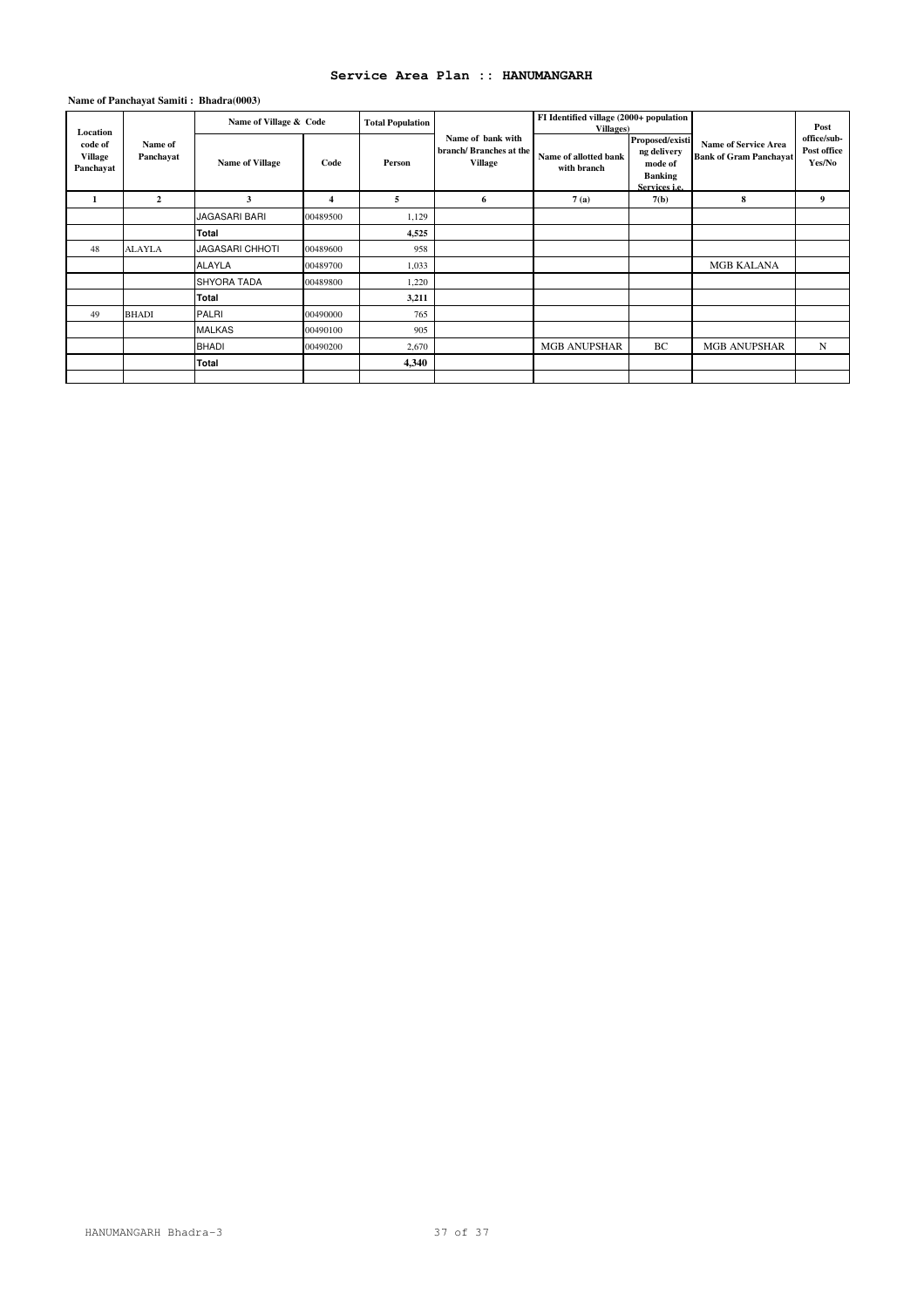# Service Area Plan :: HANUMANGARH

**Name of Panchayat Samiti : Bhadra(0003)**

| Location code of Village Panchayat | Name of Panchayat | Name of Village & Code | | Total Population | Name of bank with branch/ Branches at the Village | FI Identified village (2000+ population Villages) | | Name of Service Area Bank of Gram Panchayat | Post office/sub-Post office Yes/No |
|---|---|---|---|---|---|---|---|---|---|
| | | Name of Village | Code | Person | | Name of allotted bank with branch | Proposed/existing delivery mode of Banking Services i.e. | | |
| 1 | 2 | 3 | 4 | 5 | 6 | 7 (a) | 7(b) | 8 | 9 |
| | | JAGASARI BARI | 00489500 | 1,129 | | | | | |
| | | **Total** | | **4,525** | | | | | |
| 48 | ALAYLA | JAGASARI CHHOTI | 00489600 | 958 | | | | | |
| | | ALAYLA | 00489700 | 1,033 | | | | MGB KALANA | |
| | | SHYORA TADA | 00489800 | 1,220 | | | | | |
| | | **Total** | | **3,211** | | | | | |
| 49 | BHADI | PALRI | 00490000 | 765 | | | | | |
| | | MALKAS | 00490100 | 905 | | | | | |
| | | BHADI | 00490200 | 2,670 | | MGB ANUPSHAR | BC | MGB ANUPSHAR | N |
| | | **Total** | | **4,340** | | | | | |